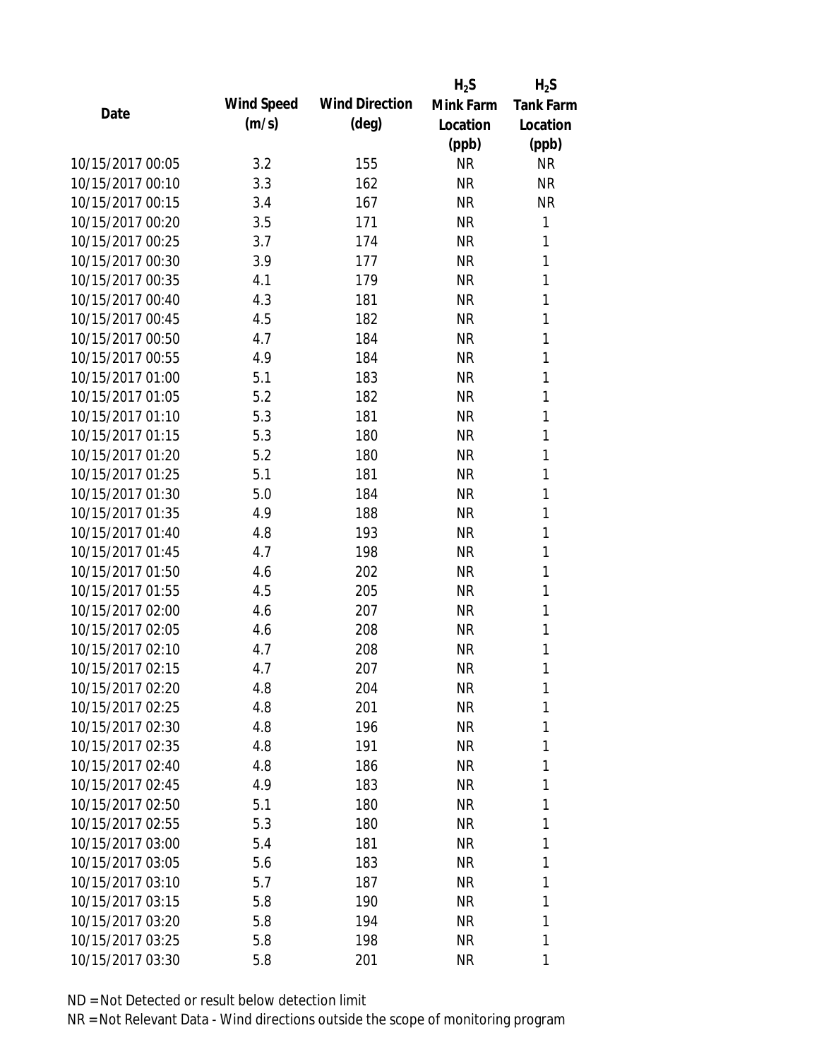| Date | Wind Speed (m/s) | Wind Direction (deg) | $H_2S$ Mink Farm Location (ppb) | $H_2S$ Tank Farm Location (ppb) |
|---|---|---|---|---|
| 10/15/2017 00:05 | 3.2 | 155 | NR | NR |
| 10/15/2017 00:10 | 3.3 | 162 | NR | NR |
| 10/15/2017 00:15 | 3.4 | 167 | NR | NR |
| 10/15/2017 00:20 | 3.5 | 171 | NR | 1 |
| 10/15/2017 00:25 | 3.7 | 174 | NR | 1 |
| 10/15/2017 00:30 | 3.9 | 177 | NR | 1 |
| 10/15/2017 00:35 | 4.1 | 179 | NR | 1 |
| 10/15/2017 00:40 | 4.3 | 181 | NR | 1 |
| 10/15/2017 00:45 | 4.5 | 182 | NR | 1 |
| 10/15/2017 00:50 | 4.7 | 184 | NR | 1 |
| 10/15/2017 00:55 | 4.9 | 184 | NR | 1 |
| 10/15/2017 01:00 | 5.1 | 183 | NR | 1 |
| 10/15/2017 01:05 | 5.2 | 182 | NR | 1 |
| 10/15/2017 01:10 | 5.3 | 181 | NR | 1 |
| 10/15/2017 01:15 | 5.3 | 180 | NR | 1 |
| 10/15/2017 01:20 | 5.2 | 180 | NR | 1 |
| 10/15/2017 01:25 | 5.1 | 181 | NR | 1 |
| 10/15/2017 01:30 | 5.0 | 184 | NR | 1 |
| 10/15/2017 01:35 | 4.9 | 188 | NR | 1 |
| 10/15/2017 01:40 | 4.8 | 193 | NR | 1 |
| 10/15/2017 01:45 | 4.7 | 198 | NR | 1 |
| 10/15/2017 01:50 | 4.6 | 202 | NR | 1 |
| 10/15/2017 01:55 | 4.5 | 205 | NR | 1 |
| 10/15/2017 02:00 | 4.6 | 207 | NR | 1 |
| 10/15/2017 02:05 | 4.6 | 208 | NR | 1 |
| 10/15/2017 02:10 | 4.7 | 208 | NR | 1 |
| 10/15/2017 02:15 | 4.7 | 207 | NR | 1 |
| 10/15/2017 02:20 | 4.8 | 204 | NR | 1 |
| 10/15/2017 02:25 | 4.8 | 201 | NR | 1 |
| 10/15/2017 02:30 | 4.8 | 196 | NR | 1 |
| 10/15/2017 02:35 | 4.8 | 191 | NR | 1 |
| 10/15/2017 02:40 | 4.8 | 186 | NR | 1 |
| 10/15/2017 02:45 | 4.9 | 183 | NR | 1 |
| 10/15/2017 02:50 | 5.1 | 180 | NR | 1 |
| 10/15/2017 02:55 | 5.3 | 180 | NR | 1 |
| 10/15/2017 03:00 | 5.4 | 181 | NR | 1 |
| 10/15/2017 03:05 | 5.6 | 183 | NR | 1 |
| 10/15/2017 03:10 | 5.7 | 187 | NR | 1 |
| 10/15/2017 03:15 | 5.8 | 190 | NR | 1 |
| 10/15/2017 03:20 | 5.8 | 194 | NR | 1 |
| 10/15/2017 03:25 | 5.8 | 198 | NR | 1 |
| 10/15/2017 03:30 | 5.8 | 201 | NR | 1 |

ND = Not Detected or result below detection limit

NR = Not Relevant Data - Wind directions outside the scope of monitoring program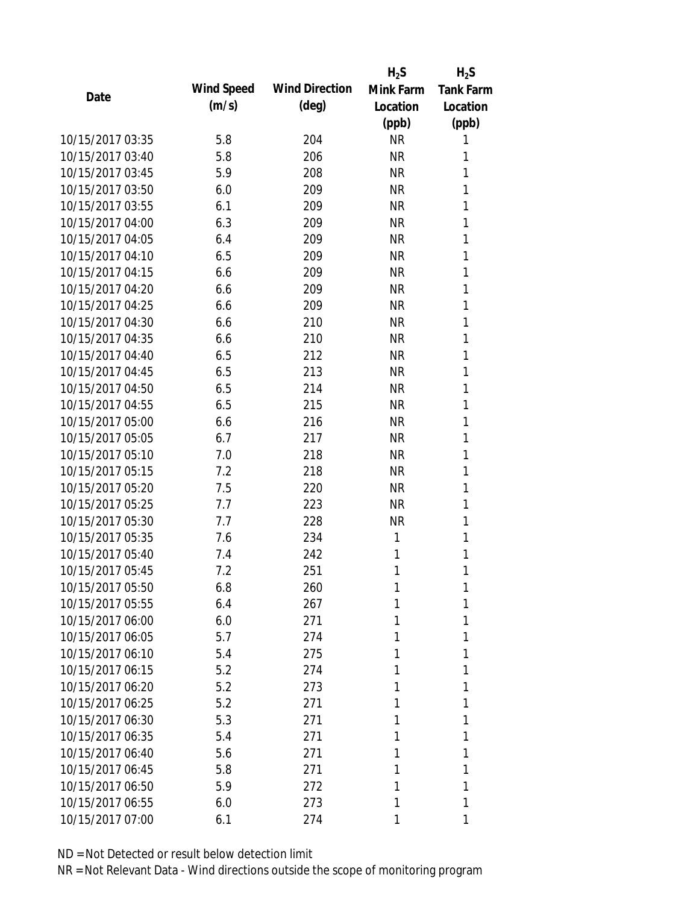| Date | Wind Speed (m/s) | Wind Direction (deg) | $H_2S$ Mink Farm Location (ppb) | $H_2S$ Tank Farm Location (ppb) |
|---|---|---|---|---|
| 10/15/2017 03:35 | 5.8 | 204 | NR | 1 |
| 10/15/2017 03:40 | 5.8 | 206 | NR | 1 |
| 10/15/2017 03:45 | 5.9 | 208 | NR | 1 |
| 10/15/2017 03:50 | 6.0 | 209 | NR | 1 |
| 10/15/2017 03:55 | 6.1 | 209 | NR | 1 |
| 10/15/2017 04:00 | 6.3 | 209 | NR | 1 |
| 10/15/2017 04:05 | 6.4 | 209 | NR | 1 |
| 10/15/2017 04:10 | 6.5 | 209 | NR | 1 |
| 10/15/2017 04:15 | 6.6 | 209 | NR | 1 |
| 10/15/2017 04:20 | 6.6 | 209 | NR | 1 |
| 10/15/2017 04:25 | 6.6 | 209 | NR | 1 |
| 10/15/2017 04:30 | 6.6 | 210 | NR | 1 |
| 10/15/2017 04:35 | 6.6 | 210 | NR | 1 |
| 10/15/2017 04:40 | 6.5 | 212 | NR | 1 |
| 10/15/2017 04:45 | 6.5 | 213 | NR | 1 |
| 10/15/2017 04:50 | 6.5 | 214 | NR | 1 |
| 10/15/2017 04:55 | 6.5 | 215 | NR | 1 |
| 10/15/2017 05:00 | 6.6 | 216 | NR | 1 |
| 10/15/2017 05:05 | 6.7 | 217 | NR | 1 |
| 10/15/2017 05:10 | 7.0 | 218 | NR | 1 |
| 10/15/2017 05:15 | 7.2 | 218 | NR | 1 |
| 10/15/2017 05:20 | 7.5 | 220 | NR | 1 |
| 10/15/2017 05:25 | 7.7 | 223 | NR | 1 |
| 10/15/2017 05:30 | 7.7 | 228 | NR | 1 |
| 10/15/2017 05:35 | 7.6 | 234 | 1 | 1 |
| 10/15/2017 05:40 | 7.4 | 242 | 1 | 1 |
| 10/15/2017 05:45 | 7.2 | 251 | 1 | 1 |
| 10/15/2017 05:50 | 6.8 | 260 | 1 | 1 |
| 10/15/2017 05:55 | 6.4 | 267 | 1 | 1 |
| 10/15/2017 06:00 | 6.0 | 271 | 1 | 1 |
| 10/15/2017 06:05 | 5.7 | 274 | 1 | 1 |
| 10/15/2017 06:10 | 5.4 | 275 | 1 | 1 |
| 10/15/2017 06:15 | 5.2 | 274 | 1 | 1 |
| 10/15/2017 06:20 | 5.2 | 273 | 1 | 1 |
| 10/15/2017 06:25 | 5.2 | 271 | 1 | 1 |
| 10/15/2017 06:30 | 5.3 | 271 | 1 | 1 |
| 10/15/2017 06:35 | 5.4 | 271 | 1 | 1 |
| 10/15/2017 06:40 | 5.6 | 271 | 1 | 1 |
| 10/15/2017 06:45 | 5.8 | 271 | 1 | 1 |
| 10/15/2017 06:50 | 5.9 | 272 | 1 | 1 |
| 10/15/2017 06:55 | 6.0 | 273 | 1 | 1 |
| 10/15/2017 07:00 | 6.1 | 274 | 1 | 1 |

ND = Not Detected or result below detection limit

NR = Not Relevant Data - Wind directions outside the scope of monitoring program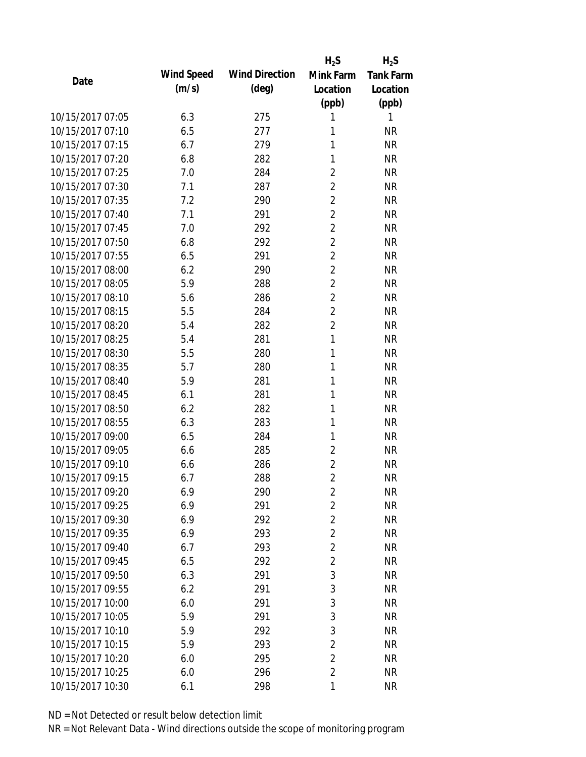| Date | Wind Speed (m/s) | Wind Direction (deg) | $H_2S$ Mink Farm Location (ppb) | $H_2S$ Tank Farm Location (ppb) |
|---|---|---|---|---|
| 10/15/2017 07:05 | 6.3 | 275 | 1 | 1 |
| 10/15/2017 07:10 | 6.5 | 277 | 1 | NR |
| 10/15/2017 07:15 | 6.7 | 279 | 1 | NR |
| 10/15/2017 07:20 | 6.8 | 282 | 1 | NR |
| 10/15/2017 07:25 | 7.0 | 284 | 2 | NR |
| 10/15/2017 07:30 | 7.1 | 287 | 2 | NR |
| 10/15/2017 07:35 | 7.2 | 290 | 2 | NR |
| 10/15/2017 07:40 | 7.1 | 291 | 2 | NR |
| 10/15/2017 07:45 | 7.0 | 292 | 2 | NR |
| 10/15/2017 07:50 | 6.8 | 292 | 2 | NR |
| 10/15/2017 07:55 | 6.5 | 291 | 2 | NR |
| 10/15/2017 08:00 | 6.2 | 290 | 2 | NR |
| 10/15/2017 08:05 | 5.9 | 288 | 2 | NR |
| 10/15/2017 08:10 | 5.6 | 286 | 2 | NR |
| 10/15/2017 08:15 | 5.5 | 284 | 2 | NR |
| 10/15/2017 08:20 | 5.4 | 282 | 2 | NR |
| 10/15/2017 08:25 | 5.4 | 281 | 1 | NR |
| 10/15/2017 08:30 | 5.5 | 280 | 1 | NR |
| 10/15/2017 08:35 | 5.7 | 280 | 1 | NR |
| 10/15/2017 08:40 | 5.9 | 281 | 1 | NR |
| 10/15/2017 08:45 | 6.1 | 281 | 1 | NR |
| 10/15/2017 08:50 | 6.2 | 282 | 1 | NR |
| 10/15/2017 08:55 | 6.3 | 283 | 1 | NR |
| 10/15/2017 09:00 | 6.5 | 284 | 1 | NR |
| 10/15/2017 09:05 | 6.6 | 285 | 2 | NR |
| 10/15/2017 09:10 | 6.6 | 286 | 2 | NR |
| 10/15/2017 09:15 | 6.7 | 288 | 2 | NR |
| 10/15/2017 09:20 | 6.9 | 290 | 2 | NR |
| 10/15/2017 09:25 | 6.9 | 291 | 2 | NR |
| 10/15/2017 09:30 | 6.9 | 292 | 2 | NR |
| 10/15/2017 09:35 | 6.9 | 293 | 2 | NR |
| 10/15/2017 09:40 | 6.7 | 293 | 2 | NR |
| 10/15/2017 09:45 | 6.5 | 292 | 2 | NR |
| 10/15/2017 09:50 | 6.3 | 291 | 3 | NR |
| 10/15/2017 09:55 | 6.2 | 291 | 3 | NR |
| 10/15/2017 10:00 | 6.0 | 291 | 3 | NR |
| 10/15/2017 10:05 | 5.9 | 291 | 3 | NR |
| 10/15/2017 10:10 | 5.9 | 292 | 3 | NR |
| 10/15/2017 10:15 | 5.9 | 293 | 2 | NR |
| 10/15/2017 10:20 | 6.0 | 295 | 2 | NR |
| 10/15/2017 10:25 | 6.0 | 296 | 2 | NR |
| 10/15/2017 10:30 | 6.1 | 298 | 1 | NR |

ND = Not Detected or result below detection limit

NR = Not Relevant Data - Wind directions outside the scope of monitoring program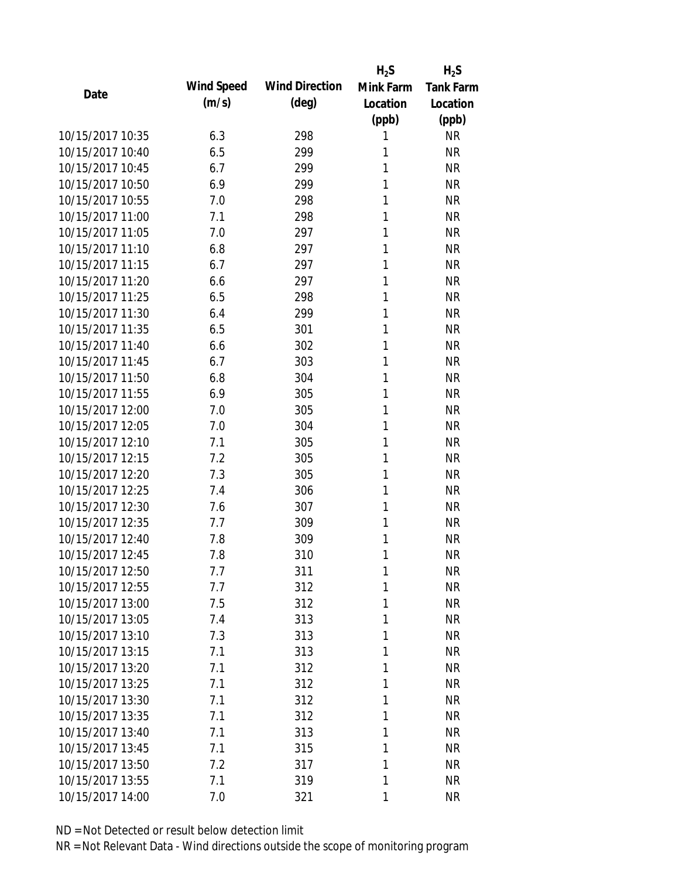| Date | Wind Speed (m/s) | Wind Direction (deg) | $H_2S$ Mink Farm Location (ppb) | $H_2S$ Tank Farm Location (ppb) |
|---|---|---|---|---|
| 10/15/2017 10:35 | 6.3 | 298 | 1 | NR |
| 10/15/2017 10:40 | 6.5 | 299 | 1 | NR |
| 10/15/2017 10:45 | 6.7 | 299 | 1 | NR |
| 10/15/2017 10:50 | 6.9 | 299 | 1 | NR |
| 10/15/2017 10:55 | 7.0 | 298 | 1 | NR |
| 10/15/2017 11:00 | 7.1 | 298 | 1 | NR |
| 10/15/2017 11:05 | 7.0 | 297 | 1 | NR |
| 10/15/2017 11:10 | 6.8 | 297 | 1 | NR |
| 10/15/2017 11:15 | 6.7 | 297 | 1 | NR |
| 10/15/2017 11:20 | 6.6 | 297 | 1 | NR |
| 10/15/2017 11:25 | 6.5 | 298 | 1 | NR |
| 10/15/2017 11:30 | 6.4 | 299 | 1 | NR |
| 10/15/2017 11:35 | 6.5 | 301 | 1 | NR |
| 10/15/2017 11:40 | 6.6 | 302 | 1 | NR |
| 10/15/2017 11:45 | 6.7 | 303 | 1 | NR |
| 10/15/2017 11:50 | 6.8 | 304 | 1 | NR |
| 10/15/2017 11:55 | 6.9 | 305 | 1 | NR |
| 10/15/2017 12:00 | 7.0 | 305 | 1 | NR |
| 10/15/2017 12:05 | 7.0 | 304 | 1 | NR |
| 10/15/2017 12:10 | 7.1 | 305 | 1 | NR |
| 10/15/2017 12:15 | 7.2 | 305 | 1 | NR |
| 10/15/2017 12:20 | 7.3 | 305 | 1 | NR |
| 10/15/2017 12:25 | 7.4 | 306 | 1 | NR |
| 10/15/2017 12:30 | 7.6 | 307 | 1 | NR |
| 10/15/2017 12:35 | 7.7 | 309 | 1 | NR |
| 10/15/2017 12:40 | 7.8 | 309 | 1 | NR |
| 10/15/2017 12:45 | 7.8 | 310 | 1 | NR |
| 10/15/2017 12:50 | 7.7 | 311 | 1 | NR |
| 10/15/2017 12:55 | 7.7 | 312 | 1 | NR |
| 10/15/2017 13:00 | 7.5 | 312 | 1 | NR |
| 10/15/2017 13:05 | 7.4 | 313 | 1 | NR |
| 10/15/2017 13:10 | 7.3 | 313 | 1 | NR |
| 10/15/2017 13:15 | 7.1 | 313 | 1 | NR |
| 10/15/2017 13:20 | 7.1 | 312 | 1 | NR |
| 10/15/2017 13:25 | 7.1 | 312 | 1 | NR |
| 10/15/2017 13:30 | 7.1 | 312 | 1 | NR |
| 10/15/2017 13:35 | 7.1 | 312 | 1 | NR |
| 10/15/2017 13:40 | 7.1 | 313 | 1 | NR |
| 10/15/2017 13:45 | 7.1 | 315 | 1 | NR |
| 10/15/2017 13:50 | 7.2 | 317 | 1 | NR |
| 10/15/2017 13:55 | 7.1 | 319 | 1 | NR |
| 10/15/2017 14:00 | 7.0 | 321 | 1 | NR |

ND = Not Detected or result below detection limit

NR = Not Relevant Data - Wind directions outside the scope of monitoring program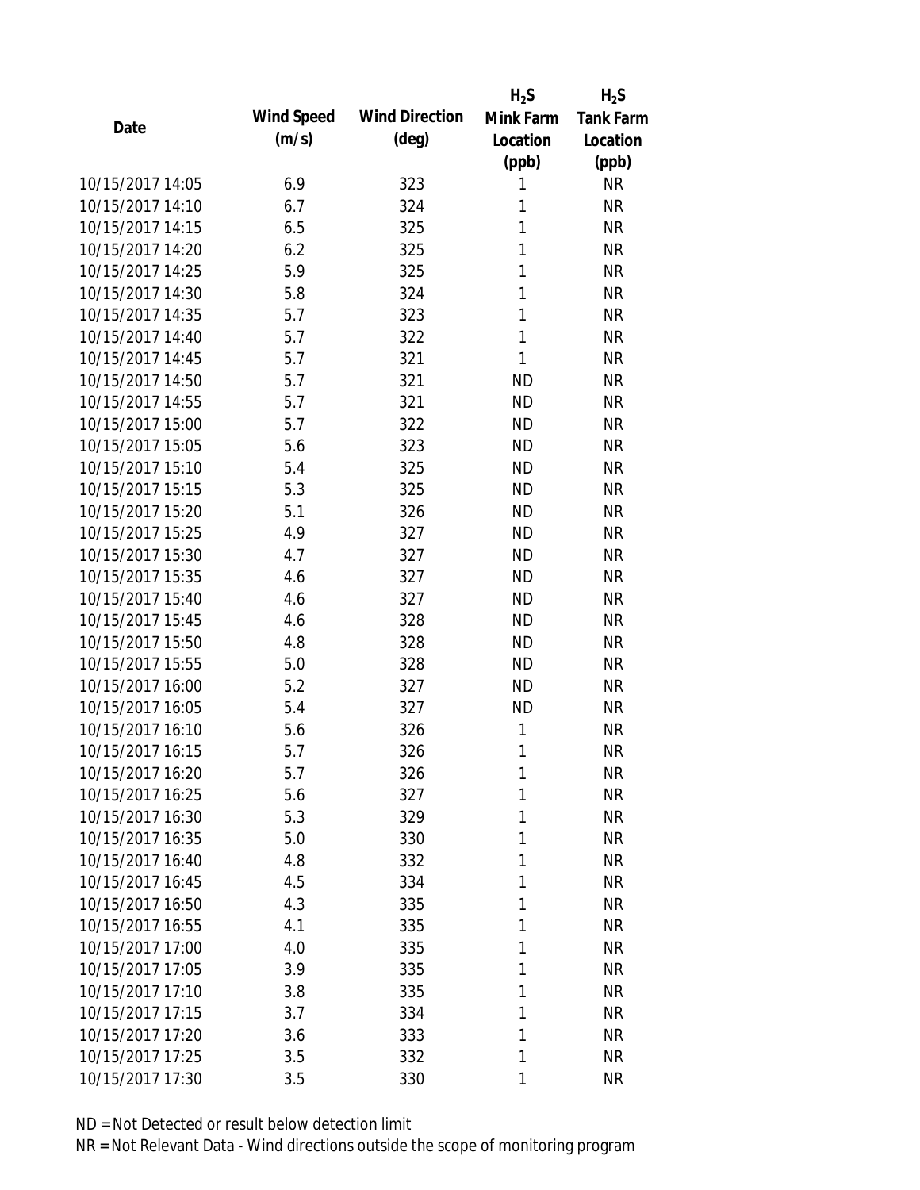| Date | Wind Speed (m/s) | Wind Direction (deg) | $H_2S$ Mink Farm Location (ppb) | $H_2S$ Tank Farm Location (ppb) |
|---|---|---|---|---|
| 10/15/2017 14:05 | 6.9 | 323 | 1 | NR |
| 10/15/2017 14:10 | 6.7 | 324 | 1 | NR |
| 10/15/2017 14:15 | 6.5 | 325 | 1 | NR |
| 10/15/2017 14:20 | 6.2 | 325 | 1 | NR |
| 10/15/2017 14:25 | 5.9 | 325 | 1 | NR |
| 10/15/2017 14:30 | 5.8 | 324 | 1 | NR |
| 10/15/2017 14:35 | 5.7 | 323 | 1 | NR |
| 10/15/2017 14:40 | 5.7 | 322 | 1 | NR |
| 10/15/2017 14:45 | 5.7 | 321 | 1 | NR |
| 10/15/2017 14:50 | 5.7 | 321 | ND | NR |
| 10/15/2017 14:55 | 5.7 | 321 | ND | NR |
| 10/15/2017 15:00 | 5.7 | 322 | ND | NR |
| 10/15/2017 15:05 | 5.6 | 323 | ND | NR |
| 10/15/2017 15:10 | 5.4 | 325 | ND | NR |
| 10/15/2017 15:15 | 5.3 | 325 | ND | NR |
| 10/15/2017 15:20 | 5.1 | 326 | ND | NR |
| 10/15/2017 15:25 | 4.9 | 327 | ND | NR |
| 10/15/2017 15:30 | 4.7 | 327 | ND | NR |
| 10/15/2017 15:35 | 4.6 | 327 | ND | NR |
| 10/15/2017 15:40 | 4.6 | 327 | ND | NR |
| 10/15/2017 15:45 | 4.6 | 328 | ND | NR |
| 10/15/2017 15:50 | 4.8 | 328 | ND | NR |
| 10/15/2017 15:55 | 5.0 | 328 | ND | NR |
| 10/15/2017 16:00 | 5.2 | 327 | ND | NR |
| 10/15/2017 16:05 | 5.4 | 327 | ND | NR |
| 10/15/2017 16:10 | 5.6 | 326 | 1 | NR |
| 10/15/2017 16:15 | 5.7 | 326 | 1 | NR |
| 10/15/2017 16:20 | 5.7 | 326 | 1 | NR |
| 10/15/2017 16:25 | 5.6 | 327 | 1 | NR |
| 10/15/2017 16:30 | 5.3 | 329 | 1 | NR |
| 10/15/2017 16:35 | 5.0 | 330 | 1 | NR |
| 10/15/2017 16:40 | 4.8 | 332 | 1 | NR |
| 10/15/2017 16:45 | 4.5 | 334 | 1 | NR |
| 10/15/2017 16:50 | 4.3 | 335 | 1 | NR |
| 10/15/2017 16:55 | 4.1 | 335 | 1 | NR |
| 10/15/2017 17:00 | 4.0 | 335 | 1 | NR |
| 10/15/2017 17:05 | 3.9 | 335 | 1 | NR |
| 10/15/2017 17:10 | 3.8 | 335 | 1 | NR |
| 10/15/2017 17:15 | 3.7 | 334 | 1 | NR |
| 10/15/2017 17:20 | 3.6 | 333 | 1 | NR |
| 10/15/2017 17:25 | 3.5 | 332 | 1 | NR |
| 10/15/2017 17:30 | 3.5 | 330 | 1 | NR |

ND = Not Detected or result below detection limit

NR = Not Relevant Data - Wind directions outside the scope of monitoring program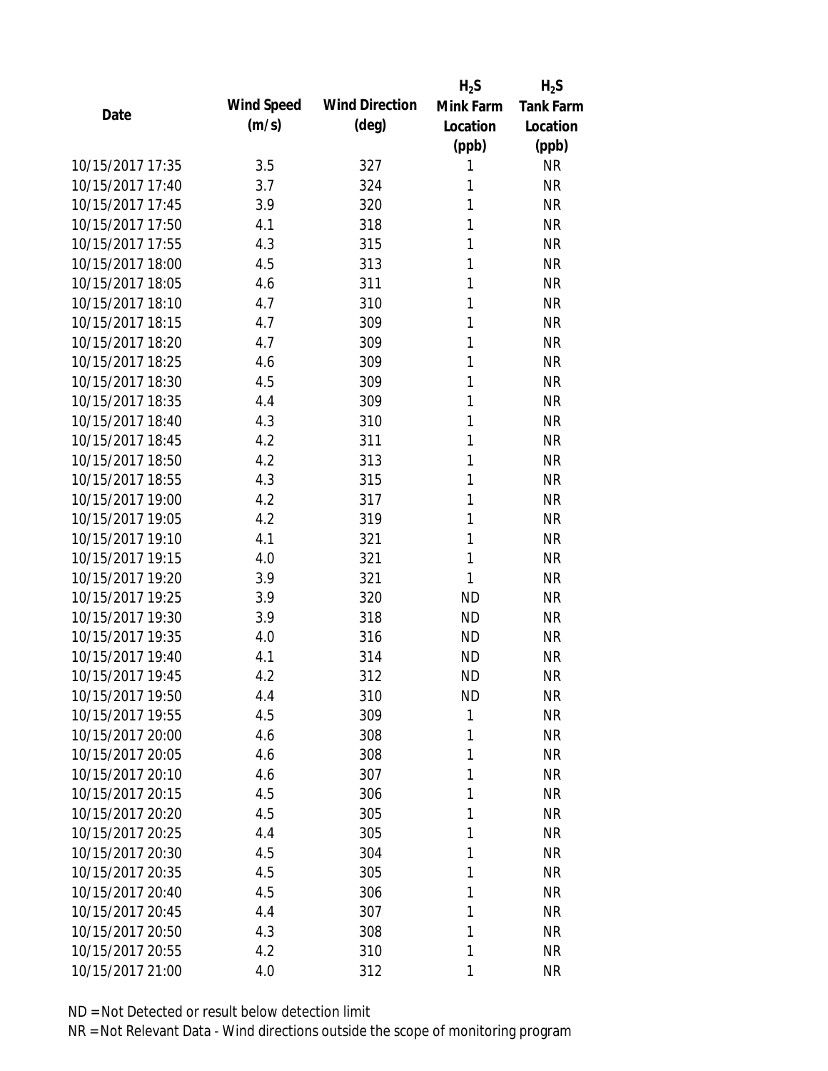| Date | Wind Speed (m/s) | Wind Direction (deg) | $H_2S$ Mink Farm Location (ppb) | $H_2S$ Tank Farm Location (ppb) |
|---|---|---|---|---|
| 10/15/2017 17:35 | 3.5 | 327 | 1 | NR |
| 10/15/2017 17:40 | 3.7 | 324 | 1 | NR |
| 10/15/2017 17:45 | 3.9 | 320 | 1 | NR |
| 10/15/2017 17:50 | 4.1 | 318 | 1 | NR |
| 10/15/2017 17:55 | 4.3 | 315 | 1 | NR |
| 10/15/2017 18:00 | 4.5 | 313 | 1 | NR |
| 10/15/2017 18:05 | 4.6 | 311 | 1 | NR |
| 10/15/2017 18:10 | 4.7 | 310 | 1 | NR |
| 10/15/2017 18:15 | 4.7 | 309 | 1 | NR |
| 10/15/2017 18:20 | 4.7 | 309 | 1 | NR |
| 10/15/2017 18:25 | 4.6 | 309 | 1 | NR |
| 10/15/2017 18:30 | 4.5 | 309 | 1 | NR |
| 10/15/2017 18:35 | 4.4 | 309 | 1 | NR |
| 10/15/2017 18:40 | 4.3 | 310 | 1 | NR |
| 10/15/2017 18:45 | 4.2 | 311 | 1 | NR |
| 10/15/2017 18:50 | 4.2 | 313 | 1 | NR |
| 10/15/2017 18:55 | 4.3 | 315 | 1 | NR |
| 10/15/2017 19:00 | 4.2 | 317 | 1 | NR |
| 10/15/2017 19:05 | 4.2 | 319 | 1 | NR |
| 10/15/2017 19:10 | 4.1 | 321 | 1 | NR |
| 10/15/2017 19:15 | 4.0 | 321 | 1 | NR |
| 10/15/2017 19:20 | 3.9 | 321 | 1 | NR |
| 10/15/2017 19:25 | 3.9 | 320 | ND | NR |
| 10/15/2017 19:30 | 3.9 | 318 | ND | NR |
| 10/15/2017 19:35 | 4.0 | 316 | ND | NR |
| 10/15/2017 19:40 | 4.1 | 314 | ND | NR |
| 10/15/2017 19:45 | 4.2 | 312 | ND | NR |
| 10/15/2017 19:50 | 4.4 | 310 | ND | NR |
| 10/15/2017 19:55 | 4.5 | 309 | 1 | NR |
| 10/15/2017 20:00 | 4.6 | 308 | 1 | NR |
| 10/15/2017 20:05 | 4.6 | 308 | 1 | NR |
| 10/15/2017 20:10 | 4.6 | 307 | 1 | NR |
| 10/15/2017 20:15 | 4.5 | 306 | 1 | NR |
| 10/15/2017 20:20 | 4.5 | 305 | 1 | NR |
| 10/15/2017 20:25 | 4.4 | 305 | 1 | NR |
| 10/15/2017 20:30 | 4.5 | 304 | 1 | NR |
| 10/15/2017 20:35 | 4.5 | 305 | 1 | NR |
| 10/15/2017 20:40 | 4.5 | 306 | 1 | NR |
| 10/15/2017 20:45 | 4.4 | 307 | 1 | NR |
| 10/15/2017 20:50 | 4.3 | 308 | 1 | NR |
| 10/15/2017 20:55 | 4.2 | 310 | 1 | NR |
| 10/15/2017 21:00 | 4.0 | 312 | 1 | NR |

ND = Not Detected or result below detection limit

NR = Not Relevant Data - Wind directions outside the scope of monitoring program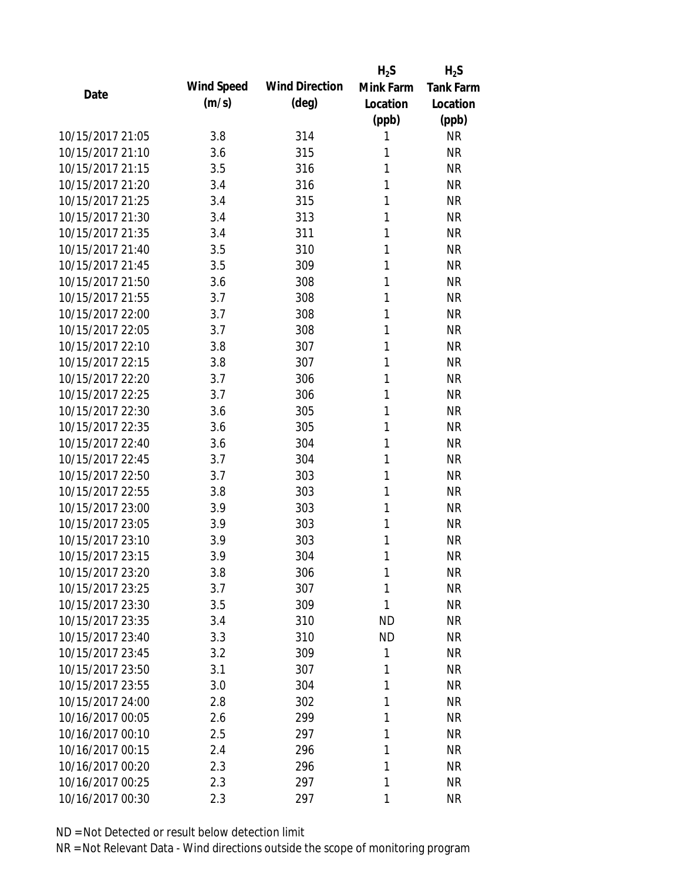| Date | Wind Speed (m/s) | Wind Direction (deg) | $H_2S$ Mink Farm Location (ppb) | $H_2S$ Tank Farm Location (ppb) |
|---|---|---|---|---|
| 10/15/2017 21:05 | 3.8 | 314 | 1 | NR |
| 10/15/2017 21:10 | 3.6 | 315 | 1 | NR |
| 10/15/2017 21:15 | 3.5 | 316 | 1 | NR |
| 10/15/2017 21:20 | 3.4 | 316 | 1 | NR |
| 10/15/2017 21:25 | 3.4 | 315 | 1 | NR |
| 10/15/2017 21:30 | 3.4 | 313 | 1 | NR |
| 10/15/2017 21:35 | 3.4 | 311 | 1 | NR |
| 10/15/2017 21:40 | 3.5 | 310 | 1 | NR |
| 10/15/2017 21:45 | 3.5 | 309 | 1 | NR |
| 10/15/2017 21:50 | 3.6 | 308 | 1 | NR |
| 10/15/2017 21:55 | 3.7 | 308 | 1 | NR |
| 10/15/2017 22:00 | 3.7 | 308 | 1 | NR |
| 10/15/2017 22:05 | 3.7 | 308 | 1 | NR |
| 10/15/2017 22:10 | 3.8 | 307 | 1 | NR |
| 10/15/2017 22:15 | 3.8 | 307 | 1 | NR |
| 10/15/2017 22:20 | 3.7 | 306 | 1 | NR |
| 10/15/2017 22:25 | 3.7 | 306 | 1 | NR |
| 10/15/2017 22:30 | 3.6 | 305 | 1 | NR |
| 10/15/2017 22:35 | 3.6 | 305 | 1 | NR |
| 10/15/2017 22:40 | 3.6 | 304 | 1 | NR |
| 10/15/2017 22:45 | 3.7 | 304 | 1 | NR |
| 10/15/2017 22:50 | 3.7 | 303 | 1 | NR |
| 10/15/2017 22:55 | 3.8 | 303 | 1 | NR |
| 10/15/2017 23:00 | 3.9 | 303 | 1 | NR |
| 10/15/2017 23:05 | 3.9 | 303 | 1 | NR |
| 10/15/2017 23:10 | 3.9 | 303 | 1 | NR |
| 10/15/2017 23:15 | 3.9 | 304 | 1 | NR |
| 10/15/2017 23:20 | 3.8 | 306 | 1 | NR |
| 10/15/2017 23:25 | 3.7 | 307 | 1 | NR |
| 10/15/2017 23:30 | 3.5 | 309 | 1 | NR |
| 10/15/2017 23:35 | 3.4 | 310 | ND | NR |
| 10/15/2017 23:40 | 3.3 | 310 | ND | NR |
| 10/15/2017 23:45 | 3.2 | 309 | 1 | NR |
| 10/15/2017 23:50 | 3.1 | 307 | 1 | NR |
| 10/15/2017 23:55 | 3.0 | 304 | 1 | NR |
| 10/15/2017 24:00 | 2.8 | 302 | 1 | NR |
| 10/16/2017 00:05 | 2.6 | 299 | 1 | NR |
| 10/16/2017 00:10 | 2.5 | 297 | 1 | NR |
| 10/16/2017 00:15 | 2.4 | 296 | 1 | NR |
| 10/16/2017 00:20 | 2.3 | 296 | 1 | NR |
| 10/16/2017 00:25 | 2.3 | 297 | 1 | NR |
| 10/16/2017 00:30 | 2.3 | 297 | 1 | NR |

ND = Not Detected or result below detection limit

NR = Not Relevant Data - Wind directions outside the scope of monitoring program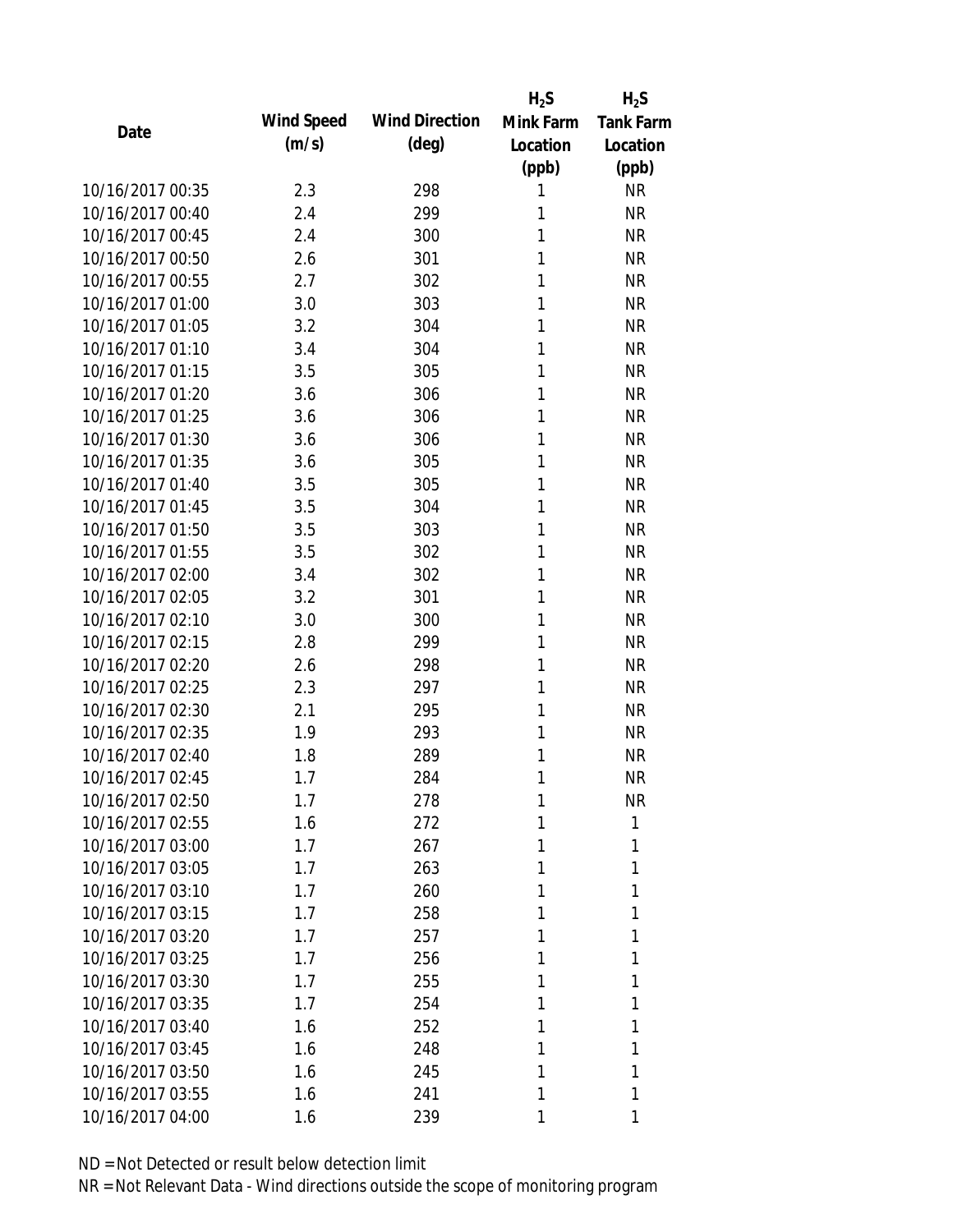| Date | Wind Speed (m/s) | Wind Direction (deg) | $H_2S$ Mink Farm Location (ppb) | $H_2S$ Tank Farm Location (ppb) |
| --- | --- | --- | --- | --- |
| 10/16/2017 00:35 | 2.3 | 298 | 1 | NR |
| 10/16/2017 00:40 | 2.4 | 299 | 1 | NR |
| 10/16/2017 00:45 | 2.4 | 300 | 1 | NR |
| 10/16/2017 00:50 | 2.6 | 301 | 1 | NR |
| 10/16/2017 00:55 | 2.7 | 302 | 1 | NR |
| 10/16/2017 01:00 | 3.0 | 303 | 1 | NR |
| 10/16/2017 01:05 | 3.2 | 304 | 1 | NR |
| 10/16/2017 01:10 | 3.4 | 304 | 1 | NR |
| 10/16/2017 01:15 | 3.5 | 305 | 1 | NR |
| 10/16/2017 01:20 | 3.6 | 306 | 1 | NR |
| 10/16/2017 01:25 | 3.6 | 306 | 1 | NR |
| 10/16/2017 01:30 | 3.6 | 306 | 1 | NR |
| 10/16/2017 01:35 | 3.6 | 305 | 1 | NR |
| 10/16/2017 01:40 | 3.5 | 305 | 1 | NR |
| 10/16/2017 01:45 | 3.5 | 304 | 1 | NR |
| 10/16/2017 01:50 | 3.5 | 303 | 1 | NR |
| 10/16/2017 01:55 | 3.5 | 302 | 1 | NR |
| 10/16/2017 02:00 | 3.4 | 302 | 1 | NR |
| 10/16/2017 02:05 | 3.2 | 301 | 1 | NR |
| 10/16/2017 02:10 | 3.0 | 300 | 1 | NR |
| 10/16/2017 02:15 | 2.8 | 299 | 1 | NR |
| 10/16/2017 02:20 | 2.6 | 298 | 1 | NR |
| 10/16/2017 02:25 | 2.3 | 297 | 1 | NR |
| 10/16/2017 02:30 | 2.1 | 295 | 1 | NR |
| 10/16/2017 02:35 | 1.9 | 293 | 1 | NR |
| 10/16/2017 02:40 | 1.8 | 289 | 1 | NR |
| 10/16/2017 02:45 | 1.7 | 284 | 1 | NR |
| 10/16/2017 02:50 | 1.7 | 278 | 1 | NR |
| 10/16/2017 02:55 | 1.6 | 272 | 1 | 1 |
| 10/16/2017 03:00 | 1.7 | 267 | 1 | 1 |
| 10/16/2017 03:05 | 1.7 | 263 | 1 | 1 |
| 10/16/2017 03:10 | 1.7 | 260 | 1 | 1 |
| 10/16/2017 03:15 | 1.7 | 258 | 1 | 1 |
| 10/16/2017 03:20 | 1.7 | 257 | 1 | 1 |
| 10/16/2017 03:25 | 1.7 | 256 | 1 | 1 |
| 10/16/2017 03:30 | 1.7 | 255 | 1 | 1 |
| 10/16/2017 03:35 | 1.7 | 254 | 1 | 1 |
| 10/16/2017 03:40 | 1.6 | 252 | 1 | 1 |
| 10/16/2017 03:45 | 1.6 | 248 | 1 | 1 |
| 10/16/2017 03:50 | 1.6 | 245 | 1 | 1 |
| 10/16/2017 03:55 | 1.6 | 241 | 1 | 1 |
| 10/16/2017 04:00 | 1.6 | 239 | 1 | 1 |

ND = Not Detected or result below detection limit
NR = Not Relevant Data - Wind directions outside the scope of monitoring program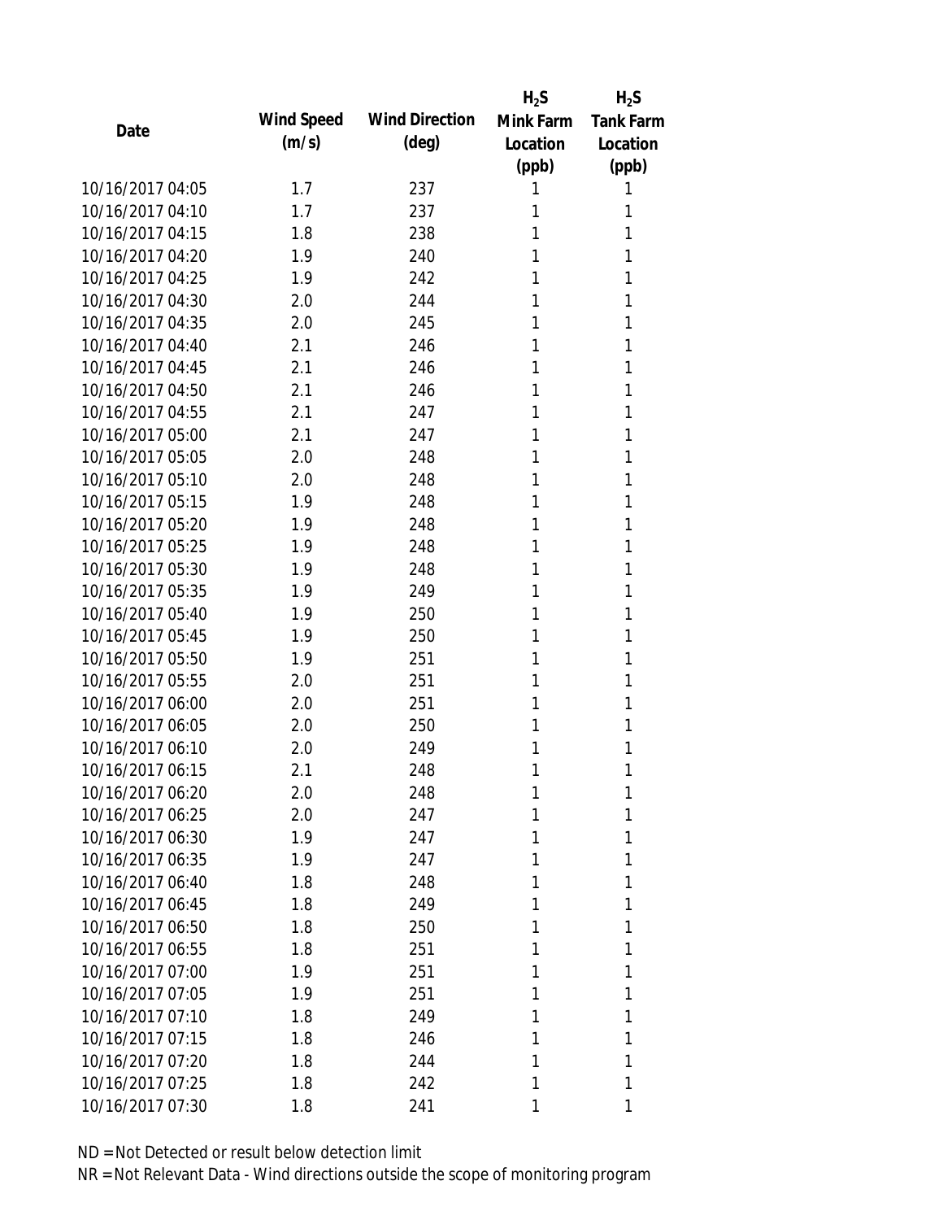| Date | Wind Speed (m/s) | Wind Direction (deg) | $H_2S$ Mink Farm Location (ppb) | $H_2S$ Tank Farm Location (ppb) |
|---|---|---|---|---|
| 10/16/2017 04:05 | 1.7 | 237 | 1 | 1 |
| 10/16/2017 04:10 | 1.7 | 237 | 1 | 1 |
| 10/16/2017 04:15 | 1.8 | 238 | 1 | 1 |
| 10/16/2017 04:20 | 1.9 | 240 | 1 | 1 |
| 10/16/2017 04:25 | 1.9 | 242 | 1 | 1 |
| 10/16/2017 04:30 | 2.0 | 244 | 1 | 1 |
| 10/16/2017 04:35 | 2.0 | 245 | 1 | 1 |
| 10/16/2017 04:40 | 2.1 | 246 | 1 | 1 |
| 10/16/2017 04:45 | 2.1 | 246 | 1 | 1 |
| 10/16/2017 04:50 | 2.1 | 246 | 1 | 1 |
| 10/16/2017 04:55 | 2.1 | 247 | 1 | 1 |
| 10/16/2017 05:00 | 2.1 | 247 | 1 | 1 |
| 10/16/2017 05:05 | 2.0 | 248 | 1 | 1 |
| 10/16/2017 05:10 | 2.0 | 248 | 1 | 1 |
| 10/16/2017 05:15 | 1.9 | 248 | 1 | 1 |
| 10/16/2017 05:20 | 1.9 | 248 | 1 | 1 |
| 10/16/2017 05:25 | 1.9 | 248 | 1 | 1 |
| 10/16/2017 05:30 | 1.9 | 248 | 1 | 1 |
| 10/16/2017 05:35 | 1.9 | 249 | 1 | 1 |
| 10/16/2017 05:40 | 1.9 | 250 | 1 | 1 |
| 10/16/2017 05:45 | 1.9 | 250 | 1 | 1 |
| 10/16/2017 05:50 | 1.9 | 251 | 1 | 1 |
| 10/16/2017 05:55 | 2.0 | 251 | 1 | 1 |
| 10/16/2017 06:00 | 2.0 | 251 | 1 | 1 |
| 10/16/2017 06:05 | 2.0 | 250 | 1 | 1 |
| 10/16/2017 06:10 | 2.0 | 249 | 1 | 1 |
| 10/16/2017 06:15 | 2.1 | 248 | 1 | 1 |
| 10/16/2017 06:20 | 2.0 | 248 | 1 | 1 |
| 10/16/2017 06:25 | 2.0 | 247 | 1 | 1 |
| 10/16/2017 06:30 | 1.9 | 247 | 1 | 1 |
| 10/16/2017 06:35 | 1.9 | 247 | 1 | 1 |
| 10/16/2017 06:40 | 1.8 | 248 | 1 | 1 |
| 10/16/2017 06:45 | 1.8 | 249 | 1 | 1 |
| 10/16/2017 06:50 | 1.8 | 250 | 1 | 1 |
| 10/16/2017 06:55 | 1.8 | 251 | 1 | 1 |
| 10/16/2017 07:00 | 1.9 | 251 | 1 | 1 |
| 10/16/2017 07:05 | 1.9 | 251 | 1 | 1 |
| 10/16/2017 07:10 | 1.8 | 249 | 1 | 1 |
| 10/16/2017 07:15 | 1.8 | 246 | 1 | 1 |
| 10/16/2017 07:20 | 1.8 | 244 | 1 | 1 |
| 10/16/2017 07:25 | 1.8 | 242 | 1 | 1 |
| 10/16/2017 07:30 | 1.8 | 241 | 1 | 1 |

ND = Not Detected or result below detection limit

NR = Not Relevant Data - Wind directions outside the scope of monitoring program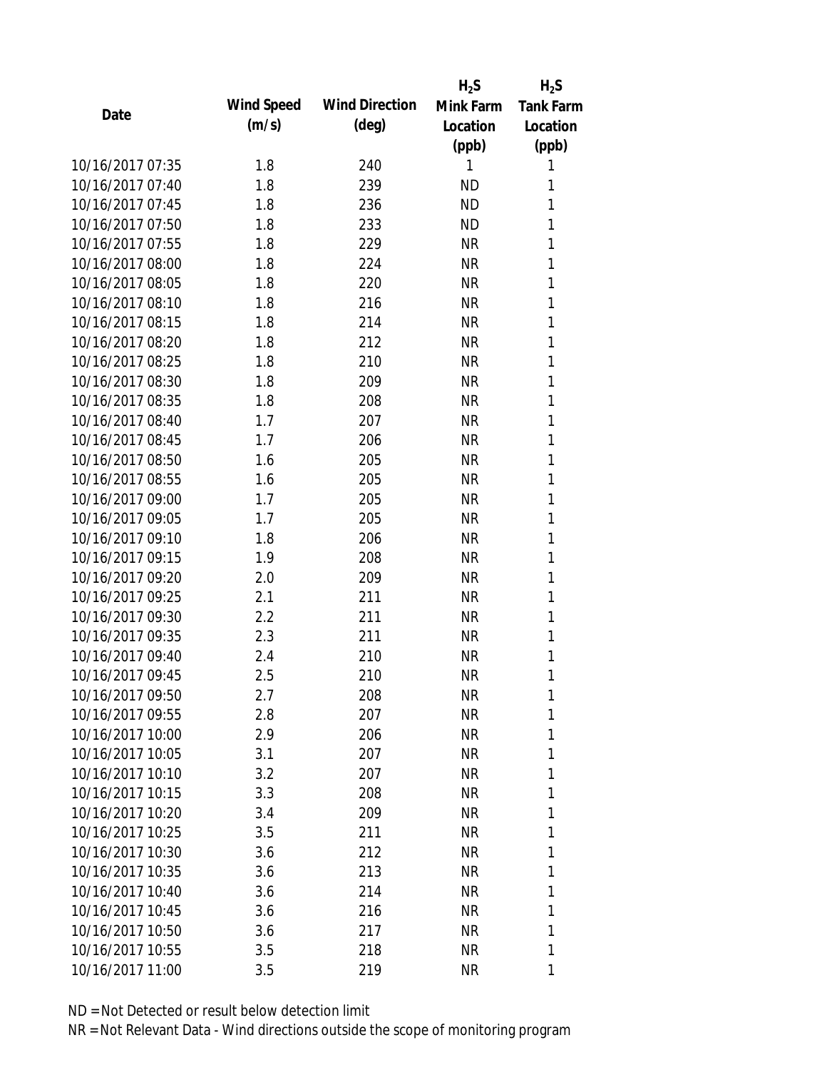| Date | Wind Speed (m/s) | Wind Direction (deg) | $H_2S$ Mink Farm Location (ppb) | $H_2S$ Tank Farm Location (ppb) |
|---|---|---|---|---|
| 10/16/2017 07:35 | 1.8 | 240 | 1 | 1 |
| 10/16/2017 07:40 | 1.8 | 239 | ND | 1 |
| 10/16/2017 07:45 | 1.8 | 236 | ND | 1 |
| 10/16/2017 07:50 | 1.8 | 233 | ND | 1 |
| 10/16/2017 07:55 | 1.8 | 229 | NR | 1 |
| 10/16/2017 08:00 | 1.8 | 224 | NR | 1 |
| 10/16/2017 08:05 | 1.8 | 220 | NR | 1 |
| 10/16/2017 08:10 | 1.8 | 216 | NR | 1 |
| 10/16/2017 08:15 | 1.8 | 214 | NR | 1 |
| 10/16/2017 08:20 | 1.8 | 212 | NR | 1 |
| 10/16/2017 08:25 | 1.8 | 210 | NR | 1 |
| 10/16/2017 08:30 | 1.8 | 209 | NR | 1 |
| 10/16/2017 08:35 | 1.8 | 208 | NR | 1 |
| 10/16/2017 08:40 | 1.7 | 207 | NR | 1 |
| 10/16/2017 08:45 | 1.7 | 206 | NR | 1 |
| 10/16/2017 08:50 | 1.6 | 205 | NR | 1 |
| 10/16/2017 08:55 | 1.6 | 205 | NR | 1 |
| 10/16/2017 09:00 | 1.7 | 205 | NR | 1 |
| 10/16/2017 09:05 | 1.7 | 205 | NR | 1 |
| 10/16/2017 09:10 | 1.8 | 206 | NR | 1 |
| 10/16/2017 09:15 | 1.9 | 208 | NR | 1 |
| 10/16/2017 09:20 | 2.0 | 209 | NR | 1 |
| 10/16/2017 09:25 | 2.1 | 211 | NR | 1 |
| 10/16/2017 09:30 | 2.2 | 211 | NR | 1 |
| 10/16/2017 09:35 | 2.3 | 211 | NR | 1 |
| 10/16/2017 09:40 | 2.4 | 210 | NR | 1 |
| 10/16/2017 09:45 | 2.5 | 210 | NR | 1 |
| 10/16/2017 09:50 | 2.7 | 208 | NR | 1 |
| 10/16/2017 09:55 | 2.8 | 207 | NR | 1 |
| 10/16/2017 10:00 | 2.9 | 206 | NR | 1 |
| 10/16/2017 10:05 | 3.1 | 207 | NR | 1 |
| 10/16/2017 10:10 | 3.2 | 207 | NR | 1 |
| 10/16/2017 10:15 | 3.3 | 208 | NR | 1 |
| 10/16/2017 10:20 | 3.4 | 209 | NR | 1 |
| 10/16/2017 10:25 | 3.5 | 211 | NR | 1 |
| 10/16/2017 10:30 | 3.6 | 212 | NR | 1 |
| 10/16/2017 10:35 | 3.6 | 213 | NR | 1 |
| 10/16/2017 10:40 | 3.6 | 214 | NR | 1 |
| 10/16/2017 10:45 | 3.6 | 216 | NR | 1 |
| 10/16/2017 10:50 | 3.6 | 217 | NR | 1 |
| 10/16/2017 10:55 | 3.5 | 218 | NR | 1 |
| 10/16/2017 11:00 | 3.5 | 219 | NR | 1 |

ND = Not Detected or result below detection limit

NR = Not Relevant Data - Wind directions outside the scope of monitoring program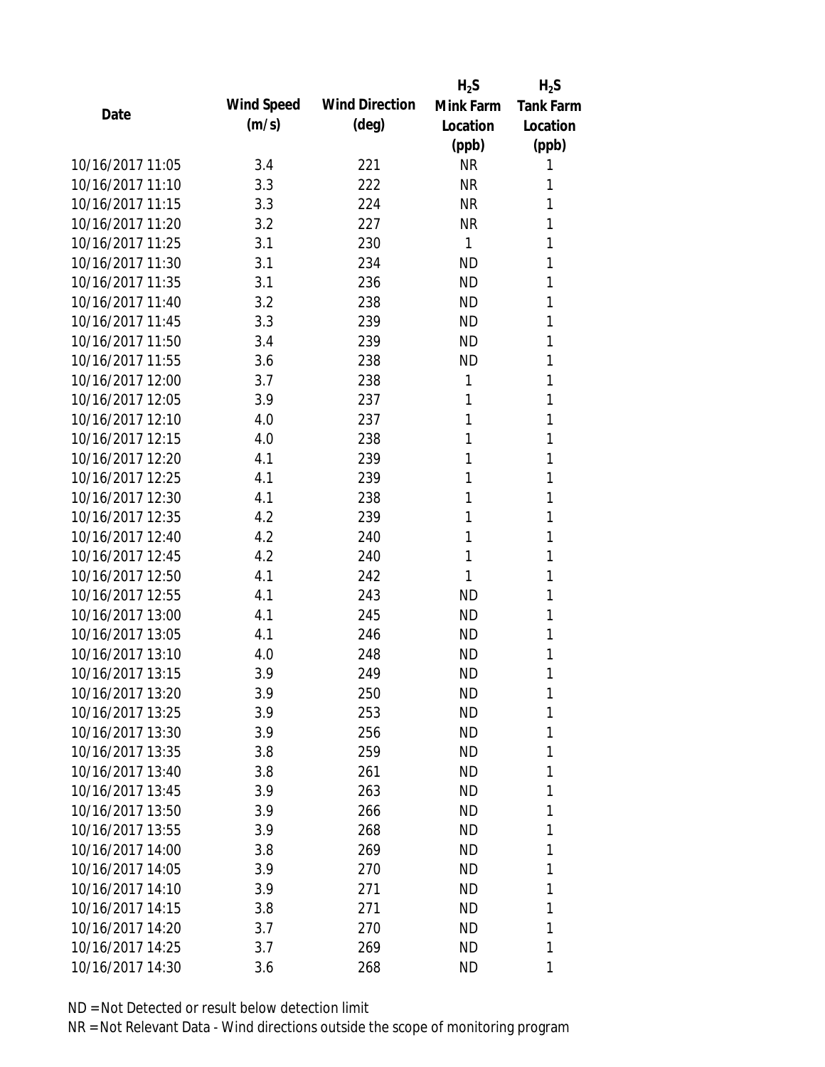| Date | Wind Speed (m/s) | Wind Direction (deg) | $H_2S$ Mink Farm Location (ppb) | $H_2S$ Tank Farm Location (ppb) |
|---|---|---|---|---|
| 10/16/2017 11:05 | 3.4 | 221 | NR | 1 |
| 10/16/2017 11:10 | 3.3 | 222 | NR | 1 |
| 10/16/2017 11:15 | 3.3 | 224 | NR | 1 |
| 10/16/2017 11:20 | 3.2 | 227 | NR | 1 |
| 10/16/2017 11:25 | 3.1 | 230 | 1 | 1 |
| 10/16/2017 11:30 | 3.1 | 234 | ND | 1 |
| 10/16/2017 11:35 | 3.1 | 236 | ND | 1 |
| 10/16/2017 11:40 | 3.2 | 238 | ND | 1 |
| 10/16/2017 11:45 | 3.3 | 239 | ND | 1 |
| 10/16/2017 11:50 | 3.4 | 239 | ND | 1 |
| 10/16/2017 11:55 | 3.6 | 238 | ND | 1 |
| 10/16/2017 12:00 | 3.7 | 238 | 1 | 1 |
| 10/16/2017 12:05 | 3.9 | 237 | 1 | 1 |
| 10/16/2017 12:10 | 4.0 | 237 | 1 | 1 |
| 10/16/2017 12:15 | 4.0 | 238 | 1 | 1 |
| 10/16/2017 12:20 | 4.1 | 239 | 1 | 1 |
| 10/16/2017 12:25 | 4.1 | 239 | 1 | 1 |
| 10/16/2017 12:30 | 4.1 | 238 | 1 | 1 |
| 10/16/2017 12:35 | 4.2 | 239 | 1 | 1 |
| 10/16/2017 12:40 | 4.2 | 240 | 1 | 1 |
| 10/16/2017 12:45 | 4.2 | 240 | 1 | 1 |
| 10/16/2017 12:50 | 4.1 | 242 | 1 | 1 |
| 10/16/2017 12:55 | 4.1 | 243 | ND | 1 |
| 10/16/2017 13:00 | 4.1 | 245 | ND | 1 |
| 10/16/2017 13:05 | 4.1 | 246 | ND | 1 |
| 10/16/2017 13:10 | 4.0 | 248 | ND | 1 |
| 10/16/2017 13:15 | 3.9 | 249 | ND | 1 |
| 10/16/2017 13:20 | 3.9 | 250 | ND | 1 |
| 10/16/2017 13:25 | 3.9 | 253 | ND | 1 |
| 10/16/2017 13:30 | 3.9 | 256 | ND | 1 |
| 10/16/2017 13:35 | 3.8 | 259 | ND | 1 |
| 10/16/2017 13:40 | 3.8 | 261 | ND | 1 |
| 10/16/2017 13:45 | 3.9 | 263 | ND | 1 |
| 10/16/2017 13:50 | 3.9 | 266 | ND | 1 |
| 10/16/2017 13:55 | 3.9 | 268 | ND | 1 |
| 10/16/2017 14:00 | 3.8 | 269 | ND | 1 |
| 10/16/2017 14:05 | 3.9 | 270 | ND | 1 |
| 10/16/2017 14:10 | 3.9 | 271 | ND | 1 |
| 10/16/2017 14:15 | 3.8 | 271 | ND | 1 |
| 10/16/2017 14:20 | 3.7 | 270 | ND | 1 |
| 10/16/2017 14:25 | 3.7 | 269 | ND | 1 |
| 10/16/2017 14:30 | 3.6 | 268 | ND | 1 |

ND = Not Detected or result below detection limit

NR = Not Relevant Data - Wind directions outside the scope of monitoring program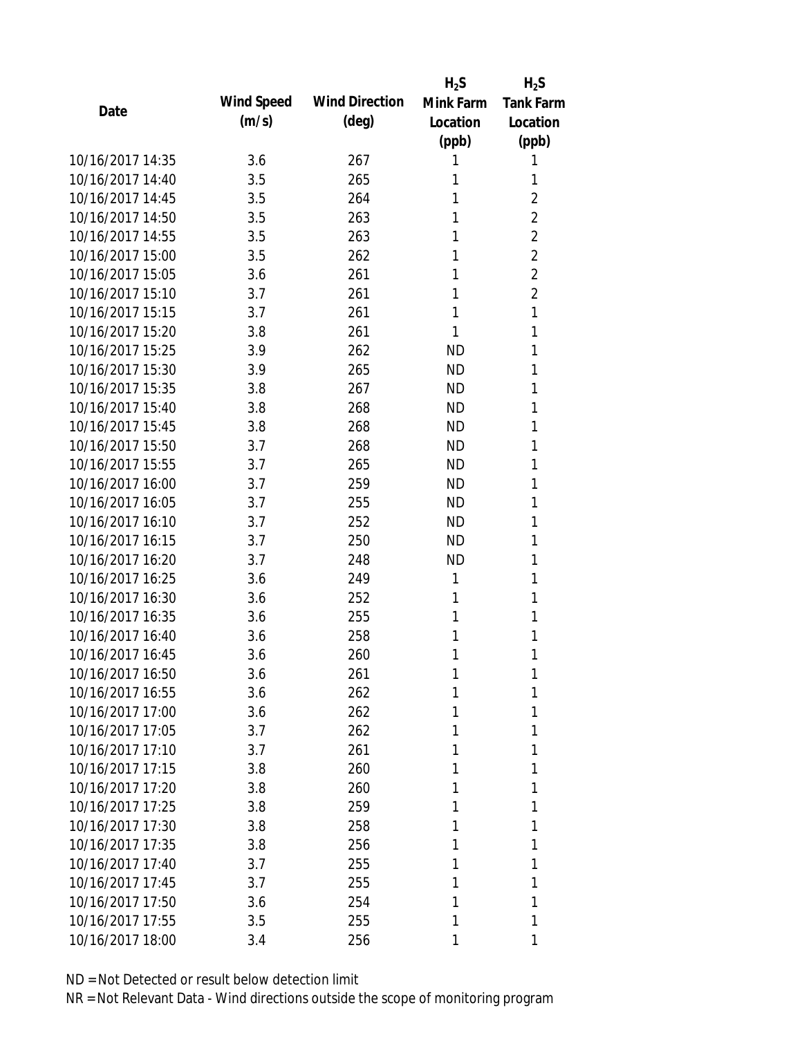| Date | Wind Speed (m/s) | Wind Direction (deg) | $H_2S$ Mink Farm Location (ppb) | $H_2S$ Tank Farm Location (ppb) |
|---|---|---|---|---|
| 10/16/2017 14:35 | 3.6 | 267 | 1 | 1 |
| 10/16/2017 14:40 | 3.5 | 265 | 1 | 1 |
| 10/16/2017 14:45 | 3.5 | 264 | 1 | 2 |
| 10/16/2017 14:50 | 3.5 | 263 | 1 | 2 |
| 10/16/2017 14:55 | 3.5 | 263 | 1 | 2 |
| 10/16/2017 15:00 | 3.5 | 262 | 1 | 2 |
| 10/16/2017 15:05 | 3.6 | 261 | 1 | 2 |
| 10/16/2017 15:10 | 3.7 | 261 | 1 | 2 |
| 10/16/2017 15:15 | 3.7 | 261 | 1 | 1 |
| 10/16/2017 15:20 | 3.8 | 261 | 1 | 1 |
| 10/16/2017 15:25 | 3.9 | 262 | ND | 1 |
| 10/16/2017 15:30 | 3.9 | 265 | ND | 1 |
| 10/16/2017 15:35 | 3.8 | 267 | ND | 1 |
| 10/16/2017 15:40 | 3.8 | 268 | ND | 1 |
| 10/16/2017 15:45 | 3.8 | 268 | ND | 1 |
| 10/16/2017 15:50 | 3.7 | 268 | ND | 1 |
| 10/16/2017 15:55 | 3.7 | 265 | ND | 1 |
| 10/16/2017 16:00 | 3.7 | 259 | ND | 1 |
| 10/16/2017 16:05 | 3.7 | 255 | ND | 1 |
| 10/16/2017 16:10 | 3.7 | 252 | ND | 1 |
| 10/16/2017 16:15 | 3.7 | 250 | ND | 1 |
| 10/16/2017 16:20 | 3.7 | 248 | ND | 1 |
| 10/16/2017 16:25 | 3.6 | 249 | 1 | 1 |
| 10/16/2017 16:30 | 3.6 | 252 | 1 | 1 |
| 10/16/2017 16:35 | 3.6 | 255 | 1 | 1 |
| 10/16/2017 16:40 | 3.6 | 258 | 1 | 1 |
| 10/16/2017 16:45 | 3.6 | 260 | 1 | 1 |
| 10/16/2017 16:50 | 3.6 | 261 | 1 | 1 |
| 10/16/2017 16:55 | 3.6 | 262 | 1 | 1 |
| 10/16/2017 17:00 | 3.6 | 262 | 1 | 1 |
| 10/16/2017 17:05 | 3.7 | 262 | 1 | 1 |
| 10/16/2017 17:10 | 3.7 | 261 | 1 | 1 |
| 10/16/2017 17:15 | 3.8 | 260 | 1 | 1 |
| 10/16/2017 17:20 | 3.8 | 260 | 1 | 1 |
| 10/16/2017 17:25 | 3.8 | 259 | 1 | 1 |
| 10/16/2017 17:30 | 3.8 | 258 | 1 | 1 |
| 10/16/2017 17:35 | 3.8 | 256 | 1 | 1 |
| 10/16/2017 17:40 | 3.7 | 255 | 1 | 1 |
| 10/16/2017 17:45 | 3.7 | 255 | 1 | 1 |
| 10/16/2017 17:50 | 3.6 | 254 | 1 | 1 |
| 10/16/2017 17:55 | 3.5 | 255 | 1 | 1 |
| 10/16/2017 18:00 | 3.4 | 256 | 1 | 1 |

ND = Not Detected or result below detection limit

NR = Not Relevant Data - Wind directions outside the scope of monitoring program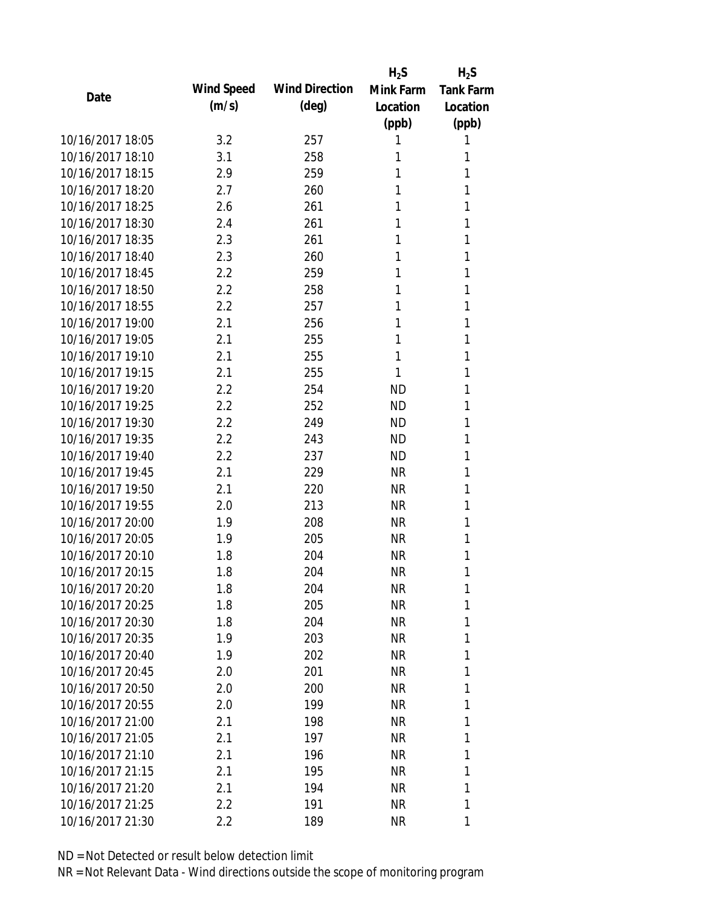| Date | Wind Speed (m/s) | Wind Direction (deg) | $H_2S$ Mink Farm Location (ppb) | $H_2S$ Tank Farm Location (ppb) |
|---|---|---|---|---|
| 10/16/2017 18:05 | 3.2 | 257 | 1 | 1 |
| 10/16/2017 18:10 | 3.1 | 258 | 1 | 1 |
| 10/16/2017 18:15 | 2.9 | 259 | 1 | 1 |
| 10/16/2017 18:20 | 2.7 | 260 | 1 | 1 |
| 10/16/2017 18:25 | 2.6 | 261 | 1 | 1 |
| 10/16/2017 18:30 | 2.4 | 261 | 1 | 1 |
| 10/16/2017 18:35 | 2.3 | 261 | 1 | 1 |
| 10/16/2017 18:40 | 2.3 | 260 | 1 | 1 |
| 10/16/2017 18:45 | 2.2 | 259 | 1 | 1 |
| 10/16/2017 18:50 | 2.2 | 258 | 1 | 1 |
| 10/16/2017 18:55 | 2.2 | 257 | 1 | 1 |
| 10/16/2017 19:00 | 2.1 | 256 | 1 | 1 |
| 10/16/2017 19:05 | 2.1 | 255 | 1 | 1 |
| 10/16/2017 19:10 | 2.1 | 255 | 1 | 1 |
| 10/16/2017 19:15 | 2.1 | 255 | 1 | 1 |
| 10/16/2017 19:20 | 2.2 | 254 | ND | 1 |
| 10/16/2017 19:25 | 2.2 | 252 | ND | 1 |
| 10/16/2017 19:30 | 2.2 | 249 | ND | 1 |
| 10/16/2017 19:35 | 2.2 | 243 | ND | 1 |
| 10/16/2017 19:40 | 2.2 | 237 | ND | 1 |
| 10/16/2017 19:45 | 2.1 | 229 | NR | 1 |
| 10/16/2017 19:50 | 2.1 | 220 | NR | 1 |
| 10/16/2017 19:55 | 2.0 | 213 | NR | 1 |
| 10/16/2017 20:00 | 1.9 | 208 | NR | 1 |
| 10/16/2017 20:05 | 1.9 | 205 | NR | 1 |
| 10/16/2017 20:10 | 1.8 | 204 | NR | 1 |
| 10/16/2017 20:15 | 1.8 | 204 | NR | 1 |
| 10/16/2017 20:20 | 1.8 | 204 | NR | 1 |
| 10/16/2017 20:25 | 1.8 | 205 | NR | 1 |
| 10/16/2017 20:30 | 1.8 | 204 | NR | 1 |
| 10/16/2017 20:35 | 1.9 | 203 | NR | 1 |
| 10/16/2017 20:40 | 1.9 | 202 | NR | 1 |
| 10/16/2017 20:45 | 2.0 | 201 | NR | 1 |
| 10/16/2017 20:50 | 2.0 | 200 | NR | 1 |
| 10/16/2017 20:55 | 2.0 | 199 | NR | 1 |
| 10/16/2017 21:00 | 2.1 | 198 | NR | 1 |
| 10/16/2017 21:05 | 2.1 | 197 | NR | 1 |
| 10/16/2017 21:10 | 2.1 | 196 | NR | 1 |
| 10/16/2017 21:15 | 2.1 | 195 | NR | 1 |
| 10/16/2017 21:20 | 2.1 | 194 | NR | 1 |
| 10/16/2017 21:25 | 2.2 | 191 | NR | 1 |
| 10/16/2017 21:30 | 2.2 | 189 | NR | 1 |

ND = Not Detected or result below detection limit

NR = Not Relevant Data - Wind directions outside the scope of monitoring program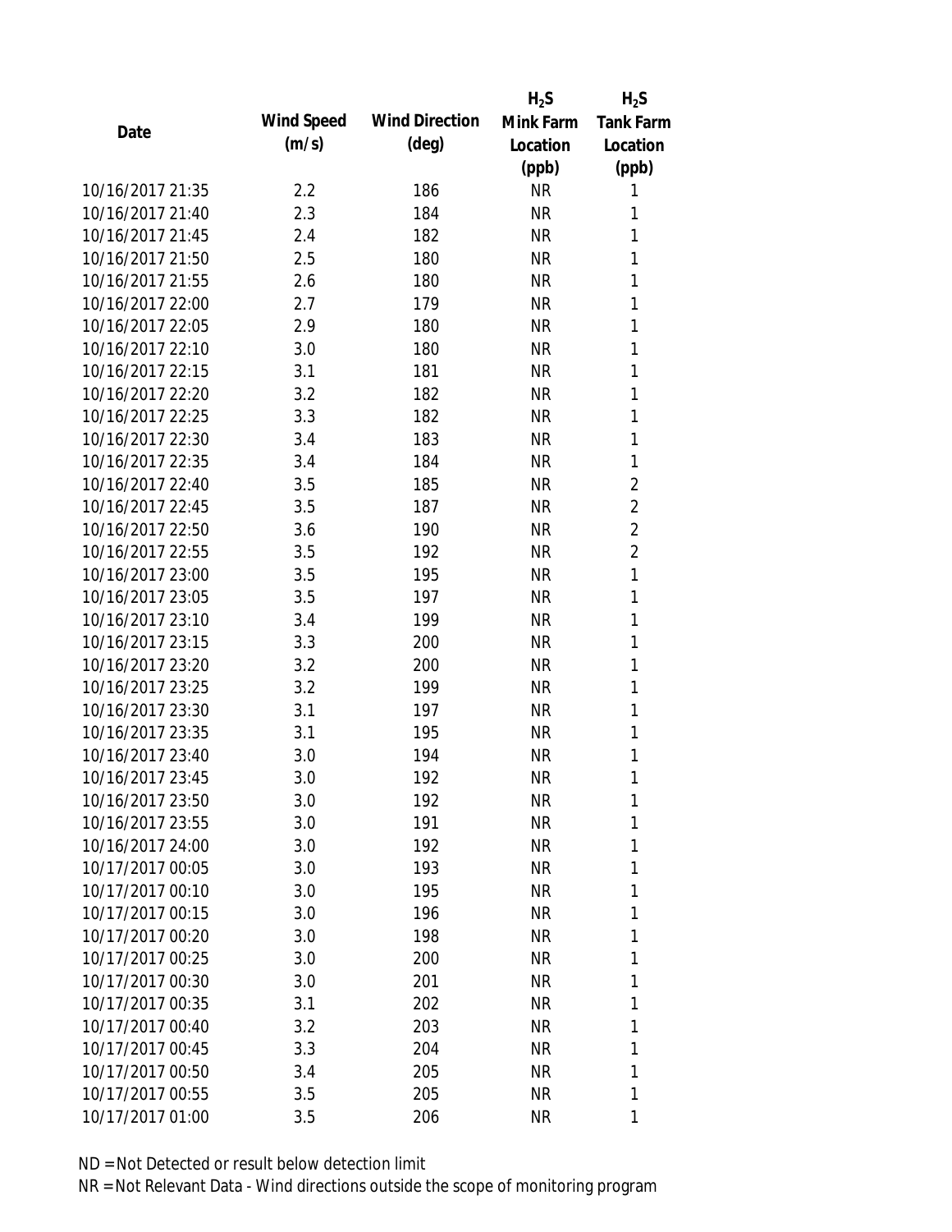| Date | Wind Speed (m/s) | Wind Direction (deg) | $H_2S$ Mink Farm Location (ppb) | $H_2S$ Tank Farm Location (ppb) |
|---|---|---|---|---|
| 10/16/2017 21:35 | 2.2 | 186 | NR | 1 |
| 10/16/2017 21:40 | 2.3 | 184 | NR | 1 |
| 10/16/2017 21:45 | 2.4 | 182 | NR | 1 |
| 10/16/2017 21:50 | 2.5 | 180 | NR | 1 |
| 10/16/2017 21:55 | 2.6 | 180 | NR | 1 |
| 10/16/2017 22:00 | 2.7 | 179 | NR | 1 |
| 10/16/2017 22:05 | 2.9 | 180 | NR | 1 |
| 10/16/2017 22:10 | 3.0 | 180 | NR | 1 |
| 10/16/2017 22:15 | 3.1 | 181 | NR | 1 |
| 10/16/2017 22:20 | 3.2 | 182 | NR | 1 |
| 10/16/2017 22:25 | 3.3 | 182 | NR | 1 |
| 10/16/2017 22:30 | 3.4 | 183 | NR | 1 |
| 10/16/2017 22:35 | 3.4 | 184 | NR | 1 |
| 10/16/2017 22:40 | 3.5 | 185 | NR | 2 |
| 10/16/2017 22:45 | 3.5 | 187 | NR | 2 |
| 10/16/2017 22:50 | 3.6 | 190 | NR | 2 |
| 10/16/2017 22:55 | 3.5 | 192 | NR | 2 |
| 10/16/2017 23:00 | 3.5 | 195 | NR | 1 |
| 10/16/2017 23:05 | 3.5 | 197 | NR | 1 |
| 10/16/2017 23:10 | 3.4 | 199 | NR | 1 |
| 10/16/2017 23:15 | 3.3 | 200 | NR | 1 |
| 10/16/2017 23:20 | 3.2 | 200 | NR | 1 |
| 10/16/2017 23:25 | 3.2 | 199 | NR | 1 |
| 10/16/2017 23:30 | 3.1 | 197 | NR | 1 |
| 10/16/2017 23:35 | 3.1 | 195 | NR | 1 |
| 10/16/2017 23:40 | 3.0 | 194 | NR | 1 |
| 10/16/2017 23:45 | 3.0 | 192 | NR | 1 |
| 10/16/2017 23:50 | 3.0 | 192 | NR | 1 |
| 10/16/2017 23:55 | 3.0 | 191 | NR | 1 |
| 10/16/2017 24:00 | 3.0 | 192 | NR | 1 |
| 10/17/2017 00:05 | 3.0 | 193 | NR | 1 |
| 10/17/2017 00:10 | 3.0 | 195 | NR | 1 |
| 10/17/2017 00:15 | 3.0 | 196 | NR | 1 |
| 10/17/2017 00:20 | 3.0 | 198 | NR | 1 |
| 10/17/2017 00:25 | 3.0 | 200 | NR | 1 |
| 10/17/2017 00:30 | 3.0 | 201 | NR | 1 |
| 10/17/2017 00:35 | 3.1 | 202 | NR | 1 |
| 10/17/2017 00:40 | 3.2 | 203 | NR | 1 |
| 10/17/2017 00:45 | 3.3 | 204 | NR | 1 |
| 10/17/2017 00:50 | 3.4 | 205 | NR | 1 |
| 10/17/2017 00:55 | 3.5 | 205 | NR | 1 |
| 10/17/2017 01:00 | 3.5 | 206 | NR | 1 |

ND = Not Detected or result below detection limit

NR = Not Relevant Data - Wind directions outside the scope of monitoring program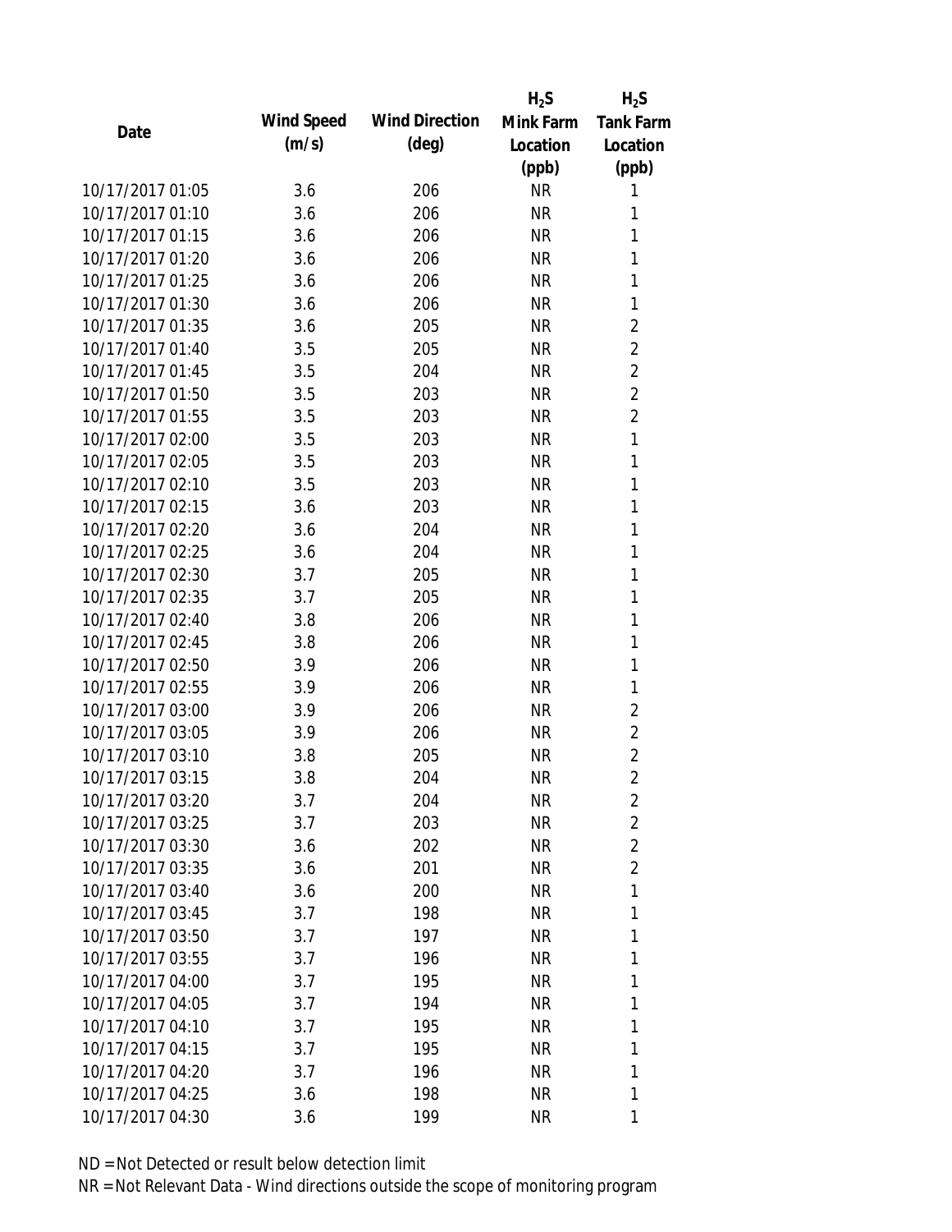| Date | Wind Speed (m/s) | Wind Direction (deg) | $H_2S$ Mink Farm Location (ppb) | $H_2S$ Tank Farm Location (ppb) |
|---|---|---|---|---|
| 10/17/2017 01:05 | 3.6 | 206 | NR | 1 |
| 10/17/2017 01:10 | 3.6 | 206 | NR | 1 |
| 10/17/2017 01:15 | 3.6 | 206 | NR | 1 |
| 10/17/2017 01:20 | 3.6 | 206 | NR | 1 |
| 10/17/2017 01:25 | 3.6 | 206 | NR | 1 |
| 10/17/2017 01:30 | 3.6 | 206 | NR | 1 |
| 10/17/2017 01:35 | 3.6 | 205 | NR | 2 |
| 10/17/2017 01:40 | 3.5 | 205 | NR | 2 |
| 10/17/2017 01:45 | 3.5 | 204 | NR | 2 |
| 10/17/2017 01:50 | 3.5 | 203 | NR | 2 |
| 10/17/2017 01:55 | 3.5 | 203 | NR | 2 |
| 10/17/2017 02:00 | 3.5 | 203 | NR | 1 |
| 10/17/2017 02:05 | 3.5 | 203 | NR | 1 |
| 10/17/2017 02:10 | 3.5 | 203 | NR | 1 |
| 10/17/2017 02:15 | 3.6 | 203 | NR | 1 |
| 10/17/2017 02:20 | 3.6 | 204 | NR | 1 |
| 10/17/2017 02:25 | 3.6 | 204 | NR | 1 |
| 10/17/2017 02:30 | 3.7 | 205 | NR | 1 |
| 10/17/2017 02:35 | 3.7 | 205 | NR | 1 |
| 10/17/2017 02:40 | 3.8 | 206 | NR | 1 |
| 10/17/2017 02:45 | 3.8 | 206 | NR | 1 |
| 10/17/2017 02:50 | 3.9 | 206 | NR | 1 |
| 10/17/2017 02:55 | 3.9 | 206 | NR | 1 |
| 10/17/2017 03:00 | 3.9 | 206 | NR | 2 |
| 10/17/2017 03:05 | 3.9 | 206 | NR | 2 |
| 10/17/2017 03:10 | 3.8 | 205 | NR | 2 |
| 10/17/2017 03:15 | 3.8 | 204 | NR | 2 |
| 10/17/2017 03:20 | 3.7 | 204 | NR | 2 |
| 10/17/2017 03:25 | 3.7 | 203 | NR | 2 |
| 10/17/2017 03:30 | 3.6 | 202 | NR | 2 |
| 10/17/2017 03:35 | 3.6 | 201 | NR | 2 |
| 10/17/2017 03:40 | 3.6 | 200 | NR | 1 |
| 10/17/2017 03:45 | 3.7 | 198 | NR | 1 |
| 10/17/2017 03:50 | 3.7 | 197 | NR | 1 |
| 10/17/2017 03:55 | 3.7 | 196 | NR | 1 |
| 10/17/2017 04:00 | 3.7 | 195 | NR | 1 |
| 10/17/2017 04:05 | 3.7 | 194 | NR | 1 |
| 10/17/2017 04:10 | 3.7 | 195 | NR | 1 |
| 10/17/2017 04:15 | 3.7 | 195 | NR | 1 |
| 10/17/2017 04:20 | 3.7 | 196 | NR | 1 |
| 10/17/2017 04:25 | 3.6 | 198 | NR | 1 |
| 10/17/2017 04:30 | 3.6 | 199 | NR | 1 |

ND = Not Detected or result below detection limit

NR = Not Relevant Data - Wind directions outside the scope of monitoring program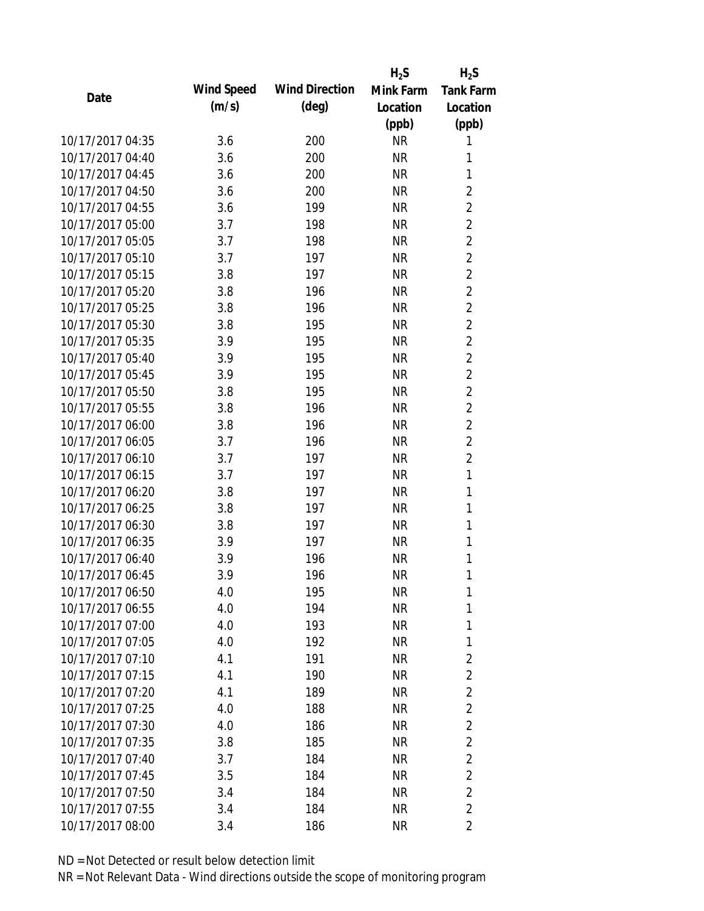| Date | Wind Speed (m/s) | Wind Direction (deg) | $H_2S$ Mink Farm Location (ppb) | $H_2S$ Tank Farm Location (ppb) |
|---|---|---|---|---|
| 10/17/2017 04:35 | 3.6 | 200 | NR | 1 |
| 10/17/2017 04:40 | 3.6 | 200 | NR | 1 |
| 10/17/2017 04:45 | 3.6 | 200 | NR | 1 |
| 10/17/2017 04:50 | 3.6 | 200 | NR | 2 |
| 10/17/2017 04:55 | 3.6 | 199 | NR | 2 |
| 10/17/2017 05:00 | 3.7 | 198 | NR | 2 |
| 10/17/2017 05:05 | 3.7 | 198 | NR | 2 |
| 10/17/2017 05:10 | 3.7 | 197 | NR | 2 |
| 10/17/2017 05:15 | 3.8 | 197 | NR | 2 |
| 10/17/2017 05:20 | 3.8 | 196 | NR | 2 |
| 10/17/2017 05:25 | 3.8 | 196 | NR | 2 |
| 10/17/2017 05:30 | 3.8 | 195 | NR | 2 |
| 10/17/2017 05:35 | 3.9 | 195 | NR | 2 |
| 10/17/2017 05:40 | 3.9 | 195 | NR | 2 |
| 10/17/2017 05:45 | 3.9 | 195 | NR | 2 |
| 10/17/2017 05:50 | 3.8 | 195 | NR | 2 |
| 10/17/2017 05:55 | 3.8 | 196 | NR | 2 |
| 10/17/2017 06:00 | 3.8 | 196 | NR | 2 |
| 10/17/2017 06:05 | 3.7 | 196 | NR | 2 |
| 10/17/2017 06:10 | 3.7 | 197 | NR | 2 |
| 10/17/2017 06:15 | 3.7 | 197 | NR | 1 |
| 10/17/2017 06:20 | 3.8 | 197 | NR | 1 |
| 10/17/2017 06:25 | 3.8 | 197 | NR | 1 |
| 10/17/2017 06:30 | 3.8 | 197 | NR | 1 |
| 10/17/2017 06:35 | 3.9 | 197 | NR | 1 |
| 10/17/2017 06:40 | 3.9 | 196 | NR | 1 |
| 10/17/2017 06:45 | 3.9 | 196 | NR | 1 |
| 10/17/2017 06:50 | 4.0 | 195 | NR | 1 |
| 10/17/2017 06:55 | 4.0 | 194 | NR | 1 |
| 10/17/2017 07:00 | 4.0 | 193 | NR | 1 |
| 10/17/2017 07:05 | 4.0 | 192 | NR | 1 |
| 10/17/2017 07:10 | 4.1 | 191 | NR | 2 |
| 10/17/2017 07:15 | 4.1 | 190 | NR | 2 |
| 10/17/2017 07:20 | 4.1 | 189 | NR | 2 |
| 10/17/2017 07:25 | 4.0 | 188 | NR | 2 |
| 10/17/2017 07:30 | 4.0 | 186 | NR | 2 |
| 10/17/2017 07:35 | 3.8 | 185 | NR | 2 |
| 10/17/2017 07:40 | 3.7 | 184 | NR | 2 |
| 10/17/2017 07:45 | 3.5 | 184 | NR | 2 |
| 10/17/2017 07:50 | 3.4 | 184 | NR | 2 |
| 10/17/2017 07:55 | 3.4 | 184 | NR | 2 |
| 10/17/2017 08:00 | 3.4 | 186 | NR | 2 |

ND = Not Detected or result below detection limit

NR = Not Relevant Data - Wind directions outside the scope of monitoring program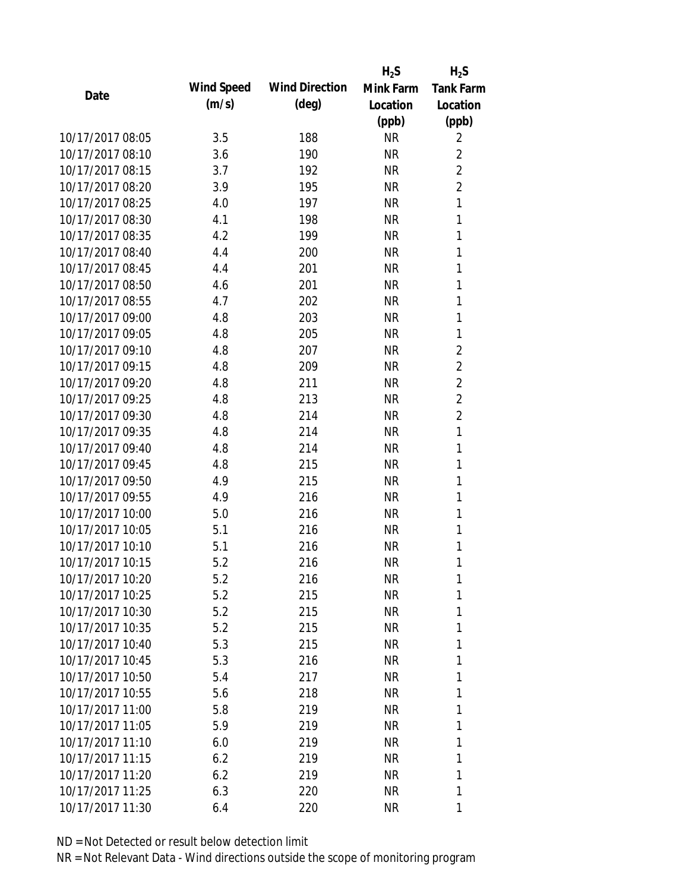| Date | Wind Speed (m/s) | Wind Direction (deg) | $H_2S$ Mink Farm Location (ppb) | $H_2S$ Tank Farm Location (ppb) |
|---|---|---|---|---|
| 10/17/2017 08:05 | 3.5 | 188 | NR | 2 |
| 10/17/2017 08:10 | 3.6 | 190 | NR | 2 |
| 10/17/2017 08:15 | 3.7 | 192 | NR | 2 |
| 10/17/2017 08:20 | 3.9 | 195 | NR | 2 |
| 10/17/2017 08:25 | 4.0 | 197 | NR | 1 |
| 10/17/2017 08:30 | 4.1 | 198 | NR | 1 |
| 10/17/2017 08:35 | 4.2 | 199 | NR | 1 |
| 10/17/2017 08:40 | 4.4 | 200 | NR | 1 |
| 10/17/2017 08:45 | 4.4 | 201 | NR | 1 |
| 10/17/2017 08:50 | 4.6 | 201 | NR | 1 |
| 10/17/2017 08:55 | 4.7 | 202 | NR | 1 |
| 10/17/2017 09:00 | 4.8 | 203 | NR | 1 |
| 10/17/2017 09:05 | 4.8 | 205 | NR | 1 |
| 10/17/2017 09:10 | 4.8 | 207 | NR | 2 |
| 10/17/2017 09:15 | 4.8 | 209 | NR | 2 |
| 10/17/2017 09:20 | 4.8 | 211 | NR | 2 |
| 10/17/2017 09:25 | 4.8 | 213 | NR | 2 |
| 10/17/2017 09:30 | 4.8 | 214 | NR | 2 |
| 10/17/2017 09:35 | 4.8 | 214 | NR | 1 |
| 10/17/2017 09:40 | 4.8 | 214 | NR | 1 |
| 10/17/2017 09:45 | 4.8 | 215 | NR | 1 |
| 10/17/2017 09:50 | 4.9 | 215 | NR | 1 |
| 10/17/2017 09:55 | 4.9 | 216 | NR | 1 |
| 10/17/2017 10:00 | 5.0 | 216 | NR | 1 |
| 10/17/2017 10:05 | 5.1 | 216 | NR | 1 |
| 10/17/2017 10:10 | 5.1 | 216 | NR | 1 |
| 10/17/2017 10:15 | 5.2 | 216 | NR | 1 |
| 10/17/2017 10:20 | 5.2 | 216 | NR | 1 |
| 10/17/2017 10:25 | 5.2 | 215 | NR | 1 |
| 10/17/2017 10:30 | 5.2 | 215 | NR | 1 |
| 10/17/2017 10:35 | 5.2 | 215 | NR | 1 |
| 10/17/2017 10:40 | 5.3 | 215 | NR | 1 |
| 10/17/2017 10:45 | 5.3 | 216 | NR | 1 |
| 10/17/2017 10:50 | 5.4 | 217 | NR | 1 |
| 10/17/2017 10:55 | 5.6 | 218 | NR | 1 |
| 10/17/2017 11:00 | 5.8 | 219 | NR | 1 |
| 10/17/2017 11:05 | 5.9 | 219 | NR | 1 |
| 10/17/2017 11:10 | 6.0 | 219 | NR | 1 |
| 10/17/2017 11:15 | 6.2 | 219 | NR | 1 |
| 10/17/2017 11:20 | 6.2 | 219 | NR | 1 |
| 10/17/2017 11:25 | 6.3 | 220 | NR | 1 |
| 10/17/2017 11:30 | 6.4 | 220 | NR | 1 |

ND = Not Detected or result below detection limit

NR = Not Relevant Data - Wind directions outside the scope of monitoring program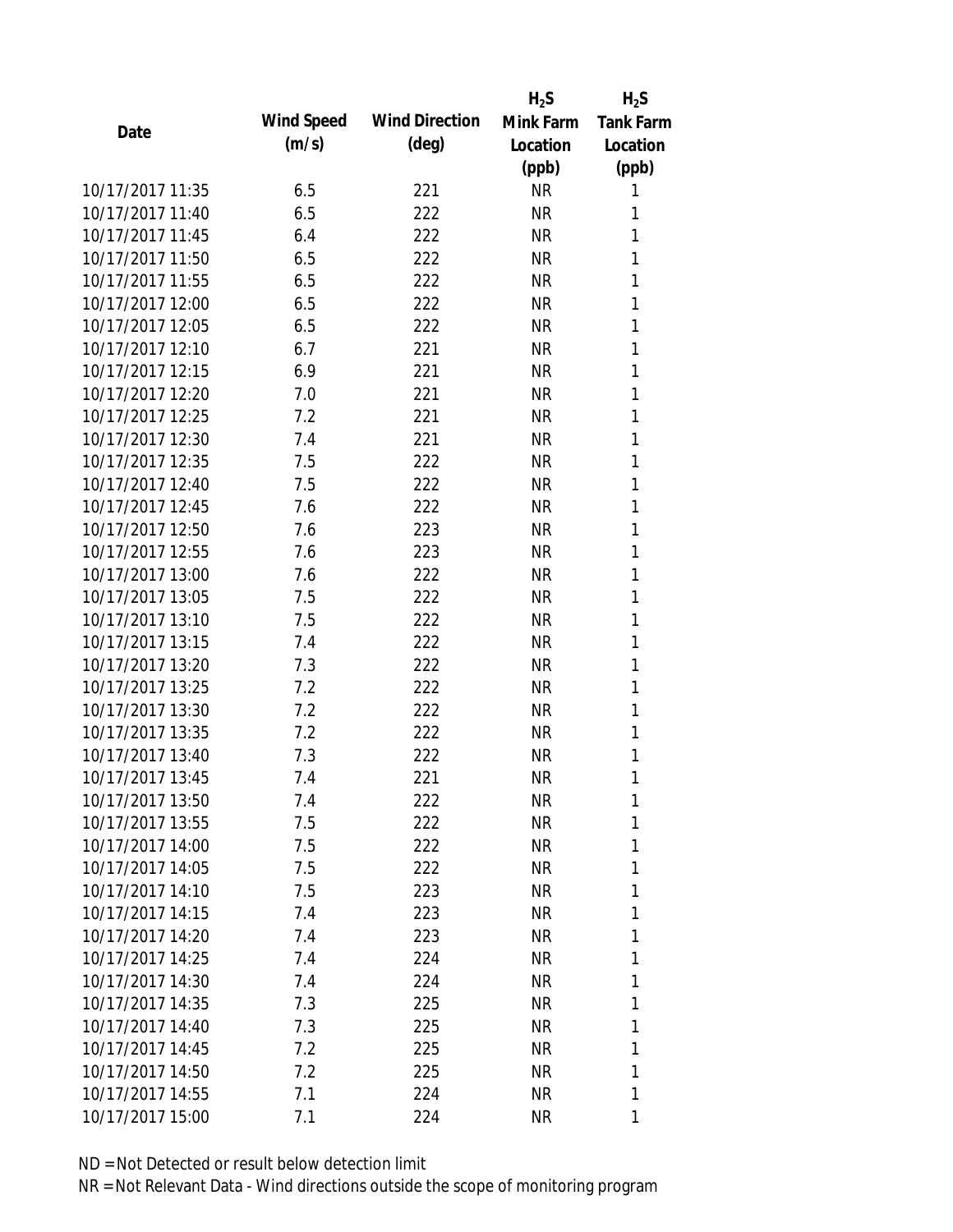| Date | Wind Speed (m/s) | Wind Direction (deg) | $H_2S$ Mink Farm Location (ppb) | $H_2S$ Tank Farm Location (ppb) |
| --- | --- | --- | --- | --- |
| 10/17/2017 11:35 | 6.5 | 221 | NR | 1 |
| 10/17/2017 11:40 | 6.5 | 222 | NR | 1 |
| 10/17/2017 11:45 | 6.4 | 222 | NR | 1 |
| 10/17/2017 11:50 | 6.5 | 222 | NR | 1 |
| 10/17/2017 11:55 | 6.5 | 222 | NR | 1 |
| 10/17/2017 12:00 | 6.5 | 222 | NR | 1 |
| 10/17/2017 12:05 | 6.5 | 222 | NR | 1 |
| 10/17/2017 12:10 | 6.7 | 221 | NR | 1 |
| 10/17/2017 12:15 | 6.9 | 221 | NR | 1 |
| 10/17/2017 12:20 | 7.0 | 221 | NR | 1 |
| 10/17/2017 12:25 | 7.2 | 221 | NR | 1 |
| 10/17/2017 12:30 | 7.4 | 221 | NR | 1 |
| 10/17/2017 12:35 | 7.5 | 222 | NR | 1 |
| 10/17/2017 12:40 | 7.5 | 222 | NR | 1 |
| 10/17/2017 12:45 | 7.6 | 222 | NR | 1 |
| 10/17/2017 12:50 | 7.6 | 223 | NR | 1 |
| 10/17/2017 12:55 | 7.6 | 223 | NR | 1 |
| 10/17/2017 13:00 | 7.6 | 222 | NR | 1 |
| 10/17/2017 13:05 | 7.5 | 222 | NR | 1 |
| 10/17/2017 13:10 | 7.5 | 222 | NR | 1 |
| 10/17/2017 13:15 | 7.4 | 222 | NR | 1 |
| 10/17/2017 13:20 | 7.3 | 222 | NR | 1 |
| 10/17/2017 13:25 | 7.2 | 222 | NR | 1 |
| 10/17/2017 13:30 | 7.2 | 222 | NR | 1 |
| 10/17/2017 13:35 | 7.2 | 222 | NR | 1 |
| 10/17/2017 13:40 | 7.3 | 222 | NR | 1 |
| 10/17/2017 13:45 | 7.4 | 221 | NR | 1 |
| 10/17/2017 13:50 | 7.4 | 222 | NR | 1 |
| 10/17/2017 13:55 | 7.5 | 222 | NR | 1 |
| 10/17/2017 14:00 | 7.5 | 222 | NR | 1 |
| 10/17/2017 14:05 | 7.5 | 222 | NR | 1 |
| 10/17/2017 14:10 | 7.5 | 223 | NR | 1 |
| 10/17/2017 14:15 | 7.4 | 223 | NR | 1 |
| 10/17/2017 14:20 | 7.4 | 223 | NR | 1 |
| 10/17/2017 14:25 | 7.4 | 224 | NR | 1 |
| 10/17/2017 14:30 | 7.4 | 224 | NR | 1 |
| 10/17/2017 14:35 | 7.3 | 225 | NR | 1 |
| 10/17/2017 14:40 | 7.3 | 225 | NR | 1 |
| 10/17/2017 14:45 | 7.2 | 225 | NR | 1 |
| 10/17/2017 14:50 | 7.2 | 225 | NR | 1 |
| 10/17/2017 14:55 | 7.1 | 224 | NR | 1 |
| 10/17/2017 15:00 | 7.1 | 224 | NR | 1 |

ND = Not Detected or result below detection limit

NR = Not Relevant Data - Wind directions outside the scope of monitoring program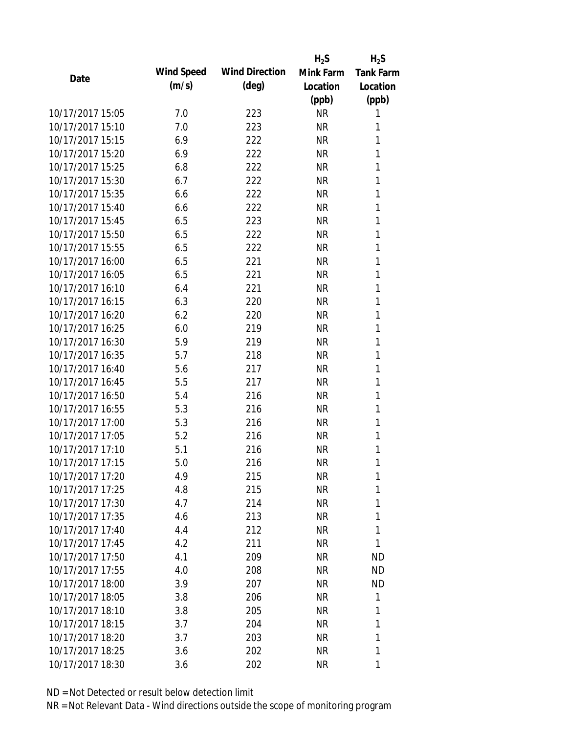| Date | Wind Speed (m/s) | Wind Direction (deg) | $H_2S$ Mink Farm Location (ppb) | $H_2S$ Tank Farm Location (ppb) |
|---|---|---|---|---|
| 10/17/2017 15:05 | 7.0 | 223 | NR | 1 |
| 10/17/2017 15:10 | 7.0 | 223 | NR | 1 |
| 10/17/2017 15:15 | 6.9 | 222 | NR | 1 |
| 10/17/2017 15:20 | 6.9 | 222 | NR | 1 |
| 10/17/2017 15:25 | 6.8 | 222 | NR | 1 |
| 10/17/2017 15:30 | 6.7 | 222 | NR | 1 |
| 10/17/2017 15:35 | 6.6 | 222 | NR | 1 |
| 10/17/2017 15:40 | 6.6 | 222 | NR | 1 |
| 10/17/2017 15:45 | 6.5 | 223 | NR | 1 |
| 10/17/2017 15:50 | 6.5 | 222 | NR | 1 |
| 10/17/2017 15:55 | 6.5 | 222 | NR | 1 |
| 10/17/2017 16:00 | 6.5 | 221 | NR | 1 |
| 10/17/2017 16:05 | 6.5 | 221 | NR | 1 |
| 10/17/2017 16:10 | 6.4 | 221 | NR | 1 |
| 10/17/2017 16:15 | 6.3 | 220 | NR | 1 |
| 10/17/2017 16:20 | 6.2 | 220 | NR | 1 |
| 10/17/2017 16:25 | 6.0 | 219 | NR | 1 |
| 10/17/2017 16:30 | 5.9 | 219 | NR | 1 |
| 10/17/2017 16:35 | 5.7 | 218 | NR | 1 |
| 10/17/2017 16:40 | 5.6 | 217 | NR | 1 |
| 10/17/2017 16:45 | 5.5 | 217 | NR | 1 |
| 10/17/2017 16:50 | 5.4 | 216 | NR | 1 |
| 10/17/2017 16:55 | 5.3 | 216 | NR | 1 |
| 10/17/2017 17:00 | 5.3 | 216 | NR | 1 |
| 10/17/2017 17:05 | 5.2 | 216 | NR | 1 |
| 10/17/2017 17:10 | 5.1 | 216 | NR | 1 |
| 10/17/2017 17:15 | 5.0 | 216 | NR | 1 |
| 10/17/2017 17:20 | 4.9 | 215 | NR | 1 |
| 10/17/2017 17:25 | 4.8 | 215 | NR | 1 |
| 10/17/2017 17:30 | 4.7 | 214 | NR | 1 |
| 10/17/2017 17:35 | 4.6 | 213 | NR | 1 |
| 10/17/2017 17:40 | 4.4 | 212 | NR | 1 |
| 10/17/2017 17:45 | 4.2 | 211 | NR | 1 |
| 10/17/2017 17:50 | 4.1 | 209 | NR | ND |
| 10/17/2017 17:55 | 4.0 | 208 | NR | ND |
| 10/17/2017 18:00 | 3.9 | 207 | NR | ND |
| 10/17/2017 18:05 | 3.8 | 206 | NR | 1 |
| 10/17/2017 18:10 | 3.8 | 205 | NR | 1 |
| 10/17/2017 18:15 | 3.7 | 204 | NR | 1 |
| 10/17/2017 18:20 | 3.7 | 203 | NR | 1 |
| 10/17/2017 18:25 | 3.6 | 202 | NR | 1 |
| 10/17/2017 18:30 | 3.6 | 202 | NR | 1 |

ND = Not Detected or result below detection limit

NR = Not Relevant Data - Wind directions outside the scope of monitoring program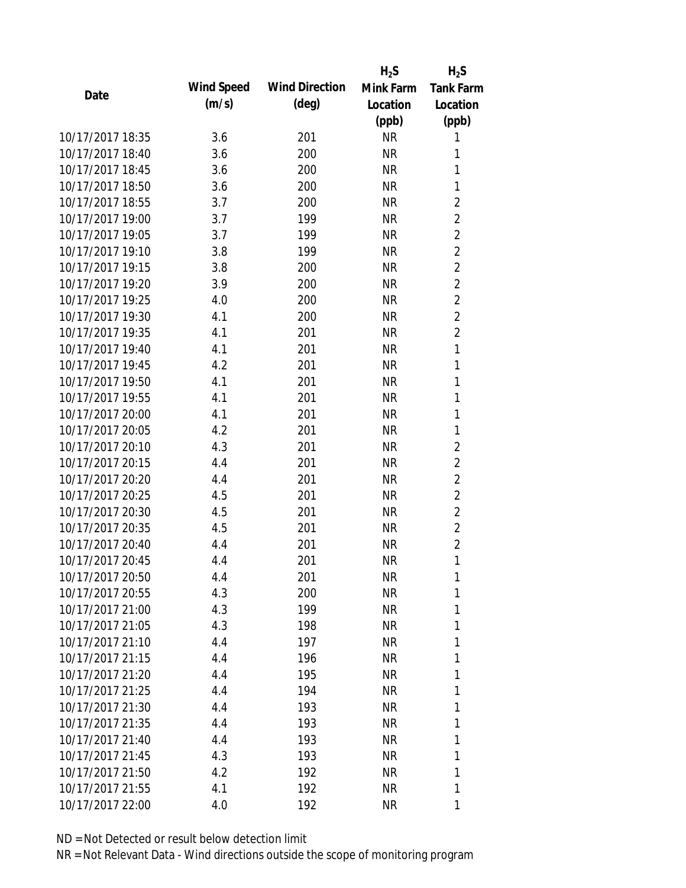| Date | Wind Speed (m/s) | Wind Direction (deg) | $H_2S$ Mink Farm Location (ppb) | $H_2S$ Tank Farm Location (ppb) |
|---|---|---|---|---|
| 10/17/2017 18:35 | 3.6 | 201 | NR | 1 |
| 10/17/2017 18:40 | 3.6 | 200 | NR | 1 |
| 10/17/2017 18:45 | 3.6 | 200 | NR | 1 |
| 10/17/2017 18:50 | 3.6 | 200 | NR | 1 |
| 10/17/2017 18:55 | 3.7 | 200 | NR | 2 |
| 10/17/2017 19:00 | 3.7 | 199 | NR | 2 |
| 10/17/2017 19:05 | 3.7 | 199 | NR | 2 |
| 10/17/2017 19:10 | 3.8 | 199 | NR | 2 |
| 10/17/2017 19:15 | 3.8 | 200 | NR | 2 |
| 10/17/2017 19:20 | 3.9 | 200 | NR | 2 |
| 10/17/2017 19:25 | 4.0 | 200 | NR | 2 |
| 10/17/2017 19:30 | 4.1 | 200 | NR | 2 |
| 10/17/2017 19:35 | 4.1 | 201 | NR | 2 |
| 10/17/2017 19:40 | 4.1 | 201 | NR | 1 |
| 10/17/2017 19:45 | 4.2 | 201 | NR | 1 |
| 10/17/2017 19:50 | 4.1 | 201 | NR | 1 |
| 10/17/2017 19:55 | 4.1 | 201 | NR | 1 |
| 10/17/2017 20:00 | 4.1 | 201 | NR | 1 |
| 10/17/2017 20:05 | 4.2 | 201 | NR | 1 |
| 10/17/2017 20:10 | 4.3 | 201 | NR | 2 |
| 10/17/2017 20:15 | 4.4 | 201 | NR | 2 |
| 10/17/2017 20:20 | 4.4 | 201 | NR | 2 |
| 10/17/2017 20:25 | 4.5 | 201 | NR | 2 |
| 10/17/2017 20:30 | 4.5 | 201 | NR | 2 |
| 10/17/2017 20:35 | 4.5 | 201 | NR | 2 |
| 10/17/2017 20:40 | 4.4 | 201 | NR | 2 |
| 10/17/2017 20:45 | 4.4 | 201 | NR | 1 |
| 10/17/2017 20:50 | 4.4 | 201 | NR | 1 |
| 10/17/2017 20:55 | 4.3 | 200 | NR | 1 |
| 10/17/2017 21:00 | 4.3 | 199 | NR | 1 |
| 10/17/2017 21:05 | 4.3 | 198 | NR | 1 |
| 10/17/2017 21:10 | 4.4 | 197 | NR | 1 |
| 10/17/2017 21:15 | 4.4 | 196 | NR | 1 |
| 10/17/2017 21:20 | 4.4 | 195 | NR | 1 |
| 10/17/2017 21:25 | 4.4 | 194 | NR | 1 |
| 10/17/2017 21:30 | 4.4 | 193 | NR | 1 |
| 10/17/2017 21:35 | 4.4 | 193 | NR | 1 |
| 10/17/2017 21:40 | 4.4 | 193 | NR | 1 |
| 10/17/2017 21:45 | 4.3 | 193 | NR | 1 |
| 10/17/2017 21:50 | 4.2 | 192 | NR | 1 |
| 10/17/2017 21:55 | 4.1 | 192 | NR | 1 |
| 10/17/2017 22:00 | 4.0 | 192 | NR | 1 |

ND = Not Detected or result below detection limit

NR = Not Relevant Data - Wind directions outside the scope of monitoring program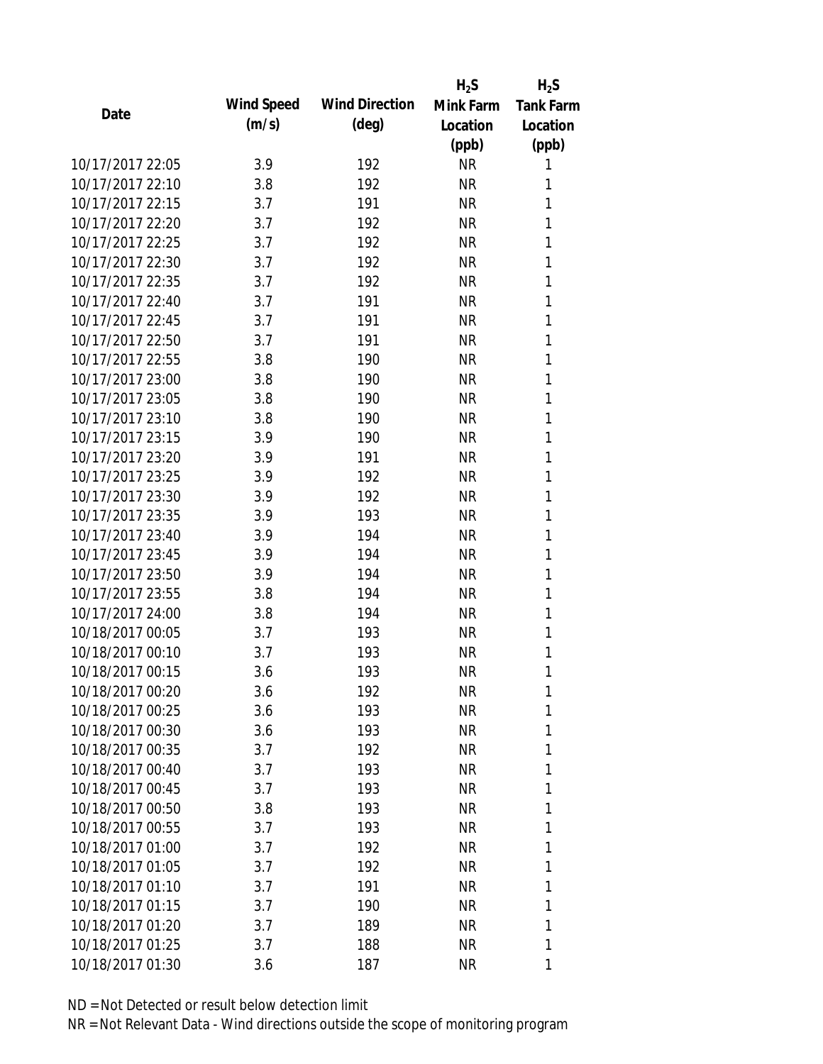| Date | Wind Speed (m/s) | Wind Direction (deg) | $H_2S$ Mink Farm Location (ppb) | $H_2S$ Tank Farm Location (ppb) |
|---|---|---|---|---|
| 10/17/2017 22:05 | 3.9 | 192 | NR | 1 |
| 10/17/2017 22:10 | 3.8 | 192 | NR | 1 |
| 10/17/2017 22:15 | 3.7 | 191 | NR | 1 |
| 10/17/2017 22:20 | 3.7 | 192 | NR | 1 |
| 10/17/2017 22:25 | 3.7 | 192 | NR | 1 |
| 10/17/2017 22:30 | 3.7 | 192 | NR | 1 |
| 10/17/2017 22:35 | 3.7 | 192 | NR | 1 |
| 10/17/2017 22:40 | 3.7 | 191 | NR | 1 |
| 10/17/2017 22:45 | 3.7 | 191 | NR | 1 |
| 10/17/2017 22:50 | 3.7 | 191 | NR | 1 |
| 10/17/2017 22:55 | 3.8 | 190 | NR | 1 |
| 10/17/2017 23:00 | 3.8 | 190 | NR | 1 |
| 10/17/2017 23:05 | 3.8 | 190 | NR | 1 |
| 10/17/2017 23:10 | 3.8 | 190 | NR | 1 |
| 10/17/2017 23:15 | 3.9 | 190 | NR | 1 |
| 10/17/2017 23:20 | 3.9 | 191 | NR | 1 |
| 10/17/2017 23:25 | 3.9 | 192 | NR | 1 |
| 10/17/2017 23:30 | 3.9 | 192 | NR | 1 |
| 10/17/2017 23:35 | 3.9 | 193 | NR | 1 |
| 10/17/2017 23:40 | 3.9 | 194 | NR | 1 |
| 10/17/2017 23:45 | 3.9 | 194 | NR | 1 |
| 10/17/2017 23:50 | 3.9 | 194 | NR | 1 |
| 10/17/2017 23:55 | 3.8 | 194 | NR | 1 |
| 10/17/2017 24:00 | 3.8 | 194 | NR | 1 |
| 10/18/2017 00:05 | 3.7 | 193 | NR | 1 |
| 10/18/2017 00:10 | 3.7 | 193 | NR | 1 |
| 10/18/2017 00:15 | 3.6 | 193 | NR | 1 |
| 10/18/2017 00:20 | 3.6 | 192 | NR | 1 |
| 10/18/2017 00:25 | 3.6 | 193 | NR | 1 |
| 10/18/2017 00:30 | 3.6 | 193 | NR | 1 |
| 10/18/2017 00:35 | 3.7 | 192 | NR | 1 |
| 10/18/2017 00:40 | 3.7 | 193 | NR | 1 |
| 10/18/2017 00:45 | 3.7 | 193 | NR | 1 |
| 10/18/2017 00:50 | 3.8 | 193 | NR | 1 |
| 10/18/2017 00:55 | 3.7 | 193 | NR | 1 |
| 10/18/2017 01:00 | 3.7 | 192 | NR | 1 |
| 10/18/2017 01:05 | 3.7 | 192 | NR | 1 |
| 10/18/2017 01:10 | 3.7 | 191 | NR | 1 |
| 10/18/2017 01:15 | 3.7 | 190 | NR | 1 |
| 10/18/2017 01:20 | 3.7 | 189 | NR | 1 |
| 10/18/2017 01:25 | 3.7 | 188 | NR | 1 |
| 10/18/2017 01:30 | 3.6 | 187 | NR | 1 |

ND = Not Detected or result below detection limit

NR = Not Relevant Data - Wind directions outside the scope of monitoring program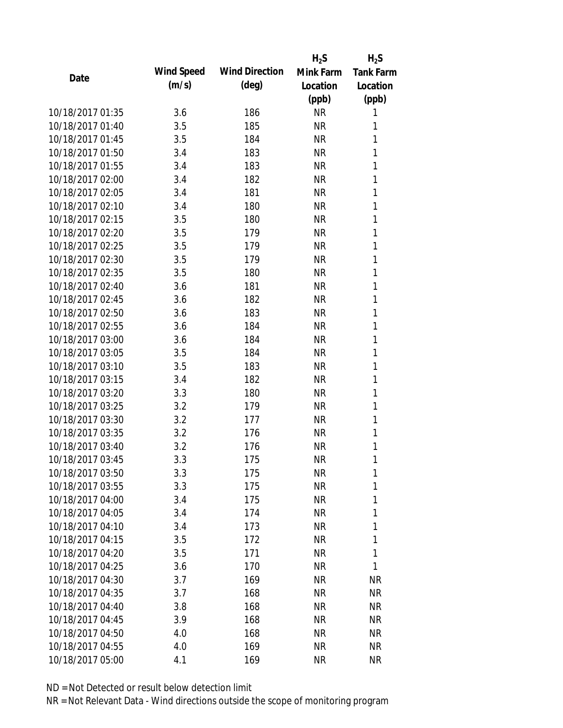| Date | Wind Speed (m/s) | Wind Direction (deg) | $H_2S$ Mink Farm Location (ppb) | $H_2S$ Tank Farm Location (ppb) |
|---|---|---|---|---|
| 10/18/2017 01:35 | 3.6 | 186 | NR | 1 |
| 10/18/2017 01:40 | 3.5 | 185 | NR | 1 |
| 10/18/2017 01:45 | 3.5 | 184 | NR | 1 |
| 10/18/2017 01:50 | 3.4 | 183 | NR | 1 |
| 10/18/2017 01:55 | 3.4 | 183 | NR | 1 |
| 10/18/2017 02:00 | 3.4 | 182 | NR | 1 |
| 10/18/2017 02:05 | 3.4 | 181 | NR | 1 |
| 10/18/2017 02:10 | 3.4 | 180 | NR | 1 |
| 10/18/2017 02:15 | 3.5 | 180 | NR | 1 |
| 10/18/2017 02:20 | 3.5 | 179 | NR | 1 |
| 10/18/2017 02:25 | 3.5 | 179 | NR | 1 |
| 10/18/2017 02:30 | 3.5 | 179 | NR | 1 |
| 10/18/2017 02:35 | 3.5 | 180 | NR | 1 |
| 10/18/2017 02:40 | 3.6 | 181 | NR | 1 |
| 10/18/2017 02:45 | 3.6 | 182 | NR | 1 |
| 10/18/2017 02:50 | 3.6 | 183 | NR | 1 |
| 10/18/2017 02:55 | 3.6 | 184 | NR | 1 |
| 10/18/2017 03:00 | 3.6 | 184 | NR | 1 |
| 10/18/2017 03:05 | 3.5 | 184 | NR | 1 |
| 10/18/2017 03:10 | 3.5 | 183 | NR | 1 |
| 10/18/2017 03:15 | 3.4 | 182 | NR | 1 |
| 10/18/2017 03:20 | 3.3 | 180 | NR | 1 |
| 10/18/2017 03:25 | 3.2 | 179 | NR | 1 |
| 10/18/2017 03:30 | 3.2 | 177 | NR | 1 |
| 10/18/2017 03:35 | 3.2 | 176 | NR | 1 |
| 10/18/2017 03:40 | 3.2 | 176 | NR | 1 |
| 10/18/2017 03:45 | 3.3 | 175 | NR | 1 |
| 10/18/2017 03:50 | 3.3 | 175 | NR | 1 |
| 10/18/2017 03:55 | 3.3 | 175 | NR | 1 |
| 10/18/2017 04:00 | 3.4 | 175 | NR | 1 |
| 10/18/2017 04:05 | 3.4 | 174 | NR | 1 |
| 10/18/2017 04:10 | 3.4 | 173 | NR | 1 |
| 10/18/2017 04:15 | 3.5 | 172 | NR | 1 |
| 10/18/2017 04:20 | 3.5 | 171 | NR | 1 |
| 10/18/2017 04:25 | 3.6 | 170 | NR | 1 |
| 10/18/2017 04:30 | 3.7 | 169 | NR | NR |
| 10/18/2017 04:35 | 3.7 | 168 | NR | NR |
| 10/18/2017 04:40 | 3.8 | 168 | NR | NR |
| 10/18/2017 04:45 | 3.9 | 168 | NR | NR |
| 10/18/2017 04:50 | 4.0 | 168 | NR | NR |
| 10/18/2017 04:55 | 4.0 | 169 | NR | NR |
| 10/18/2017 05:00 | 4.1 | 169 | NR | NR |

ND = Not Detected or result below detection limit

NR = Not Relevant Data - Wind directions outside the scope of monitoring program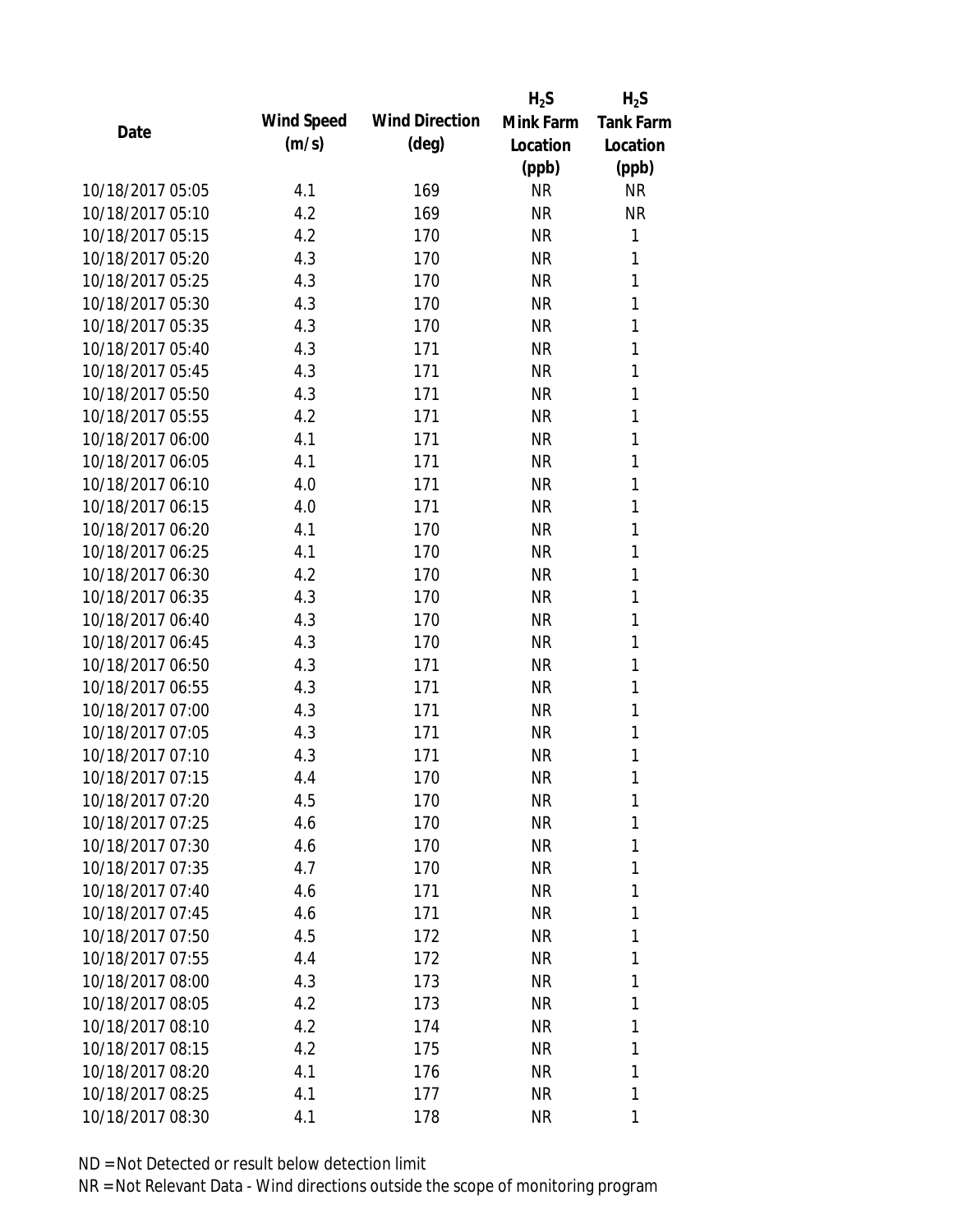| Date | Wind Speed (m/s) | Wind Direction (deg) | $H_2S$ Mink Farm Location (ppb) | $H_2S$ Tank Farm Location (ppb) |
|---|---|---|---|---|
| 10/18/2017 05:05 | 4.1 | 169 | NR | NR |
| 10/18/2017 05:10 | 4.2 | 169 | NR | NR |
| 10/18/2017 05:15 | 4.2 | 170 | NR | 1 |
| 10/18/2017 05:20 | 4.3 | 170 | NR | 1 |
| 10/18/2017 05:25 | 4.3 | 170 | NR | 1 |
| 10/18/2017 05:30 | 4.3 | 170 | NR | 1 |
| 10/18/2017 05:35 | 4.3 | 170 | NR | 1 |
| 10/18/2017 05:40 | 4.3 | 171 | NR | 1 |
| 10/18/2017 05:45 | 4.3 | 171 | NR | 1 |
| 10/18/2017 05:50 | 4.3 | 171 | NR | 1 |
| 10/18/2017 05:55 | 4.2 | 171 | NR | 1 |
| 10/18/2017 06:00 | 4.1 | 171 | NR | 1 |
| 10/18/2017 06:05 | 4.1 | 171 | NR | 1 |
| 10/18/2017 06:10 | 4.0 | 171 | NR | 1 |
| 10/18/2017 06:15 | 4.0 | 171 | NR | 1 |
| 10/18/2017 06:20 | 4.1 | 170 | NR | 1 |
| 10/18/2017 06:25 | 4.1 | 170 | NR | 1 |
| 10/18/2017 06:30 | 4.2 | 170 | NR | 1 |
| 10/18/2017 06:35 | 4.3 | 170 | NR | 1 |
| 10/18/2017 06:40 | 4.3 | 170 | NR | 1 |
| 10/18/2017 06:45 | 4.3 | 170 | NR | 1 |
| 10/18/2017 06:50 | 4.3 | 171 | NR | 1 |
| 10/18/2017 06:55 | 4.3 | 171 | NR | 1 |
| 10/18/2017 07:00 | 4.3 | 171 | NR | 1 |
| 10/18/2017 07:05 | 4.3 | 171 | NR | 1 |
| 10/18/2017 07:10 | 4.3 | 171 | NR | 1 |
| 10/18/2017 07:15 | 4.4 | 170 | NR | 1 |
| 10/18/2017 07:20 | 4.5 | 170 | NR | 1 |
| 10/18/2017 07:25 | 4.6 | 170 | NR | 1 |
| 10/18/2017 07:30 | 4.6 | 170 | NR | 1 |
| 10/18/2017 07:35 | 4.7 | 170 | NR | 1 |
| 10/18/2017 07:40 | 4.6 | 171 | NR | 1 |
| 10/18/2017 07:45 | 4.6 | 171 | NR | 1 |
| 10/18/2017 07:50 | 4.5 | 172 | NR | 1 |
| 10/18/2017 07:55 | 4.4 | 172 | NR | 1 |
| 10/18/2017 08:00 | 4.3 | 173 | NR | 1 |
| 10/18/2017 08:05 | 4.2 | 173 | NR | 1 |
| 10/18/2017 08:10 | 4.2 | 174 | NR | 1 |
| 10/18/2017 08:15 | 4.2 | 175 | NR | 1 |
| 10/18/2017 08:20 | 4.1 | 176 | NR | 1 |
| 10/18/2017 08:25 | 4.1 | 177 | NR | 1 |
| 10/18/2017 08:30 | 4.1 | 178 | NR | 1 |

ND = Not Detected or result below detection limit

NR = Not Relevant Data - Wind directions outside the scope of monitoring program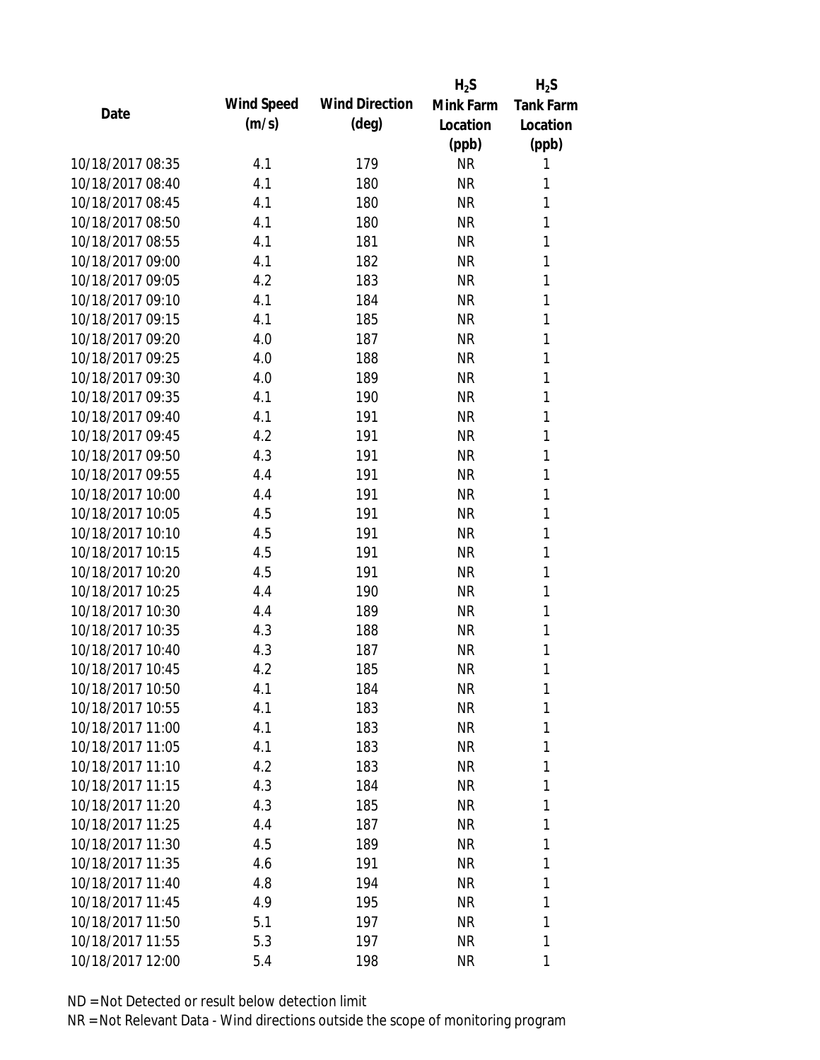| Date | Wind Speed (m/s) | Wind Direction (deg) | $H_2S$ Mink Farm Location (ppb) | $H_2S$ Tank Farm Location (ppb) |
|---|---|---|---|---|
| 10/18/2017 08:35 | 4.1 | 179 | NR | 1 |
| 10/18/2017 08:40 | 4.1 | 180 | NR | 1 |
| 10/18/2017 08:45 | 4.1 | 180 | NR | 1 |
| 10/18/2017 08:50 | 4.1 | 180 | NR | 1 |
| 10/18/2017 08:55 | 4.1 | 181 | NR | 1 |
| 10/18/2017 09:00 | 4.1 | 182 | NR | 1 |
| 10/18/2017 09:05 | 4.2 | 183 | NR | 1 |
| 10/18/2017 09:10 | 4.1 | 184 | NR | 1 |
| 10/18/2017 09:15 | 4.1 | 185 | NR | 1 |
| 10/18/2017 09:20 | 4.0 | 187 | NR | 1 |
| 10/18/2017 09:25 | 4.0 | 188 | NR | 1 |
| 10/18/2017 09:30 | 4.0 | 189 | NR | 1 |
| 10/18/2017 09:35 | 4.1 | 190 | NR | 1 |
| 10/18/2017 09:40 | 4.1 | 191 | NR | 1 |
| 10/18/2017 09:45 | 4.2 | 191 | NR | 1 |
| 10/18/2017 09:50 | 4.3 | 191 | NR | 1 |
| 10/18/2017 09:55 | 4.4 | 191 | NR | 1 |
| 10/18/2017 10:00 | 4.4 | 191 | NR | 1 |
| 10/18/2017 10:05 | 4.5 | 191 | NR | 1 |
| 10/18/2017 10:10 | 4.5 | 191 | NR | 1 |
| 10/18/2017 10:15 | 4.5 | 191 | NR | 1 |
| 10/18/2017 10:20 | 4.5 | 191 | NR | 1 |
| 10/18/2017 10:25 | 4.4 | 190 | NR | 1 |
| 10/18/2017 10:30 | 4.4 | 189 | NR | 1 |
| 10/18/2017 10:35 | 4.3 | 188 | NR | 1 |
| 10/18/2017 10:40 | 4.3 | 187 | NR | 1 |
| 10/18/2017 10:45 | 4.2 | 185 | NR | 1 |
| 10/18/2017 10:50 | 4.1 | 184 | NR | 1 |
| 10/18/2017 10:55 | 4.1 | 183 | NR | 1 |
| 10/18/2017 11:00 | 4.1 | 183 | NR | 1 |
| 10/18/2017 11:05 | 4.1 | 183 | NR | 1 |
| 10/18/2017 11:10 | 4.2 | 183 | NR | 1 |
| 10/18/2017 11:15 | 4.3 | 184 | NR | 1 |
| 10/18/2017 11:20 | 4.3 | 185 | NR | 1 |
| 10/18/2017 11:25 | 4.4 | 187 | NR | 1 |
| 10/18/2017 11:30 | 4.5 | 189 | NR | 1 |
| 10/18/2017 11:35 | 4.6 | 191 | NR | 1 |
| 10/18/2017 11:40 | 4.8 | 194 | NR | 1 |
| 10/18/2017 11:45 | 4.9 | 195 | NR | 1 |
| 10/18/2017 11:50 | 5.1 | 197 | NR | 1 |
| 10/18/2017 11:55 | 5.3 | 197 | NR | 1 |
| 10/18/2017 12:00 | 5.4 | 198 | NR | 1 |

ND = Not Detected or result below detection limit

NR = Not Relevant Data - Wind directions outside the scope of monitoring program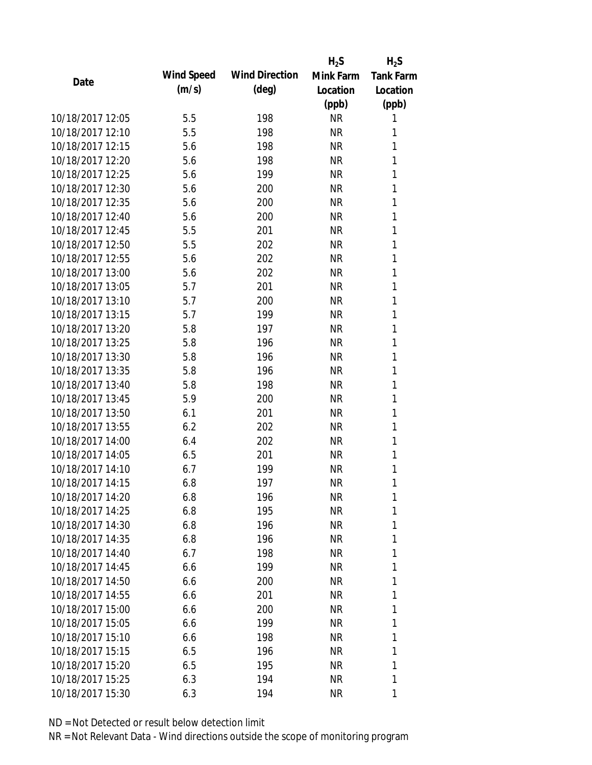| Date | Wind Speed (m/s) | Wind Direction (deg) | $H_2S$ Mink Farm Location (ppb) | $H_2S$ Tank Farm Location (ppb) |
|---|---|---|---|---|
| 10/18/2017 12:05 | 5.5 | 198 | NR | 1 |
| 10/18/2017 12:10 | 5.5 | 198 | NR | 1 |
| 10/18/2017 12:15 | 5.6 | 198 | NR | 1 |
| 10/18/2017 12:20 | 5.6 | 198 | NR | 1 |
| 10/18/2017 12:25 | 5.6 | 199 | NR | 1 |
| 10/18/2017 12:30 | 5.6 | 200 | NR | 1 |
| 10/18/2017 12:35 | 5.6 | 200 | NR | 1 |
| 10/18/2017 12:40 | 5.6 | 200 | NR | 1 |
| 10/18/2017 12:45 | 5.5 | 201 | NR | 1 |
| 10/18/2017 12:50 | 5.5 | 202 | NR | 1 |
| 10/18/2017 12:55 | 5.6 | 202 | NR | 1 |
| 10/18/2017 13:00 | 5.6 | 202 | NR | 1 |
| 10/18/2017 13:05 | 5.7 | 201 | NR | 1 |
| 10/18/2017 13:10 | 5.7 | 200 | NR | 1 |
| 10/18/2017 13:15 | 5.7 | 199 | NR | 1 |
| 10/18/2017 13:20 | 5.8 | 197 | NR | 1 |
| 10/18/2017 13:25 | 5.8 | 196 | NR | 1 |
| 10/18/2017 13:30 | 5.8 | 196 | NR | 1 |
| 10/18/2017 13:35 | 5.8 | 196 | NR | 1 |
| 10/18/2017 13:40 | 5.8 | 198 | NR | 1 |
| 10/18/2017 13:45 | 5.9 | 200 | NR | 1 |
| 10/18/2017 13:50 | 6.1 | 201 | NR | 1 |
| 10/18/2017 13:55 | 6.2 | 202 | NR | 1 |
| 10/18/2017 14:00 | 6.4 | 202 | NR | 1 |
| 10/18/2017 14:05 | 6.5 | 201 | NR | 1 |
| 10/18/2017 14:10 | 6.7 | 199 | NR | 1 |
| 10/18/2017 14:15 | 6.8 | 197 | NR | 1 |
| 10/18/2017 14:20 | 6.8 | 196 | NR | 1 |
| 10/18/2017 14:25 | 6.8 | 195 | NR | 1 |
| 10/18/2017 14:30 | 6.8 | 196 | NR | 1 |
| 10/18/2017 14:35 | 6.8 | 196 | NR | 1 |
| 10/18/2017 14:40 | 6.7 | 198 | NR | 1 |
| 10/18/2017 14:45 | 6.6 | 199 | NR | 1 |
| 10/18/2017 14:50 | 6.6 | 200 | NR | 1 |
| 10/18/2017 14:55 | 6.6 | 201 | NR | 1 |
| 10/18/2017 15:00 | 6.6 | 200 | NR | 1 |
| 10/18/2017 15:05 | 6.6 | 199 | NR | 1 |
| 10/18/2017 15:10 | 6.6 | 198 | NR | 1 |
| 10/18/2017 15:15 | 6.5 | 196 | NR | 1 |
| 10/18/2017 15:20 | 6.5 | 195 | NR | 1 |
| 10/18/2017 15:25 | 6.3 | 194 | NR | 1 |
| 10/18/2017 15:30 | 6.3 | 194 | NR | 1 |

ND = Not Detected or result below detection limit

NR = Not Relevant Data - Wind directions outside the scope of monitoring program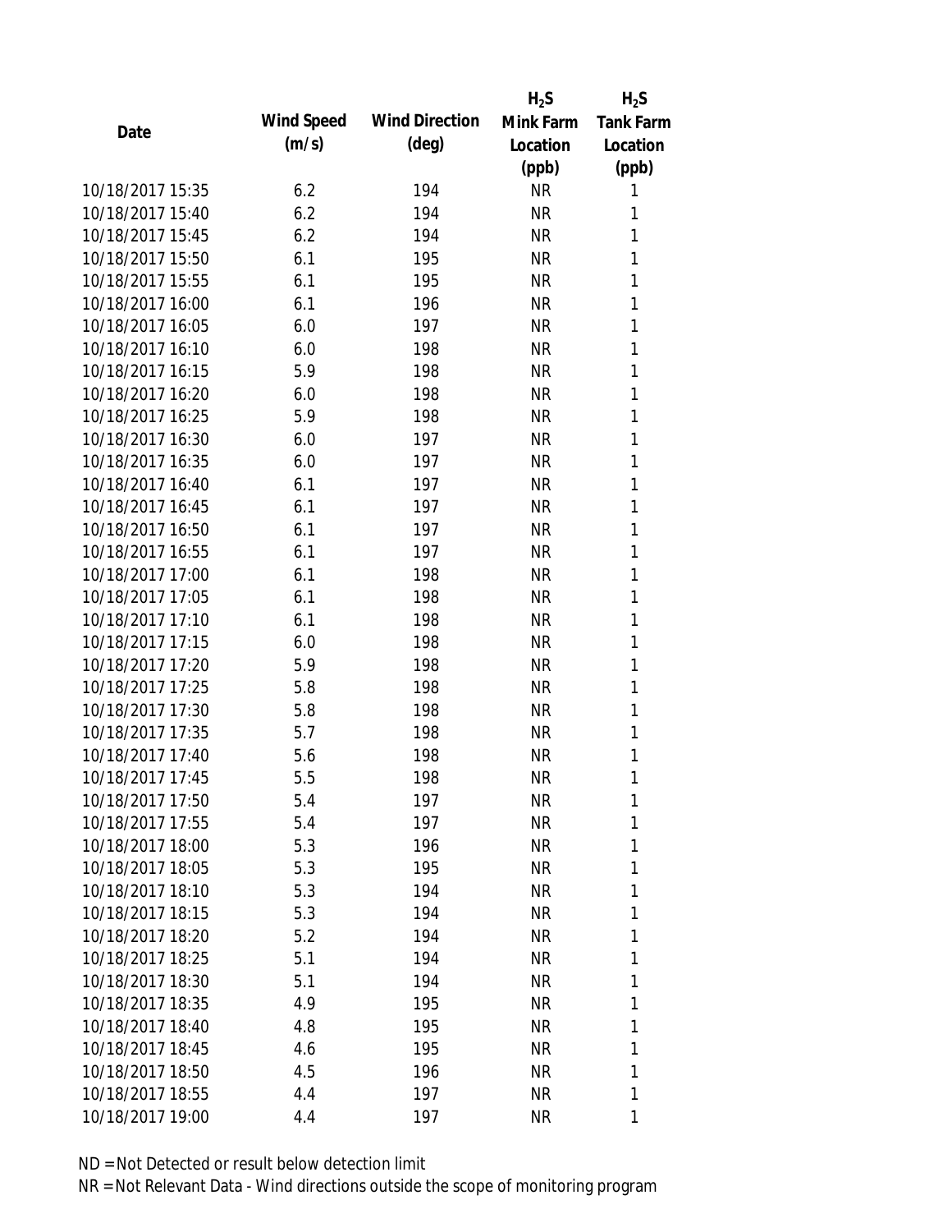| Date | Wind Speed (m/s) | Wind Direction (deg) | $H_2S$ Mink Farm Location (ppb) | $H_2S$ Tank Farm Location (ppb) |
|---|---|---|---|---|
| 10/18/2017 15:35 | 6.2 | 194 | NR | 1 |
| 10/18/2017 15:40 | 6.2 | 194 | NR | 1 |
| 10/18/2017 15:45 | 6.2 | 194 | NR | 1 |
| 10/18/2017 15:50 | 6.1 | 195 | NR | 1 |
| 10/18/2017 15:55 | 6.1 | 195 | NR | 1 |
| 10/18/2017 16:00 | 6.1 | 196 | NR | 1 |
| 10/18/2017 16:05 | 6.0 | 197 | NR | 1 |
| 10/18/2017 16:10 | 6.0 | 198 | NR | 1 |
| 10/18/2017 16:15 | 5.9 | 198 | NR | 1 |
| 10/18/2017 16:20 | 6.0 | 198 | NR | 1 |
| 10/18/2017 16:25 | 5.9 | 198 | NR | 1 |
| 10/18/2017 16:30 | 6.0 | 197 | NR | 1 |
| 10/18/2017 16:35 | 6.0 | 197 | NR | 1 |
| 10/18/2017 16:40 | 6.1 | 197 | NR | 1 |
| 10/18/2017 16:45 | 6.1 | 197 | NR | 1 |
| 10/18/2017 16:50 | 6.1 | 197 | NR | 1 |
| 10/18/2017 16:55 | 6.1 | 197 | NR | 1 |
| 10/18/2017 17:00 | 6.1 | 198 | NR | 1 |
| 10/18/2017 17:05 | 6.1 | 198 | NR | 1 |
| 10/18/2017 17:10 | 6.1 | 198 | NR | 1 |
| 10/18/2017 17:15 | 6.0 | 198 | NR | 1 |
| 10/18/2017 17:20 | 5.9 | 198 | NR | 1 |
| 10/18/2017 17:25 | 5.8 | 198 | NR | 1 |
| 10/18/2017 17:30 | 5.8 | 198 | NR | 1 |
| 10/18/2017 17:35 | 5.7 | 198 | NR | 1 |
| 10/18/2017 17:40 | 5.6 | 198 | NR | 1 |
| 10/18/2017 17:45 | 5.5 | 198 | NR | 1 |
| 10/18/2017 17:50 | 5.4 | 197 | NR | 1 |
| 10/18/2017 17:55 | 5.4 | 197 | NR | 1 |
| 10/18/2017 18:00 | 5.3 | 196 | NR | 1 |
| 10/18/2017 18:05 | 5.3 | 195 | NR | 1 |
| 10/18/2017 18:10 | 5.3 | 194 | NR | 1 |
| 10/18/2017 18:15 | 5.3 | 194 | NR | 1 |
| 10/18/2017 18:20 | 5.2 | 194 | NR | 1 |
| 10/18/2017 18:25 | 5.1 | 194 | NR | 1 |
| 10/18/2017 18:30 | 5.1 | 194 | NR | 1 |
| 10/18/2017 18:35 | 4.9 | 195 | NR | 1 |
| 10/18/2017 18:40 | 4.8 | 195 | NR | 1 |
| 10/18/2017 18:45 | 4.6 | 195 | NR | 1 |
| 10/18/2017 18:50 | 4.5 | 196 | NR | 1 |
| 10/18/2017 18:55 | 4.4 | 197 | NR | 1 |
| 10/18/2017 19:00 | 4.4 | 197 | NR | 1 |

ND = Not Detected or result below detection limit

NR = Not Relevant Data - Wind directions outside the scope of monitoring program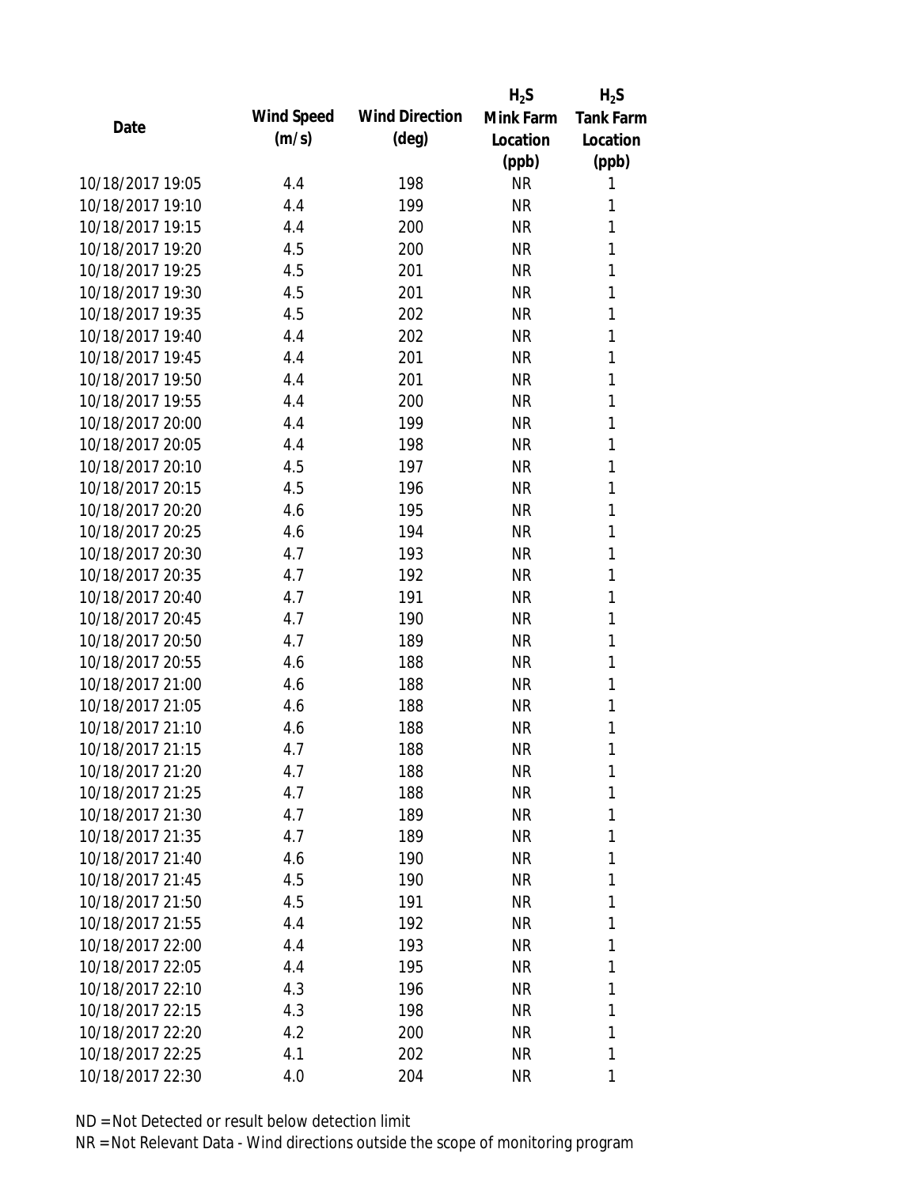| Date | Wind Speed (m/s) | Wind Direction (deg) | $H_2S$ Mink Farm Location (ppb) | $H_2S$ Tank Farm Location (ppb) |
|---|---|---|---|---|
| 10/18/2017 19:05 | 4.4 | 198 | NR | 1 |
| 10/18/2017 19:10 | 4.4 | 199 | NR | 1 |
| 10/18/2017 19:15 | 4.4 | 200 | NR | 1 |
| 10/18/2017 19:20 | 4.5 | 200 | NR | 1 |
| 10/18/2017 19:25 | 4.5 | 201 | NR | 1 |
| 10/18/2017 19:30 | 4.5 | 201 | NR | 1 |
| 10/18/2017 19:35 | 4.5 | 202 | NR | 1 |
| 10/18/2017 19:40 | 4.4 | 202 | NR | 1 |
| 10/18/2017 19:45 | 4.4 | 201 | NR | 1 |
| 10/18/2017 19:50 | 4.4 | 201 | NR | 1 |
| 10/18/2017 19:55 | 4.4 | 200 | NR | 1 |
| 10/18/2017 20:00 | 4.4 | 199 | NR | 1 |
| 10/18/2017 20:05 | 4.4 | 198 | NR | 1 |
| 10/18/2017 20:10 | 4.5 | 197 | NR | 1 |
| 10/18/2017 20:15 | 4.5 | 196 | NR | 1 |
| 10/18/2017 20:20 | 4.6 | 195 | NR | 1 |
| 10/18/2017 20:25 | 4.6 | 194 | NR | 1 |
| 10/18/2017 20:30 | 4.7 | 193 | NR | 1 |
| 10/18/2017 20:35 | 4.7 | 192 | NR | 1 |
| 10/18/2017 20:40 | 4.7 | 191 | NR | 1 |
| 10/18/2017 20:45 | 4.7 | 190 | NR | 1 |
| 10/18/2017 20:50 | 4.7 | 189 | NR | 1 |
| 10/18/2017 20:55 | 4.6 | 188 | NR | 1 |
| 10/18/2017 21:00 | 4.6 | 188 | NR | 1 |
| 10/18/2017 21:05 | 4.6 | 188 | NR | 1 |
| 10/18/2017 21:10 | 4.6 | 188 | NR | 1 |
| 10/18/2017 21:15 | 4.7 | 188 | NR | 1 |
| 10/18/2017 21:20 | 4.7 | 188 | NR | 1 |
| 10/18/2017 21:25 | 4.7 | 188 | NR | 1 |
| 10/18/2017 21:30 | 4.7 | 189 | NR | 1 |
| 10/18/2017 21:35 | 4.7 | 189 | NR | 1 |
| 10/18/2017 21:40 | 4.6 | 190 | NR | 1 |
| 10/18/2017 21:45 | 4.5 | 190 | NR | 1 |
| 10/18/2017 21:50 | 4.5 | 191 | NR | 1 |
| 10/18/2017 21:55 | 4.4 | 192 | NR | 1 |
| 10/18/2017 22:00 | 4.4 | 193 | NR | 1 |
| 10/18/2017 22:05 | 4.4 | 195 | NR | 1 |
| 10/18/2017 22:10 | 4.3 | 196 | NR | 1 |
| 10/18/2017 22:15 | 4.3 | 198 | NR | 1 |
| 10/18/2017 22:20 | 4.2 | 200 | NR | 1 |
| 10/18/2017 22:25 | 4.1 | 202 | NR | 1 |
| 10/18/2017 22:30 | 4.0 | 204 | NR | 1 |

ND = Not Detected or result below detection limit

NR = Not Relevant Data - Wind directions outside the scope of monitoring program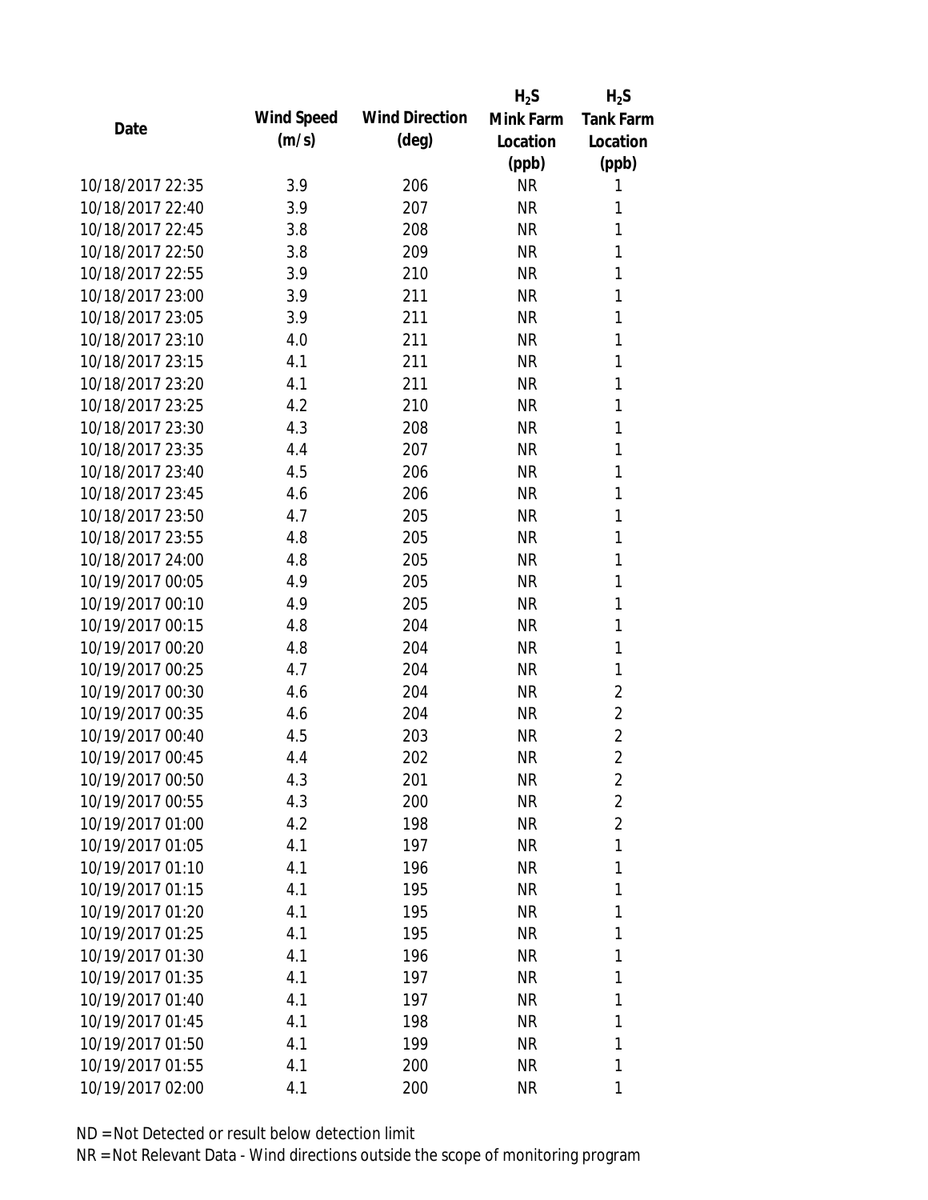| Date | Wind Speed (m/s) | Wind Direction (deg) | $H_2S$ Mink Farm Location (ppb) | $H_2S$ Tank Farm Location (ppb) |
|---|---|---|---|---|
| 10/18/2017 22:35 | 3.9 | 206 | NR | 1 |
| 10/18/2017 22:40 | 3.9 | 207 | NR | 1 |
| 10/18/2017 22:45 | 3.8 | 208 | NR | 1 |
| 10/18/2017 22:50 | 3.8 | 209 | NR | 1 |
| 10/18/2017 22:55 | 3.9 | 210 | NR | 1 |
| 10/18/2017 23:00 | 3.9 | 211 | NR | 1 |
| 10/18/2017 23:05 | 3.9 | 211 | NR | 1 |
| 10/18/2017 23:10 | 4.0 | 211 | NR | 1 |
| 10/18/2017 23:15 | 4.1 | 211 | NR | 1 |
| 10/18/2017 23:20 | 4.1 | 211 | NR | 1 |
| 10/18/2017 23:25 | 4.2 | 210 | NR | 1 |
| 10/18/2017 23:30 | 4.3 | 208 | NR | 1 |
| 10/18/2017 23:35 | 4.4 | 207 | NR | 1 |
| 10/18/2017 23:40 | 4.5 | 206 | NR | 1 |
| 10/18/2017 23:45 | 4.6 | 206 | NR | 1 |
| 10/18/2017 23:50 | 4.7 | 205 | NR | 1 |
| 10/18/2017 23:55 | 4.8 | 205 | NR | 1 |
| 10/18/2017 24:00 | 4.8 | 205 | NR | 1 |
| 10/19/2017 00:05 | 4.9 | 205 | NR | 1 |
| 10/19/2017 00:10 | 4.9 | 205 | NR | 1 |
| 10/19/2017 00:15 | 4.8 | 204 | NR | 1 |
| 10/19/2017 00:20 | 4.8 | 204 | NR | 1 |
| 10/19/2017 00:25 | 4.7 | 204 | NR | 1 |
| 10/19/2017 00:30 | 4.6 | 204 | NR | 2 |
| 10/19/2017 00:35 | 4.6 | 204 | NR | 2 |
| 10/19/2017 00:40 | 4.5 | 203 | NR | 2 |
| 10/19/2017 00:45 | 4.4 | 202 | NR | 2 |
| 10/19/2017 00:50 | 4.3 | 201 | NR | 2 |
| 10/19/2017 00:55 | 4.3 | 200 | NR | 2 |
| 10/19/2017 01:00 | 4.2 | 198 | NR | 2 |
| 10/19/2017 01:05 | 4.1 | 197 | NR | 1 |
| 10/19/2017 01:10 | 4.1 | 196 | NR | 1 |
| 10/19/2017 01:15 | 4.1 | 195 | NR | 1 |
| 10/19/2017 01:20 | 4.1 | 195 | NR | 1 |
| 10/19/2017 01:25 | 4.1 | 195 | NR | 1 |
| 10/19/2017 01:30 | 4.1 | 196 | NR | 1 |
| 10/19/2017 01:35 | 4.1 | 197 | NR | 1 |
| 10/19/2017 01:40 | 4.1 | 197 | NR | 1 |
| 10/19/2017 01:45 | 4.1 | 198 | NR | 1 |
| 10/19/2017 01:50 | 4.1 | 199 | NR | 1 |
| 10/19/2017 01:55 | 4.1 | 200 | NR | 1 |
| 10/19/2017 02:00 | 4.1 | 200 | NR | 1 |

ND = Not Detected or result below detection limit

NR = Not Relevant Data - Wind directions outside the scope of monitoring program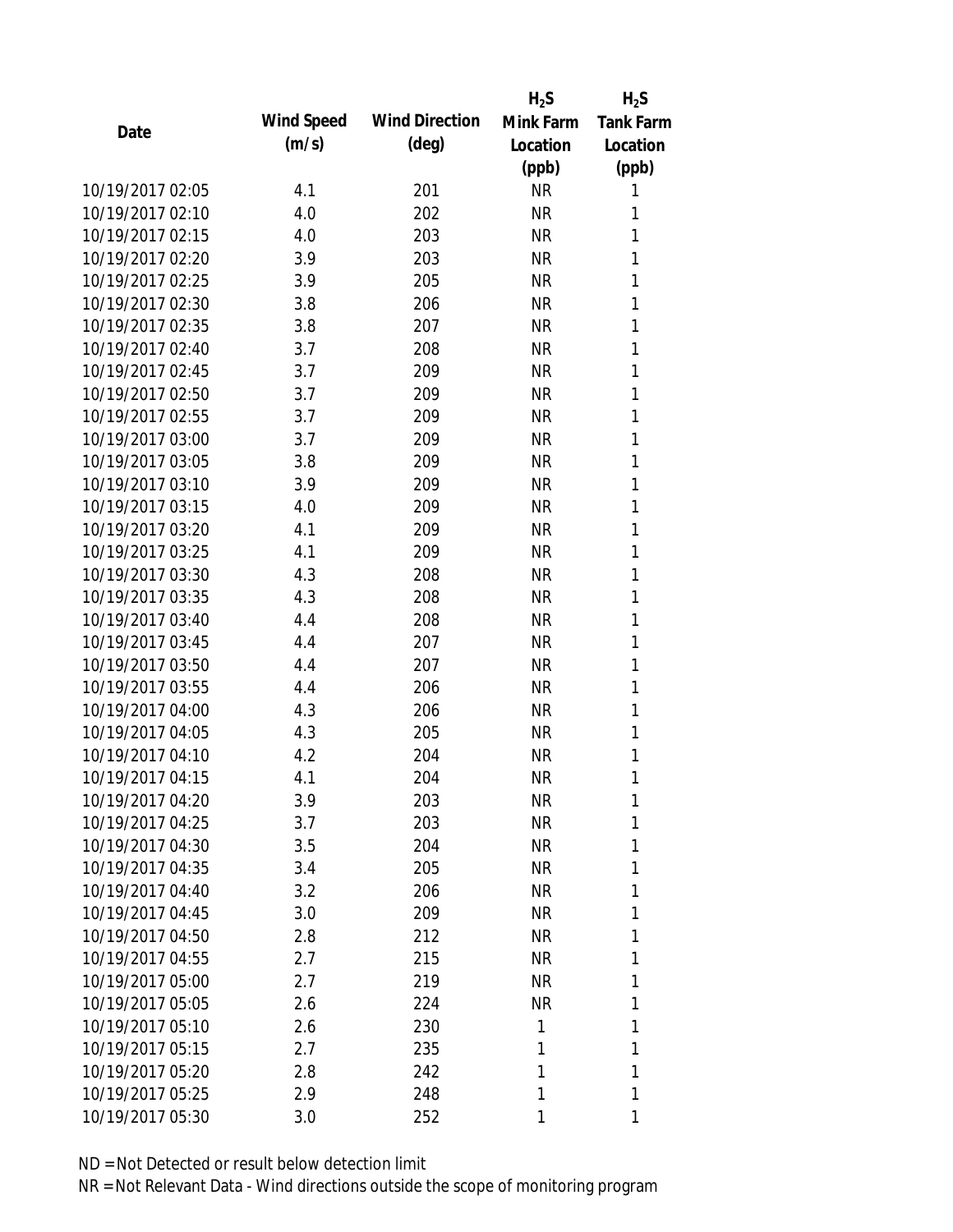| Date | Wind Speed (m/s) | Wind Direction (deg) | $H_2S$ Mink Farm Location (ppb) | $H_2S$ Tank Farm Location (ppb) |
|---|---|---|---|---|
| 10/19/2017 02:05 | 4.1 | 201 | NR | 1 |
| 10/19/2017 02:10 | 4.0 | 202 | NR | 1 |
| 10/19/2017 02:15 | 4.0 | 203 | NR | 1 |
| 10/19/2017 02:20 | 3.9 | 203 | NR | 1 |
| 10/19/2017 02:25 | 3.9 | 205 | NR | 1 |
| 10/19/2017 02:30 | 3.8 | 206 | NR | 1 |
| 10/19/2017 02:35 | 3.8 | 207 | NR | 1 |
| 10/19/2017 02:40 | 3.7 | 208 | NR | 1 |
| 10/19/2017 02:45 | 3.7 | 209 | NR | 1 |
| 10/19/2017 02:50 | 3.7 | 209 | NR | 1 |
| 10/19/2017 02:55 | 3.7 | 209 | NR | 1 |
| 10/19/2017 03:00 | 3.7 | 209 | NR | 1 |
| 10/19/2017 03:05 | 3.8 | 209 | NR | 1 |
| 10/19/2017 03:10 | 3.9 | 209 | NR | 1 |
| 10/19/2017 03:15 | 4.0 | 209 | NR | 1 |
| 10/19/2017 03:20 | 4.1 | 209 | NR | 1 |
| 10/19/2017 03:25 | 4.1 | 209 | NR | 1 |
| 10/19/2017 03:30 | 4.3 | 208 | NR | 1 |
| 10/19/2017 03:35 | 4.3 | 208 | NR | 1 |
| 10/19/2017 03:40 | 4.4 | 208 | NR | 1 |
| 10/19/2017 03:45 | 4.4 | 207 | NR | 1 |
| 10/19/2017 03:50 | 4.4 | 207 | NR | 1 |
| 10/19/2017 03:55 | 4.4 | 206 | NR | 1 |
| 10/19/2017 04:00 | 4.3 | 206 | NR | 1 |
| 10/19/2017 04:05 | 4.3 | 205 | NR | 1 |
| 10/19/2017 04:10 | 4.2 | 204 | NR | 1 |
| 10/19/2017 04:15 | 4.1 | 204 | NR | 1 |
| 10/19/2017 04:20 | 3.9 | 203 | NR | 1 |
| 10/19/2017 04:25 | 3.7 | 203 | NR | 1 |
| 10/19/2017 04:30 | 3.5 | 204 | NR | 1 |
| 10/19/2017 04:35 | 3.4 | 205 | NR | 1 |
| 10/19/2017 04:40 | 3.2 | 206 | NR | 1 |
| 10/19/2017 04:45 | 3.0 | 209 | NR | 1 |
| 10/19/2017 04:50 | 2.8 | 212 | NR | 1 |
| 10/19/2017 04:55 | 2.7 | 215 | NR | 1 |
| 10/19/2017 05:00 | 2.7 | 219 | NR | 1 |
| 10/19/2017 05:05 | 2.6 | 224 | NR | 1 |
| 10/19/2017 05:10 | 2.6 | 230 | 1 | 1 |
| 10/19/2017 05:15 | 2.7 | 235 | 1 | 1 |
| 10/19/2017 05:20 | 2.8 | 242 | 1 | 1 |
| 10/19/2017 05:25 | 2.9 | 248 | 1 | 1 |
| 10/19/2017 05:30 | 3.0 | 252 | 1 | 1 |

ND = Not Detected or result below detection limit

NR = Not Relevant Data - Wind directions outside the scope of monitoring program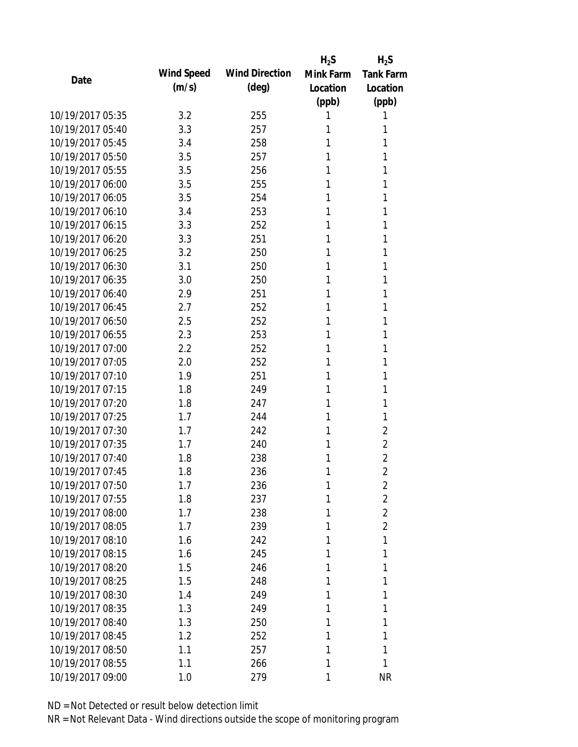| Date | Wind Speed (m/s) | Wind Direction (deg) | $H_2S$ Mink Farm Location (ppb) | $H_2S$ Tank Farm Location (ppb) |
|---|---|---|---|---|
| 10/19/2017 05:35 | 3.2 | 255 | 1 | 1 |
| 10/19/2017 05:40 | 3.3 | 257 | 1 | 1 |
| 10/19/2017 05:45 | 3.4 | 258 | 1 | 1 |
| 10/19/2017 05:50 | 3.5 | 257 | 1 | 1 |
| 10/19/2017 05:55 | 3.5 | 256 | 1 | 1 |
| 10/19/2017 06:00 | 3.5 | 255 | 1 | 1 |
| 10/19/2017 06:05 | 3.5 | 254 | 1 | 1 |
| 10/19/2017 06:10 | 3.4 | 253 | 1 | 1 |
| 10/19/2017 06:15 | 3.3 | 252 | 1 | 1 |
| 10/19/2017 06:20 | 3.3 | 251 | 1 | 1 |
| 10/19/2017 06:25 | 3.2 | 250 | 1 | 1 |
| 10/19/2017 06:30 | 3.1 | 250 | 1 | 1 |
| 10/19/2017 06:35 | 3.0 | 250 | 1 | 1 |
| 10/19/2017 06:40 | 2.9 | 251 | 1 | 1 |
| 10/19/2017 06:45 | 2.7 | 252 | 1 | 1 |
| 10/19/2017 06:50 | 2.5 | 252 | 1 | 1 |
| 10/19/2017 06:55 | 2.3 | 253 | 1 | 1 |
| 10/19/2017 07:00 | 2.2 | 252 | 1 | 1 |
| 10/19/2017 07:05 | 2.0 | 252 | 1 | 1 |
| 10/19/2017 07:10 | 1.9 | 251 | 1 | 1 |
| 10/19/2017 07:15 | 1.8 | 249 | 1 | 1 |
| 10/19/2017 07:20 | 1.8 | 247 | 1 | 1 |
| 10/19/2017 07:25 | 1.7 | 244 | 1 | 1 |
| 10/19/2017 07:30 | 1.7 | 242 | 1 | 2 |
| 10/19/2017 07:35 | 1.7 | 240 | 1 | 2 |
| 10/19/2017 07:40 | 1.8 | 238 | 1 | 2 |
| 10/19/2017 07:45 | 1.8 | 236 | 1 | 2 |
| 10/19/2017 07:50 | 1.7 | 236 | 1 | 2 |
| 10/19/2017 07:55 | 1.8 | 237 | 1 | 2 |
| 10/19/2017 08:00 | 1.7 | 238 | 1 | 2 |
| 10/19/2017 08:05 | 1.7 | 239 | 1 | 2 |
| 10/19/2017 08:10 | 1.6 | 242 | 1 | 1 |
| 10/19/2017 08:15 | 1.6 | 245 | 1 | 1 |
| 10/19/2017 08:20 | 1.5 | 246 | 1 | 1 |
| 10/19/2017 08:25 | 1.5 | 248 | 1 | 1 |
| 10/19/2017 08:30 | 1.4 | 249 | 1 | 1 |
| 10/19/2017 08:35 | 1.3 | 249 | 1 | 1 |
| 10/19/2017 08:40 | 1.3 | 250 | 1 | 1 |
| 10/19/2017 08:45 | 1.2 | 252 | 1 | 1 |
| 10/19/2017 08:50 | 1.1 | 257 | 1 | 1 |
| 10/19/2017 08:55 | 1.1 | 266 | 1 | 1 |
| 10/19/2017 09:00 | 1.0 | 279 | 1 | NR |

ND = Not Detected or result below detection limit

NR = Not Relevant Data - Wind directions outside the scope of monitoring program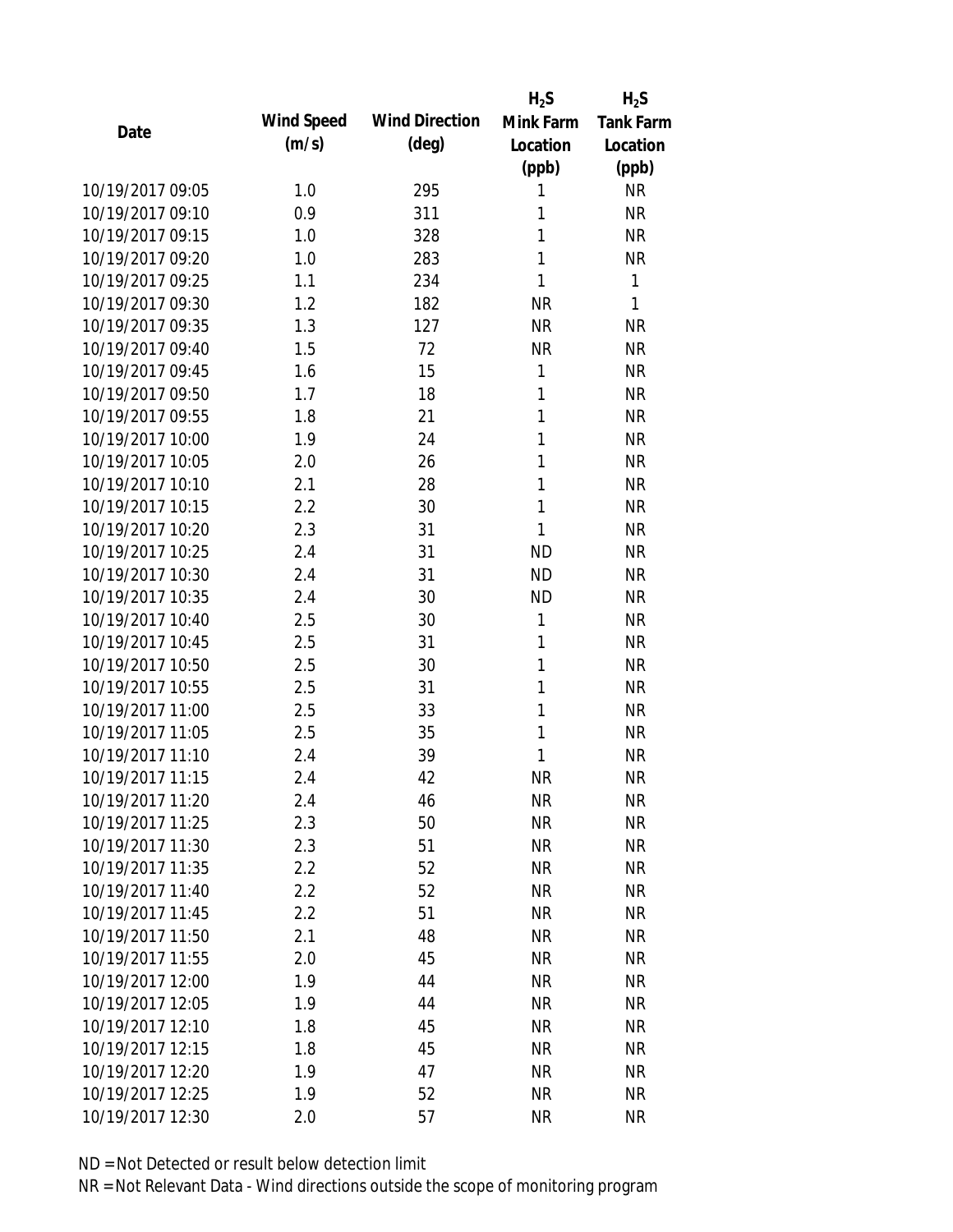| Date | Wind Speed (m/s) | Wind Direction (deg) | $H_2S$ Mink Farm Location (ppb) | $H_2S$ Tank Farm Location (ppb) |
| --- | --- | --- | --- | --- |
| 10/19/2017 09:05 | 1.0 | 295 | 1 | NR |
| 10/19/2017 09:10 | 0.9 | 311 | 1 | NR |
| 10/19/2017 09:15 | 1.0 | 328 | 1 | NR |
| 10/19/2017 09:20 | 1.0 | 283 | 1 | NR |
| 10/19/2017 09:25 | 1.1 | 234 | 1 | 1 |
| 10/19/2017 09:30 | 1.2 | 182 | NR | 1 |
| 10/19/2017 09:35 | 1.3 | 127 | NR | NR |
| 10/19/2017 09:40 | 1.5 | 72 | NR | NR |
| 10/19/2017 09:45 | 1.6 | 15 | 1 | NR |
| 10/19/2017 09:50 | 1.7 | 18 | 1 | NR |
| 10/19/2017 09:55 | 1.8 | 21 | 1 | NR |
| 10/19/2017 10:00 | 1.9 | 24 | 1 | NR |
| 10/19/2017 10:05 | 2.0 | 26 | 1 | NR |
| 10/19/2017 10:10 | 2.1 | 28 | 1 | NR |
| 10/19/2017 10:15 | 2.2 | 30 | 1 | NR |
| 10/19/2017 10:20 | 2.3 | 31 | 1 | NR |
| 10/19/2017 10:25 | 2.4 | 31 | ND | NR |
| 10/19/2017 10:30 | 2.4 | 31 | ND | NR |
| 10/19/2017 10:35 | 2.4 | 30 | ND | NR |
| 10/19/2017 10:40 | 2.5 | 30 | 1 | NR |
| 10/19/2017 10:45 | 2.5 | 31 | 1 | NR |
| 10/19/2017 10:50 | 2.5 | 30 | 1 | NR |
| 10/19/2017 10:55 | 2.5 | 31 | 1 | NR |
| 10/19/2017 11:00 | 2.5 | 33 | 1 | NR |
| 10/19/2017 11:05 | 2.5 | 35 | 1 | NR |
| 10/19/2017 11:10 | 2.4 | 39 | 1 | NR |
| 10/19/2017 11:15 | 2.4 | 42 | NR | NR |
| 10/19/2017 11:20 | 2.4 | 46 | NR | NR |
| 10/19/2017 11:25 | 2.3 | 50 | NR | NR |
| 10/19/2017 11:30 | 2.3 | 51 | NR | NR |
| 10/19/2017 11:35 | 2.2 | 52 | NR | NR |
| 10/19/2017 11:40 | 2.2 | 52 | NR | NR |
| 10/19/2017 11:45 | 2.2 | 51 | NR | NR |
| 10/19/2017 11:50 | 2.1 | 48 | NR | NR |
| 10/19/2017 11:55 | 2.0 | 45 | NR | NR |
| 10/19/2017 12:00 | 1.9 | 44 | NR | NR |
| 10/19/2017 12:05 | 1.9 | 44 | NR | NR |
| 10/19/2017 12:10 | 1.8 | 45 | NR | NR |
| 10/19/2017 12:15 | 1.8 | 45 | NR | NR |
| 10/19/2017 12:20 | 1.9 | 47 | NR | NR |
| 10/19/2017 12:25 | 1.9 | 52 | NR | NR |
| 10/19/2017 12:30 | 2.0 | 57 | NR | NR |

ND = Not Detected or result below detection limit

NR = Not Relevant Data - Wind directions outside the scope of monitoring program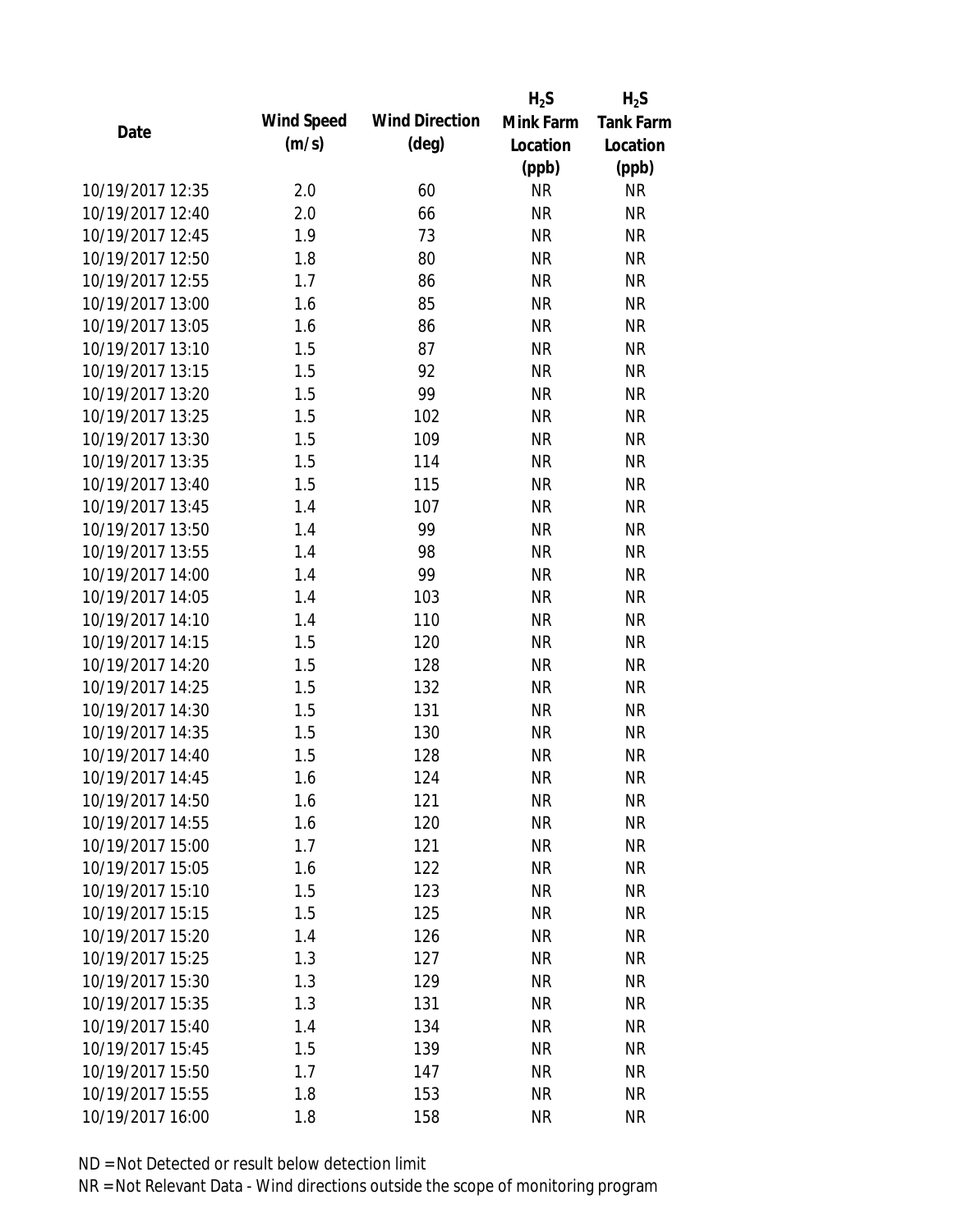| Date | Wind Speed (m/s) | Wind Direction (deg) | $H_2S$ Mink Farm Location (ppb) | $H_2S$ Tank Farm Location (ppb) |
|---|---|---|---|---|
| 10/19/2017 12:35 | 2.0 | 60 | NR | NR |
| 10/19/2017 12:40 | 2.0 | 66 | NR | NR |
| 10/19/2017 12:45 | 1.9 | 73 | NR | NR |
| 10/19/2017 12:50 | 1.8 | 80 | NR | NR |
| 10/19/2017 12:55 | 1.7 | 86 | NR | NR |
| 10/19/2017 13:00 | 1.6 | 85 | NR | NR |
| 10/19/2017 13:05 | 1.6 | 86 | NR | NR |
| 10/19/2017 13:10 | 1.5 | 87 | NR | NR |
| 10/19/2017 13:15 | 1.5 | 92 | NR | NR |
| 10/19/2017 13:20 | 1.5 | 99 | NR | NR |
| 10/19/2017 13:25 | 1.5 | 102 | NR | NR |
| 10/19/2017 13:30 | 1.5 | 109 | NR | NR |
| 10/19/2017 13:35 | 1.5 | 114 | NR | NR |
| 10/19/2017 13:40 | 1.5 | 115 | NR | NR |
| 10/19/2017 13:45 | 1.4 | 107 | NR | NR |
| 10/19/2017 13:50 | 1.4 | 99 | NR | NR |
| 10/19/2017 13:55 | 1.4 | 98 | NR | NR |
| 10/19/2017 14:00 | 1.4 | 99 | NR | NR |
| 10/19/2017 14:05 | 1.4 | 103 | NR | NR |
| 10/19/2017 14:10 | 1.4 | 110 | NR | NR |
| 10/19/2017 14:15 | 1.5 | 120 | NR | NR |
| 10/19/2017 14:20 | 1.5 | 128 | NR | NR |
| 10/19/2017 14:25 | 1.5 | 132 | NR | NR |
| 10/19/2017 14:30 | 1.5 | 131 | NR | NR |
| 10/19/2017 14:35 | 1.5 | 130 | NR | NR |
| 10/19/2017 14:40 | 1.5 | 128 | NR | NR |
| 10/19/2017 14:45 | 1.6 | 124 | NR | NR |
| 10/19/2017 14:50 | 1.6 | 121 | NR | NR |
| 10/19/2017 14:55 | 1.6 | 120 | NR | NR |
| 10/19/2017 15:00 | 1.7 | 121 | NR | NR |
| 10/19/2017 15:05 | 1.6 | 122 | NR | NR |
| 10/19/2017 15:10 | 1.5 | 123 | NR | NR |
| 10/19/2017 15:15 | 1.5 | 125 | NR | NR |
| 10/19/2017 15:20 | 1.4 | 126 | NR | NR |
| 10/19/2017 15:25 | 1.3 | 127 | NR | NR |
| 10/19/2017 15:30 | 1.3 | 129 | NR | NR |
| 10/19/2017 15:35 | 1.3 | 131 | NR | NR |
| 10/19/2017 15:40 | 1.4 | 134 | NR | NR |
| 10/19/2017 15:45 | 1.5 | 139 | NR | NR |
| 10/19/2017 15:50 | 1.7 | 147 | NR | NR |
| 10/19/2017 15:55 | 1.8 | 153 | NR | NR |
| 10/19/2017 16:00 | 1.8 | 158 | NR | NR |

ND = Not Detected or result below detection limit

NR = Not Relevant Data - Wind directions outside the scope of monitoring program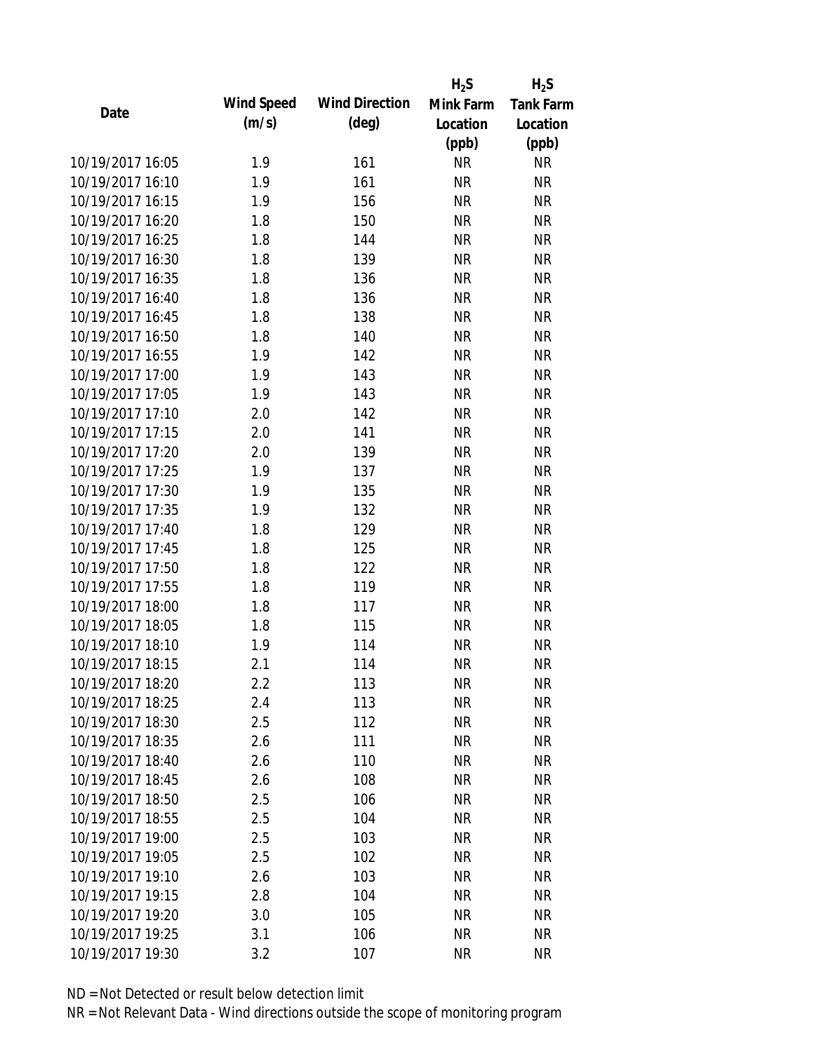| Date | Wind Speed (m/s) | Wind Direction (deg) | $H_2S$ Mink Farm Location (ppb) | $H_2S$ Tank Farm Location (ppb) |
|---|---|---|---|---|
| 10/19/2017 16:05 | 1.9 | 161 | NR | NR |
| 10/19/2017 16:10 | 1.9 | 161 | NR | NR |
| 10/19/2017 16:15 | 1.9 | 156 | NR | NR |
| 10/19/2017 16:20 | 1.8 | 150 | NR | NR |
| 10/19/2017 16:25 | 1.8 | 144 | NR | NR |
| 10/19/2017 16:30 | 1.8 | 139 | NR | NR |
| 10/19/2017 16:35 | 1.8 | 136 | NR | NR |
| 10/19/2017 16:40 | 1.8 | 136 | NR | NR |
| 10/19/2017 16:45 | 1.8 | 138 | NR | NR |
| 10/19/2017 16:50 | 1.8 | 140 | NR | NR |
| 10/19/2017 16:55 | 1.9 | 142 | NR | NR |
| 10/19/2017 17:00 | 1.9 | 143 | NR | NR |
| 10/19/2017 17:05 | 1.9 | 143 | NR | NR |
| 10/19/2017 17:10 | 2.0 | 142 | NR | NR |
| 10/19/2017 17:15 | 2.0 | 141 | NR | NR |
| 10/19/2017 17:20 | 2.0 | 139 | NR | NR |
| 10/19/2017 17:25 | 1.9 | 137 | NR | NR |
| 10/19/2017 17:30 | 1.9 | 135 | NR | NR |
| 10/19/2017 17:35 | 1.9 | 132 | NR | NR |
| 10/19/2017 17:40 | 1.8 | 129 | NR | NR |
| 10/19/2017 17:45 | 1.8 | 125 | NR | NR |
| 10/19/2017 17:50 | 1.8 | 122 | NR | NR |
| 10/19/2017 17:55 | 1.8 | 119 | NR | NR |
| 10/19/2017 18:00 | 1.8 | 117 | NR | NR |
| 10/19/2017 18:05 | 1.8 | 115 | NR | NR |
| 10/19/2017 18:10 | 1.9 | 114 | NR | NR |
| 10/19/2017 18:15 | 2.1 | 114 | NR | NR |
| 10/19/2017 18:20 | 2.2 | 113 | NR | NR |
| 10/19/2017 18:25 | 2.4 | 113 | NR | NR |
| 10/19/2017 18:30 | 2.5 | 112 | NR | NR |
| 10/19/2017 18:35 | 2.6 | 111 | NR | NR |
| 10/19/2017 18:40 | 2.6 | 110 | NR | NR |
| 10/19/2017 18:45 | 2.6 | 108 | NR | NR |
| 10/19/2017 18:50 | 2.5 | 106 | NR | NR |
| 10/19/2017 18:55 | 2.5 | 104 | NR | NR |
| 10/19/2017 19:00 | 2.5 | 103 | NR | NR |
| 10/19/2017 19:05 | 2.5 | 102 | NR | NR |
| 10/19/2017 19:10 | 2.6 | 103 | NR | NR |
| 10/19/2017 19:15 | 2.8 | 104 | NR | NR |
| 10/19/2017 19:20 | 3.0 | 105 | NR | NR |
| 10/19/2017 19:25 | 3.1 | 106 | NR | NR |
| 10/19/2017 19:30 | 3.2 | 107 | NR | NR |

ND = Not Detected or result below detection limit

NR = Not Relevant Data - Wind directions outside the scope of monitoring program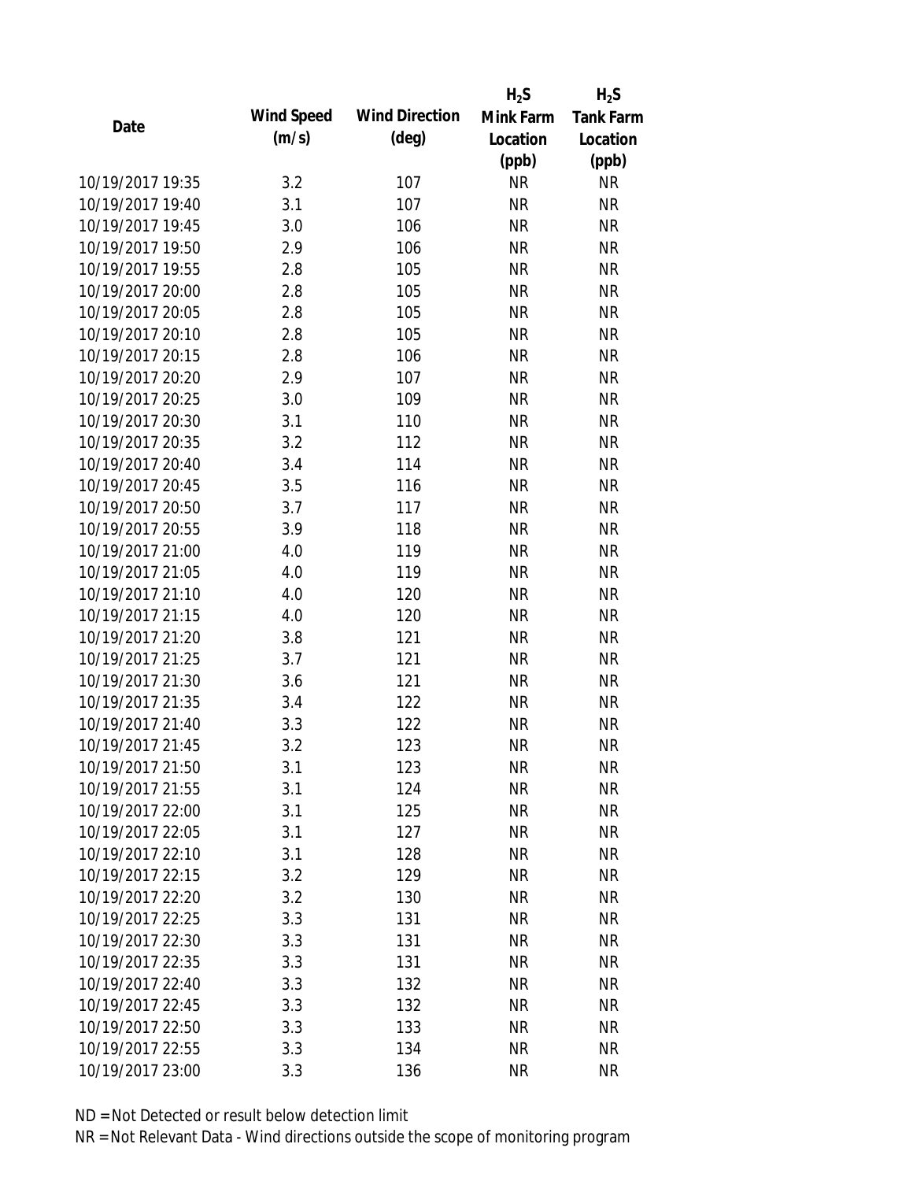| Date | Wind Speed (m/s) | Wind Direction (deg) | $H_2S$ Mink Farm Location (ppb) | $H_2S$ Tank Farm Location (ppb) |
|---|---|---|---|---|
| 10/19/2017 19:35 | 3.2 | 107 | NR | NR |
| 10/19/2017 19:40 | 3.1 | 107 | NR | NR |
| 10/19/2017 19:45 | 3.0 | 106 | NR | NR |
| 10/19/2017 19:50 | 2.9 | 106 | NR | NR |
| 10/19/2017 19:55 | 2.8 | 105 | NR | NR |
| 10/19/2017 20:00 | 2.8 | 105 | NR | NR |
| 10/19/2017 20:05 | 2.8 | 105 | NR | NR |
| 10/19/2017 20:10 | 2.8 | 105 | NR | NR |
| 10/19/2017 20:15 | 2.8 | 106 | NR | NR |
| 10/19/2017 20:20 | 2.9 | 107 | NR | NR |
| 10/19/2017 20:25 | 3.0 | 109 | NR | NR |
| 10/19/2017 20:30 | 3.1 | 110 | NR | NR |
| 10/19/2017 20:35 | 3.2 | 112 | NR | NR |
| 10/19/2017 20:40 | 3.4 | 114 | NR | NR |
| 10/19/2017 20:45 | 3.5 | 116 | NR | NR |
| 10/19/2017 20:50 | 3.7 | 117 | NR | NR |
| 10/19/2017 20:55 | 3.9 | 118 | NR | NR |
| 10/19/2017 21:00 | 4.0 | 119 | NR | NR |
| 10/19/2017 21:05 | 4.0 | 119 | NR | NR |
| 10/19/2017 21:10 | 4.0 | 120 | NR | NR |
| 10/19/2017 21:15 | 4.0 | 120 | NR | NR |
| 10/19/2017 21:20 | 3.8 | 121 | NR | NR |
| 10/19/2017 21:25 | 3.7 | 121 | NR | NR |
| 10/19/2017 21:30 | 3.6 | 121 | NR | NR |
| 10/19/2017 21:35 | 3.4 | 122 | NR | NR |
| 10/19/2017 21:40 | 3.3 | 122 | NR | NR |
| 10/19/2017 21:45 | 3.2 | 123 | NR | NR |
| 10/19/2017 21:50 | 3.1 | 123 | NR | NR |
| 10/19/2017 21:55 | 3.1 | 124 | NR | NR |
| 10/19/2017 22:00 | 3.1 | 125 | NR | NR |
| 10/19/2017 22:05 | 3.1 | 127 | NR | NR |
| 10/19/2017 22:10 | 3.1 | 128 | NR | NR |
| 10/19/2017 22:15 | 3.2 | 129 | NR | NR |
| 10/19/2017 22:20 | 3.2 | 130 | NR | NR |
| 10/19/2017 22:25 | 3.3 | 131 | NR | NR |
| 10/19/2017 22:30 | 3.3 | 131 | NR | NR |
| 10/19/2017 22:35 | 3.3 | 131 | NR | NR |
| 10/19/2017 22:40 | 3.3 | 132 | NR | NR |
| 10/19/2017 22:45 | 3.3 | 132 | NR | NR |
| 10/19/2017 22:50 | 3.3 | 133 | NR | NR |
| 10/19/2017 22:55 | 3.3 | 134 | NR | NR |
| 10/19/2017 23:00 | 3.3 | 136 | NR | NR |

ND = Not Detected or result below detection limit

NR = Not Relevant Data - Wind directions outside the scope of monitoring program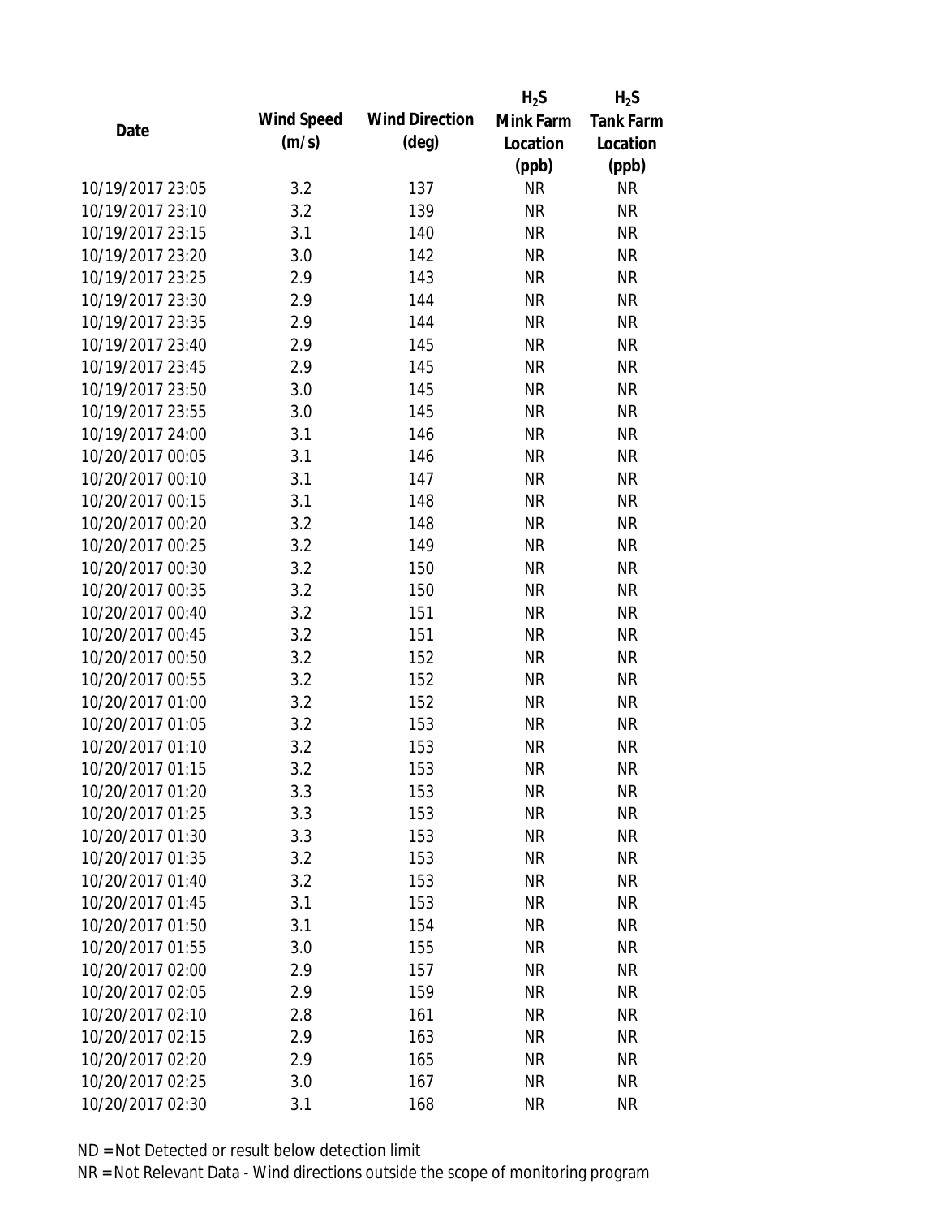| Date | Wind Speed (m/s) | Wind Direction (deg) | $H_2S$ Mink Farm Location (ppb) | $H_2S$ Tank Farm Location (ppb) |
|---|---|---|---|---|
| 10/19/2017 23:05 | 3.2 | 137 | NR | NR |
| 10/19/2017 23:10 | 3.2 | 139 | NR | NR |
| 10/19/2017 23:15 | 3.1 | 140 | NR | NR |
| 10/19/2017 23:20 | 3.0 | 142 | NR | NR |
| 10/19/2017 23:25 | 2.9 | 143 | NR | NR |
| 10/19/2017 23:30 | 2.9 | 144 | NR | NR |
| 10/19/2017 23:35 | 2.9 | 144 | NR | NR |
| 10/19/2017 23:40 | 2.9 | 145 | NR | NR |
| 10/19/2017 23:45 | 2.9 | 145 | NR | NR |
| 10/19/2017 23:50 | 3.0 | 145 | NR | NR |
| 10/19/2017 23:55 | 3.0 | 145 | NR | NR |
| 10/19/2017 24:00 | 3.1 | 146 | NR | NR |
| 10/20/2017 00:05 | 3.1 | 146 | NR | NR |
| 10/20/2017 00:10 | 3.1 | 147 | NR | NR |
| 10/20/2017 00:15 | 3.1 | 148 | NR | NR |
| 10/20/2017 00:20 | 3.2 | 148 | NR | NR |
| 10/20/2017 00:25 | 3.2 | 149 | NR | NR |
| 10/20/2017 00:30 | 3.2 | 150 | NR | NR |
| 10/20/2017 00:35 | 3.2 | 150 | NR | NR |
| 10/20/2017 00:40 | 3.2 | 151 | NR | NR |
| 10/20/2017 00:45 | 3.2 | 151 | NR | NR |
| 10/20/2017 00:50 | 3.2 | 152 | NR | NR |
| 10/20/2017 00:55 | 3.2 | 152 | NR | NR |
| 10/20/2017 01:00 | 3.2 | 152 | NR | NR |
| 10/20/2017 01:05 | 3.2 | 153 | NR | NR |
| 10/20/2017 01:10 | 3.2 | 153 | NR | NR |
| 10/20/2017 01:15 | 3.2 | 153 | NR | NR |
| 10/20/2017 01:20 | 3.3 | 153 | NR | NR |
| 10/20/2017 01:25 | 3.3 | 153 | NR | NR |
| 10/20/2017 01:30 | 3.3 | 153 | NR | NR |
| 10/20/2017 01:35 | 3.2 | 153 | NR | NR |
| 10/20/2017 01:40 | 3.2 | 153 | NR | NR |
| 10/20/2017 01:45 | 3.1 | 153 | NR | NR |
| 10/20/2017 01:50 | 3.1 | 154 | NR | NR |
| 10/20/2017 01:55 | 3.0 | 155 | NR | NR |
| 10/20/2017 02:00 | 2.9 | 157 | NR | NR |
| 10/20/2017 02:05 | 2.9 | 159 | NR | NR |
| 10/20/2017 02:10 | 2.8 | 161 | NR | NR |
| 10/20/2017 02:15 | 2.9 | 163 | NR | NR |
| 10/20/2017 02:20 | 2.9 | 165 | NR | NR |
| 10/20/2017 02:25 | 3.0 | 167 | NR | NR |
| 10/20/2017 02:30 | 3.1 | 168 | NR | NR |

ND = Not Detected or result below detection limit

NR = Not Relevant Data - Wind directions outside the scope of monitoring program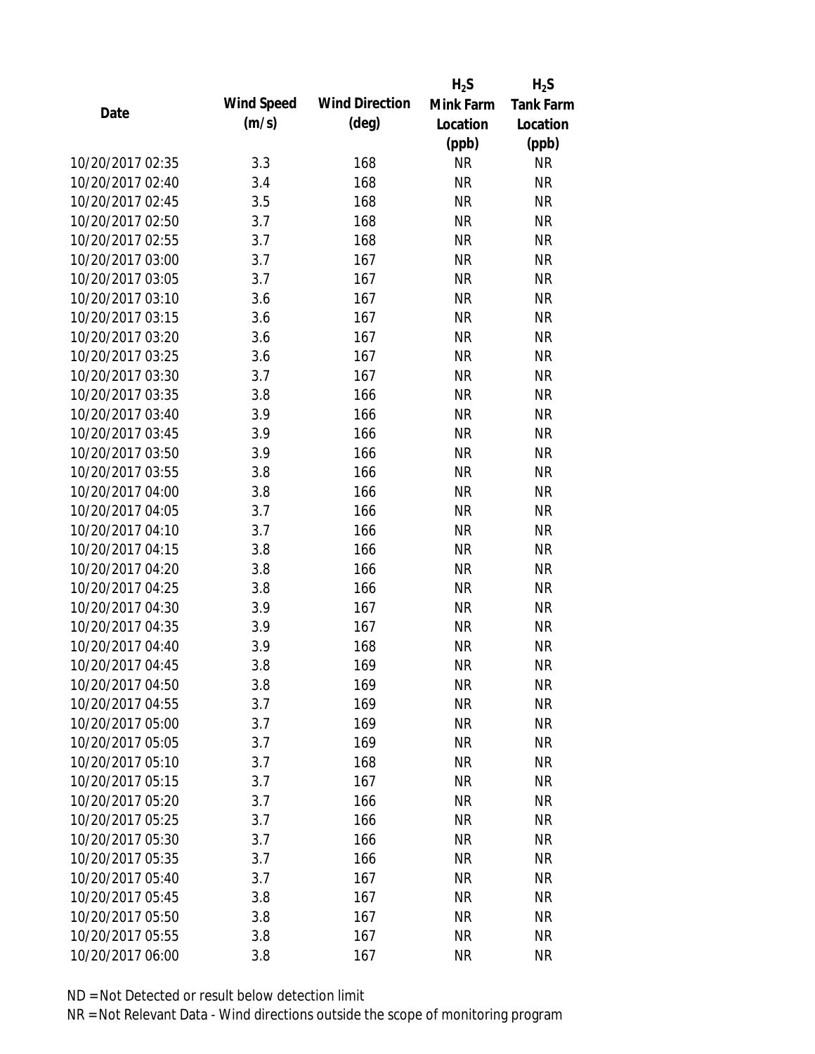| Date | Wind Speed (m/s) | Wind Direction (deg) | $H_2S$ Mink Farm Location (ppb) | $H_2S$ Tank Farm Location (ppb) |
| --- | --- | --- | --- | --- |
| 10/20/2017 02:35 | 3.3 | 168 | NR | NR |
| 10/20/2017 02:40 | 3.4 | 168 | NR | NR |
| 10/20/2017 02:45 | 3.5 | 168 | NR | NR |
| 10/20/2017 02:50 | 3.7 | 168 | NR | NR |
| 10/20/2017 02:55 | 3.7 | 168 | NR | NR |
| 10/20/2017 03:00 | 3.7 | 167 | NR | NR |
| 10/20/2017 03:05 | 3.7 | 167 | NR | NR |
| 10/20/2017 03:10 | 3.6 | 167 | NR | NR |
| 10/20/2017 03:15 | 3.6 | 167 | NR | NR |
| 10/20/2017 03:20 | 3.6 | 167 | NR | NR |
| 10/20/2017 03:25 | 3.6 | 167 | NR | NR |
| 10/20/2017 03:30 | 3.7 | 167 | NR | NR |
| 10/20/2017 03:35 | 3.8 | 166 | NR | NR |
| 10/20/2017 03:40 | 3.9 | 166 | NR | NR |
| 10/20/2017 03:45 | 3.9 | 166 | NR | NR |
| 10/20/2017 03:50 | 3.9 | 166 | NR | NR |
| 10/20/2017 03:55 | 3.8 | 166 | NR | NR |
| 10/20/2017 04:00 | 3.8 | 166 | NR | NR |
| 10/20/2017 04:05 | 3.7 | 166 | NR | NR |
| 10/20/2017 04:10 | 3.7 | 166 | NR | NR |
| 10/20/2017 04:15 | 3.8 | 166 | NR | NR |
| 10/20/2017 04:20 | 3.8 | 166 | NR | NR |
| 10/20/2017 04:25 | 3.8 | 166 | NR | NR |
| 10/20/2017 04:30 | 3.9 | 167 | NR | NR |
| 10/20/2017 04:35 | 3.9 | 167 | NR | NR |
| 10/20/2017 04:40 | 3.9 | 168 | NR | NR |
| 10/20/2017 04:45 | 3.8 | 169 | NR | NR |
| 10/20/2017 04:50 | 3.8 | 169 | NR | NR |
| 10/20/2017 04:55 | 3.7 | 169 | NR | NR |
| 10/20/2017 05:00 | 3.7 | 169 | NR | NR |
| 10/20/2017 05:05 | 3.7 | 169 | NR | NR |
| 10/20/2017 05:10 | 3.7 | 168 | NR | NR |
| 10/20/2017 05:15 | 3.7 | 167 | NR | NR |
| 10/20/2017 05:20 | 3.7 | 166 | NR | NR |
| 10/20/2017 05:25 | 3.7 | 166 | NR | NR |
| 10/20/2017 05:30 | 3.7 | 166 | NR | NR |
| 10/20/2017 05:35 | 3.7 | 166 | NR | NR |
| 10/20/2017 05:40 | 3.7 | 167 | NR | NR |
| 10/20/2017 05:45 | 3.8 | 167 | NR | NR |
| 10/20/2017 05:50 | 3.8 | 167 | NR | NR |
| 10/20/2017 05:55 | 3.8 | 167 | NR | NR |
| 10/20/2017 06:00 | 3.8 | 167 | NR | NR |

ND = Not Detected or result below detection limit

NR = Not Relevant Data - Wind directions outside the scope of monitoring program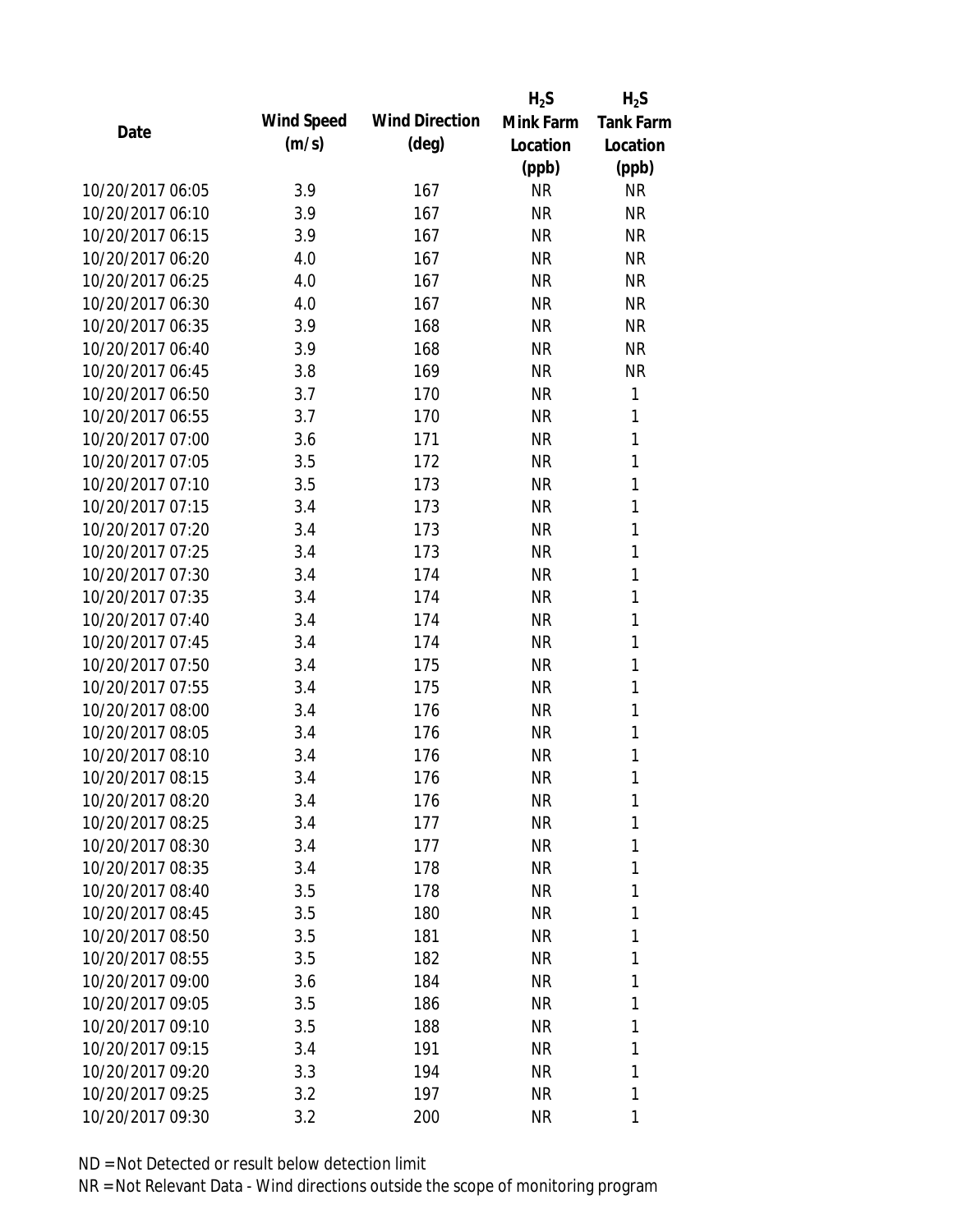| Date | Wind Speed (m/s) | Wind Direction (deg) | $H_2S$ Mink Farm Location (ppb) | $H_2S$ Tank Farm Location (ppb) |
|---|---|---|---|---|
| 10/20/2017 06:05 | 3.9 | 167 | NR | NR |
| 10/20/2017 06:10 | 3.9 | 167 | NR | NR |
| 10/20/2017 06:15 | 3.9 | 167 | NR | NR |
| 10/20/2017 06:20 | 4.0 | 167 | NR | NR |
| 10/20/2017 06:25 | 4.0 | 167 | NR | NR |
| 10/20/2017 06:30 | 4.0 | 167 | NR | NR |
| 10/20/2017 06:35 | 3.9 | 168 | NR | NR |
| 10/20/2017 06:40 | 3.9 | 168 | NR | NR |
| 10/20/2017 06:45 | 3.8 | 169 | NR | NR |
| 10/20/2017 06:50 | 3.7 | 170 | NR | 1 |
| 10/20/2017 06:55 | 3.7 | 170 | NR | 1 |
| 10/20/2017 07:00 | 3.6 | 171 | NR | 1 |
| 10/20/2017 07:05 | 3.5 | 172 | NR | 1 |
| 10/20/2017 07:10 | 3.5 | 173 | NR | 1 |
| 10/20/2017 07:15 | 3.4 | 173 | NR | 1 |
| 10/20/2017 07:20 | 3.4 | 173 | NR | 1 |
| 10/20/2017 07:25 | 3.4 | 173 | NR | 1 |
| 10/20/2017 07:30 | 3.4 | 174 | NR | 1 |
| 10/20/2017 07:35 | 3.4 | 174 | NR | 1 |
| 10/20/2017 07:40 | 3.4 | 174 | NR | 1 |
| 10/20/2017 07:45 | 3.4 | 174 | NR | 1 |
| 10/20/2017 07:50 | 3.4 | 175 | NR | 1 |
| 10/20/2017 07:55 | 3.4 | 175 | NR | 1 |
| 10/20/2017 08:00 | 3.4 | 176 | NR | 1 |
| 10/20/2017 08:05 | 3.4 | 176 | NR | 1 |
| 10/20/2017 08:10 | 3.4 | 176 | NR | 1 |
| 10/20/2017 08:15 | 3.4 | 176 | NR | 1 |
| 10/20/2017 08:20 | 3.4 | 176 | NR | 1 |
| 10/20/2017 08:25 | 3.4 | 177 | NR | 1 |
| 10/20/2017 08:30 | 3.4 | 177 | NR | 1 |
| 10/20/2017 08:35 | 3.4 | 178 | NR | 1 |
| 10/20/2017 08:40 | 3.5 | 178 | NR | 1 |
| 10/20/2017 08:45 | 3.5 | 180 | NR | 1 |
| 10/20/2017 08:50 | 3.5 | 181 | NR | 1 |
| 10/20/2017 08:55 | 3.5 | 182 | NR | 1 |
| 10/20/2017 09:00 | 3.6 | 184 | NR | 1 |
| 10/20/2017 09:05 | 3.5 | 186 | NR | 1 |
| 10/20/2017 09:10 | 3.5 | 188 | NR | 1 |
| 10/20/2017 09:15 | 3.4 | 191 | NR | 1 |
| 10/20/2017 09:20 | 3.3 | 194 | NR | 1 |
| 10/20/2017 09:25 | 3.2 | 197 | NR | 1 |
| 10/20/2017 09:30 | 3.2 | 200 | NR | 1 |

ND = Not Detected or result below detection limit

NR = Not Relevant Data - Wind directions outside the scope of monitoring program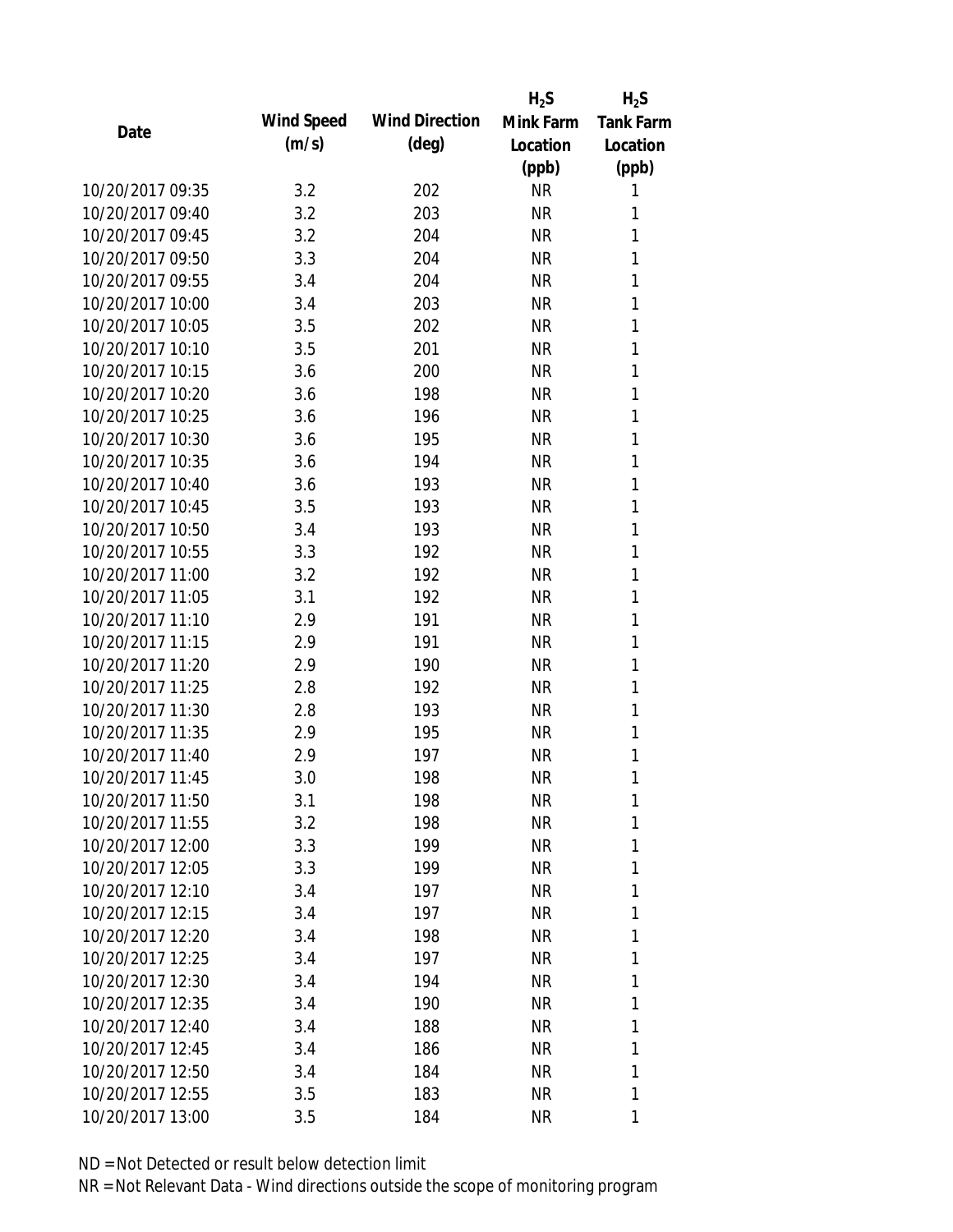| Date | Wind Speed (m/s) | Wind Direction (deg) | $H_2S$ Mink Farm Location (ppb) | $H_2S$ Tank Farm Location (ppb) |
|---|---|---|---|---|
| 10/20/2017 09:35 | 3.2 | 202 | NR | 1 |
| 10/20/2017 09:40 | 3.2 | 203 | NR | 1 |
| 10/20/2017 09:45 | 3.2 | 204 | NR | 1 |
| 10/20/2017 09:50 | 3.3 | 204 | NR | 1 |
| 10/20/2017 09:55 | 3.4 | 204 | NR | 1 |
| 10/20/2017 10:00 | 3.4 | 203 | NR | 1 |
| 10/20/2017 10:05 | 3.5 | 202 | NR | 1 |
| 10/20/2017 10:10 | 3.5 | 201 | NR | 1 |
| 10/20/2017 10:15 | 3.6 | 200 | NR | 1 |
| 10/20/2017 10:20 | 3.6 | 198 | NR | 1 |
| 10/20/2017 10:25 | 3.6 | 196 | NR | 1 |
| 10/20/2017 10:30 | 3.6 | 195 | NR | 1 |
| 10/20/2017 10:35 | 3.6 | 194 | NR | 1 |
| 10/20/2017 10:40 | 3.6 | 193 | NR | 1 |
| 10/20/2017 10:45 | 3.5 | 193 | NR | 1 |
| 10/20/2017 10:50 | 3.4 | 193 | NR | 1 |
| 10/20/2017 10:55 | 3.3 | 192 | NR | 1 |
| 10/20/2017 11:00 | 3.2 | 192 | NR | 1 |
| 10/20/2017 11:05 | 3.1 | 192 | NR | 1 |
| 10/20/2017 11:10 | 2.9 | 191 | NR | 1 |
| 10/20/2017 11:15 | 2.9 | 191 | NR | 1 |
| 10/20/2017 11:20 | 2.9 | 190 | NR | 1 |
| 10/20/2017 11:25 | 2.8 | 192 | NR | 1 |
| 10/20/2017 11:30 | 2.8 | 193 | NR | 1 |
| 10/20/2017 11:35 | 2.9 | 195 | NR | 1 |
| 10/20/2017 11:40 | 2.9 | 197 | NR | 1 |
| 10/20/2017 11:45 | 3.0 | 198 | NR | 1 |
| 10/20/2017 11:50 | 3.1 | 198 | NR | 1 |
| 10/20/2017 11:55 | 3.2 | 198 | NR | 1 |
| 10/20/2017 12:00 | 3.3 | 199 | NR | 1 |
| 10/20/2017 12:05 | 3.3 | 199 | NR | 1 |
| 10/20/2017 12:10 | 3.4 | 197 | NR | 1 |
| 10/20/2017 12:15 | 3.4 | 197 | NR | 1 |
| 10/20/2017 12:20 | 3.4 | 198 | NR | 1 |
| 10/20/2017 12:25 | 3.4 | 197 | NR | 1 |
| 10/20/2017 12:30 | 3.4 | 194 | NR | 1 |
| 10/20/2017 12:35 | 3.4 | 190 | NR | 1 |
| 10/20/2017 12:40 | 3.4 | 188 | NR | 1 |
| 10/20/2017 12:45 | 3.4 | 186 | NR | 1 |
| 10/20/2017 12:50 | 3.4 | 184 | NR | 1 |
| 10/20/2017 12:55 | 3.5 | 183 | NR | 1 |
| 10/20/2017 13:00 | 3.5 | 184 | NR | 1 |

ND = Not Detected or result below detection limit

NR = Not Relevant Data - Wind directions outside the scope of monitoring program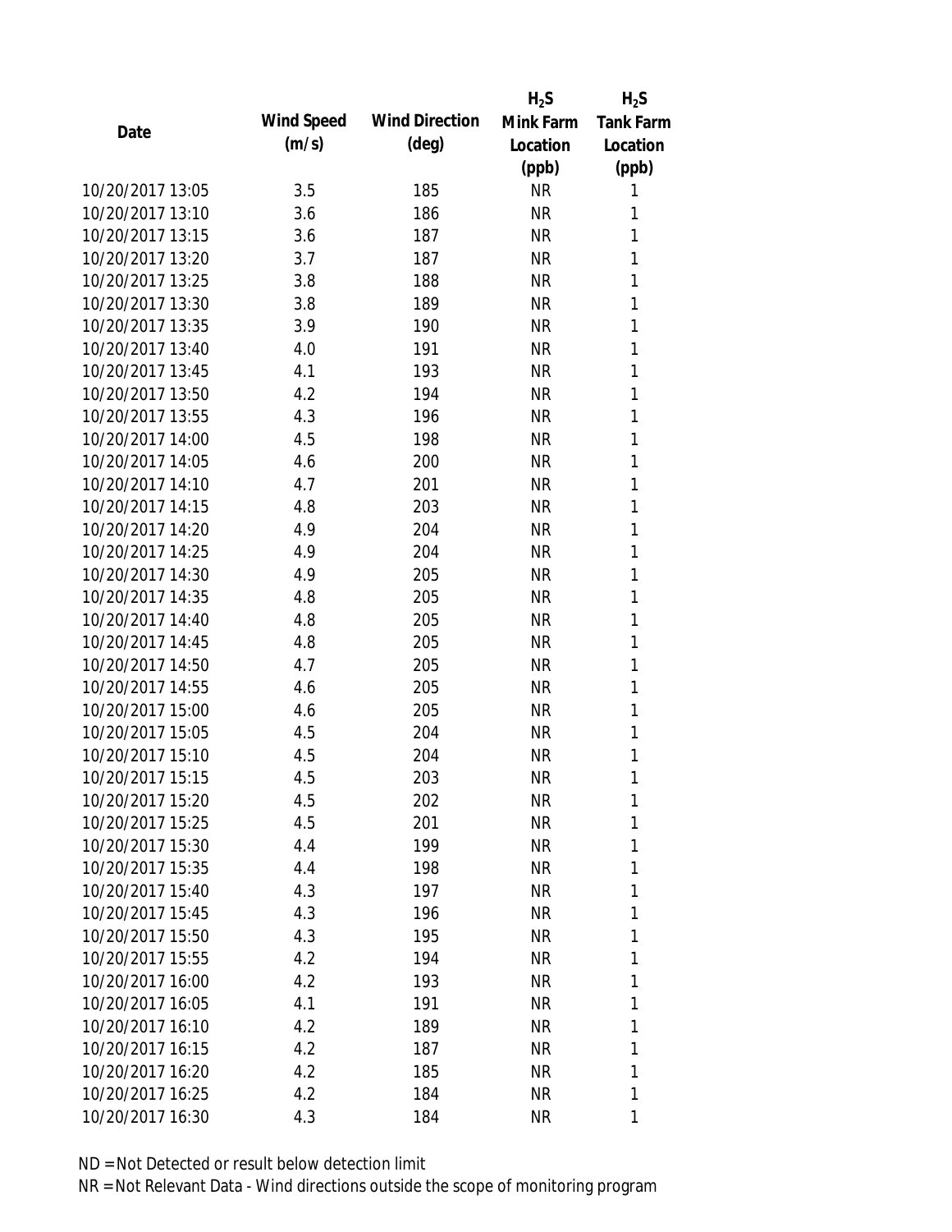| Date | Wind Speed (m/s) | Wind Direction (deg) | $H_2S$ Mink Farm Location (ppb) | $H_2S$ Tank Farm Location (ppb) |
|---|---|---|---|---|
| 10/20/2017 13:05 | 3.5 | 185 | NR | 1 |
| 10/20/2017 13:10 | 3.6 | 186 | NR | 1 |
| 10/20/2017 13:15 | 3.6 | 187 | NR | 1 |
| 10/20/2017 13:20 | 3.7 | 187 | NR | 1 |
| 10/20/2017 13:25 | 3.8 | 188 | NR | 1 |
| 10/20/2017 13:30 | 3.8 | 189 | NR | 1 |
| 10/20/2017 13:35 | 3.9 | 190 | NR | 1 |
| 10/20/2017 13:40 | 4.0 | 191 | NR | 1 |
| 10/20/2017 13:45 | 4.1 | 193 | NR | 1 |
| 10/20/2017 13:50 | 4.2 | 194 | NR | 1 |
| 10/20/2017 13:55 | 4.3 | 196 | NR | 1 |
| 10/20/2017 14:00 | 4.5 | 198 | NR | 1 |
| 10/20/2017 14:05 | 4.6 | 200 | NR | 1 |
| 10/20/2017 14:10 | 4.7 | 201 | NR | 1 |
| 10/20/2017 14:15 | 4.8 | 203 | NR | 1 |
| 10/20/2017 14:20 | 4.9 | 204 | NR | 1 |
| 10/20/2017 14:25 | 4.9 | 204 | NR | 1 |
| 10/20/2017 14:30 | 4.9 | 205 | NR | 1 |
| 10/20/2017 14:35 | 4.8 | 205 | NR | 1 |
| 10/20/2017 14:40 | 4.8 | 205 | NR | 1 |
| 10/20/2017 14:45 | 4.8 | 205 | NR | 1 |
| 10/20/2017 14:50 | 4.7 | 205 | NR | 1 |
| 10/20/2017 14:55 | 4.6 | 205 | NR | 1 |
| 10/20/2017 15:00 | 4.6 | 205 | NR | 1 |
| 10/20/2017 15:05 | 4.5 | 204 | NR | 1 |
| 10/20/2017 15:10 | 4.5 | 204 | NR | 1 |
| 10/20/2017 15:15 | 4.5 | 203 | NR | 1 |
| 10/20/2017 15:20 | 4.5 | 202 | NR | 1 |
| 10/20/2017 15:25 | 4.5 | 201 | NR | 1 |
| 10/20/2017 15:30 | 4.4 | 199 | NR | 1 |
| 10/20/2017 15:35 | 4.4 | 198 | NR | 1 |
| 10/20/2017 15:40 | 4.3 | 197 | NR | 1 |
| 10/20/2017 15:45 | 4.3 | 196 | NR | 1 |
| 10/20/2017 15:50 | 4.3 | 195 | NR | 1 |
| 10/20/2017 15:55 | 4.2 | 194 | NR | 1 |
| 10/20/2017 16:00 | 4.2 | 193 | NR | 1 |
| 10/20/2017 16:05 | 4.1 | 191 | NR | 1 |
| 10/20/2017 16:10 | 4.2 | 189 | NR | 1 |
| 10/20/2017 16:15 | 4.2 | 187 | NR | 1 |
| 10/20/2017 16:20 | 4.2 | 185 | NR | 1 |
| 10/20/2017 16:25 | 4.2 | 184 | NR | 1 |
| 10/20/2017 16:30 | 4.3 | 184 | NR | 1 |

ND = Not Detected or result below detection limit

NR = Not Relevant Data - Wind directions outside the scope of monitoring program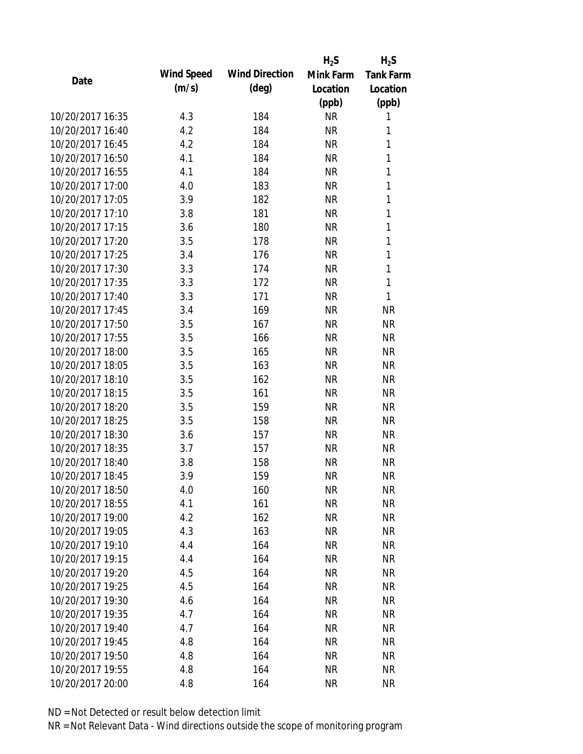| Date | Wind Speed (m/s) | Wind Direction (deg) | $H_2S$ Mink Farm Location (ppb) | $H_2S$ Tank Farm Location (ppb) |
|---|---|---|---|---|
| 10/20/2017 16:35 | 4.3 | 184 | NR | 1 |
| 10/20/2017 16:40 | 4.2 | 184 | NR | 1 |
| 10/20/2017 16:45 | 4.2 | 184 | NR | 1 |
| 10/20/2017 16:50 | 4.1 | 184 | NR | 1 |
| 10/20/2017 16:55 | 4.1 | 184 | NR | 1 |
| 10/20/2017 17:00 | 4.0 | 183 | NR | 1 |
| 10/20/2017 17:05 | 3.9 | 182 | NR | 1 |
| 10/20/2017 17:10 | 3.8 | 181 | NR | 1 |
| 10/20/2017 17:15 | 3.6 | 180 | NR | 1 |
| 10/20/2017 17:20 | 3.5 | 178 | NR | 1 |
| 10/20/2017 17:25 | 3.4 | 176 | NR | 1 |
| 10/20/2017 17:30 | 3.3 | 174 | NR | 1 |
| 10/20/2017 17:35 | 3.3 | 172 | NR | 1 |
| 10/20/2017 17:40 | 3.3 | 171 | NR | 1 |
| 10/20/2017 17:45 | 3.4 | 169 | NR | NR |
| 10/20/2017 17:50 | 3.5 | 167 | NR | NR |
| 10/20/2017 17:55 | 3.5 | 166 | NR | NR |
| 10/20/2017 18:00 | 3.5 | 165 | NR | NR |
| 10/20/2017 18:05 | 3.5 | 163 | NR | NR |
| 10/20/2017 18:10 | 3.5 | 162 | NR | NR |
| 10/20/2017 18:15 | 3.5 | 161 | NR | NR |
| 10/20/2017 18:20 | 3.5 | 159 | NR | NR |
| 10/20/2017 18:25 | 3.5 | 158 | NR | NR |
| 10/20/2017 18:30 | 3.6 | 157 | NR | NR |
| 10/20/2017 18:35 | 3.7 | 157 | NR | NR |
| 10/20/2017 18:40 | 3.8 | 158 | NR | NR |
| 10/20/2017 18:45 | 3.9 | 159 | NR | NR |
| 10/20/2017 18:50 | 4.0 | 160 | NR | NR |
| 10/20/2017 18:55 | 4.1 | 161 | NR | NR |
| 10/20/2017 19:00 | 4.2 | 162 | NR | NR |
| 10/20/2017 19:05 | 4.3 | 163 | NR | NR |
| 10/20/2017 19:10 | 4.4 | 164 | NR | NR |
| 10/20/2017 19:15 | 4.4 | 164 | NR | NR |
| 10/20/2017 19:20 | 4.5 | 164 | NR | NR |
| 10/20/2017 19:25 | 4.5 | 164 | NR | NR |
| 10/20/2017 19:30 | 4.6 | 164 | NR | NR |
| 10/20/2017 19:35 | 4.7 | 164 | NR | NR |
| 10/20/2017 19:40 | 4.7 | 164 | NR | NR |
| 10/20/2017 19:45 | 4.8 | 164 | NR | NR |
| 10/20/2017 19:50 | 4.8 | 164 | NR | NR |
| 10/20/2017 19:55 | 4.8 | 164 | NR | NR |
| 10/20/2017 20:00 | 4.8 | 164 | NR | NR |

ND = Not Detected or result below detection limit

NR = Not Relevant Data - Wind directions outside the scope of monitoring program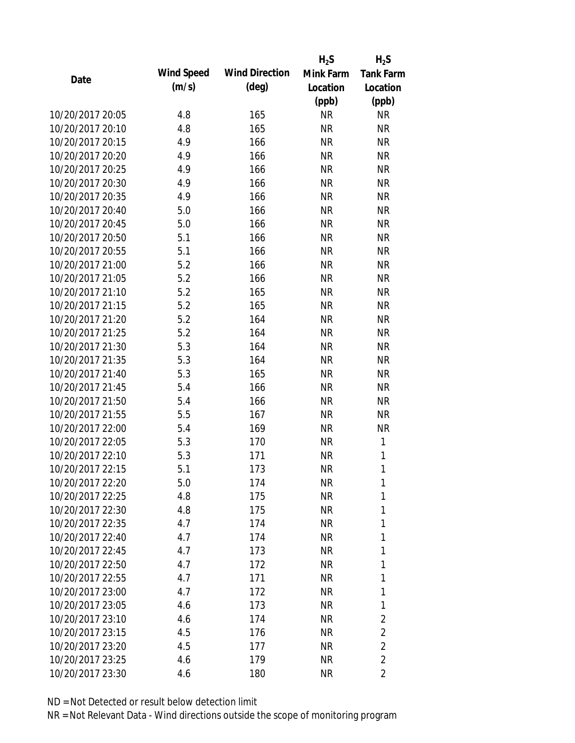| Date | Wind Speed (m/s) | Wind Direction (deg) | $H_2S$ Mink Farm Location (ppb) | $H_2S$ Tank Farm Location (ppb) |
|---|---|---|---|---|
| 10/20/2017 20:05 | 4.8 | 165 | NR | NR |
| 10/20/2017 20:10 | 4.8 | 165 | NR | NR |
| 10/20/2017 20:15 | 4.9 | 166 | NR | NR |
| 10/20/2017 20:20 | 4.9 | 166 | NR | NR |
| 10/20/2017 20:25 | 4.9 | 166 | NR | NR |
| 10/20/2017 20:30 | 4.9 | 166 | NR | NR |
| 10/20/2017 20:35 | 4.9 | 166 | NR | NR |
| 10/20/2017 20:40 | 5.0 | 166 | NR | NR |
| 10/20/2017 20:45 | 5.0 | 166 | NR | NR |
| 10/20/2017 20:50 | 5.1 | 166 | NR | NR |
| 10/20/2017 20:55 | 5.1 | 166 | NR | NR |
| 10/20/2017 21:00 | 5.2 | 166 | NR | NR |
| 10/20/2017 21:05 | 5.2 | 166 | NR | NR |
| 10/20/2017 21:10 | 5.2 | 165 | NR | NR |
| 10/20/2017 21:15 | 5.2 | 165 | NR | NR |
| 10/20/2017 21:20 | 5.2 | 164 | NR | NR |
| 10/20/2017 21:25 | 5.2 | 164 | NR | NR |
| 10/20/2017 21:30 | 5.3 | 164 | NR | NR |
| 10/20/2017 21:35 | 5.3 | 164 | NR | NR |
| 10/20/2017 21:40 | 5.3 | 165 | NR | NR |
| 10/20/2017 21:45 | 5.4 | 166 | NR | NR |
| 10/20/2017 21:50 | 5.4 | 166 | NR | NR |
| 10/20/2017 21:55 | 5.5 | 167 | NR | NR |
| 10/20/2017 22:00 | 5.4 | 169 | NR | NR |
| 10/20/2017 22:05 | 5.3 | 170 | NR | 1 |
| 10/20/2017 22:10 | 5.3 | 171 | NR | 1 |
| 10/20/2017 22:15 | 5.1 | 173 | NR | 1 |
| 10/20/2017 22:20 | 5.0 | 174 | NR | 1 |
| 10/20/2017 22:25 | 4.8 | 175 | NR | 1 |
| 10/20/2017 22:30 | 4.8 | 175 | NR | 1 |
| 10/20/2017 22:35 | 4.7 | 174 | NR | 1 |
| 10/20/2017 22:40 | 4.7 | 174 | NR | 1 |
| 10/20/2017 22:45 | 4.7 | 173 | NR | 1 |
| 10/20/2017 22:50 | 4.7 | 172 | NR | 1 |
| 10/20/2017 22:55 | 4.7 | 171 | NR | 1 |
| 10/20/2017 23:00 | 4.7 | 172 | NR | 1 |
| 10/20/2017 23:05 | 4.6 | 173 | NR | 1 |
| 10/20/2017 23:10 | 4.6 | 174 | NR | 2 |
| 10/20/2017 23:15 | 4.5 | 176 | NR | 2 |
| 10/20/2017 23:20 | 4.5 | 177 | NR | 2 |
| 10/20/2017 23:25 | 4.6 | 179 | NR | 2 |
| 10/20/2017 23:30 | 4.6 | 180 | NR | 2 |

ND = Not Detected or result below detection limit

NR = Not Relevant Data - Wind directions outside the scope of monitoring program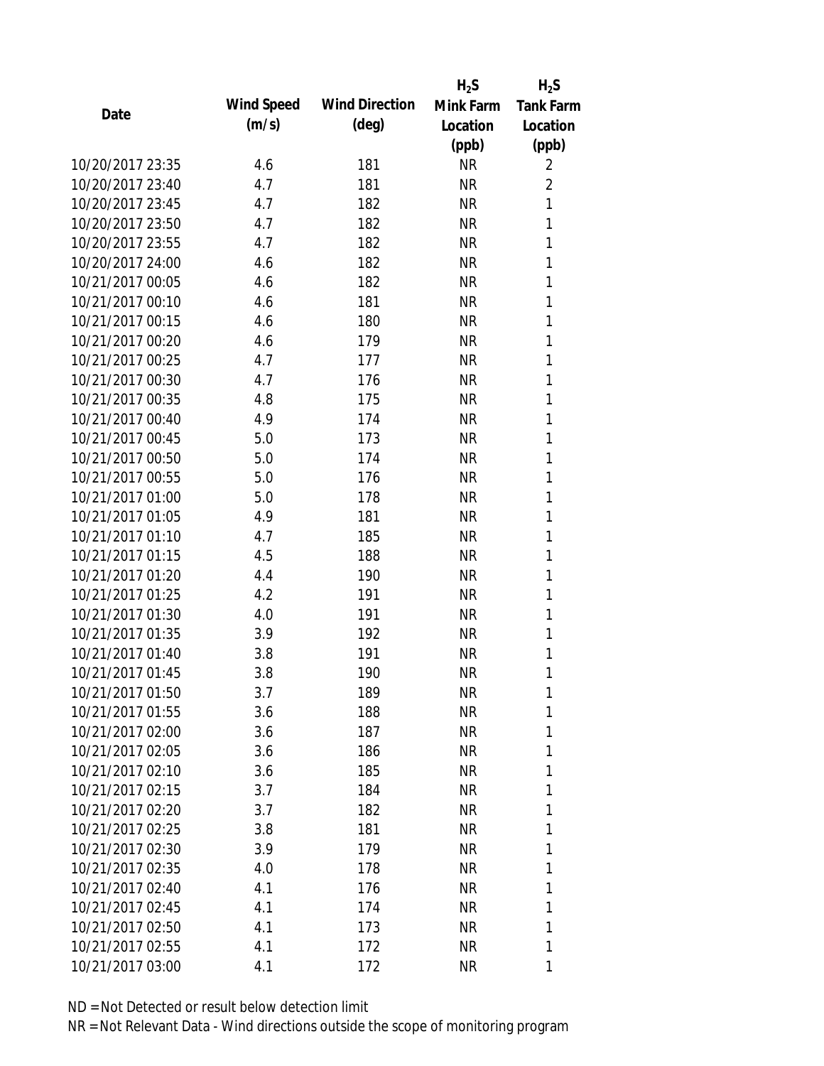| Date | Wind Speed (m/s) | Wind Direction (deg) | $H_2S$ Mink Farm Location (ppb) | $H_2S$ Tank Farm Location (ppb) |
|---|---|---|---|---|
| 10/20/2017 23:35 | 4.6 | 181 | NR | 2 |
| 10/20/2017 23:40 | 4.7 | 181 | NR | 2 |
| 10/20/2017 23:45 | 4.7 | 182 | NR | 1 |
| 10/20/2017 23:50 | 4.7 | 182 | NR | 1 |
| 10/20/2017 23:55 | 4.7 | 182 | NR | 1 |
| 10/20/2017 24:00 | 4.6 | 182 | NR | 1 |
| 10/21/2017 00:05 | 4.6 | 182 | NR | 1 |
| 10/21/2017 00:10 | 4.6 | 181 | NR | 1 |
| 10/21/2017 00:15 | 4.6 | 180 | NR | 1 |
| 10/21/2017 00:20 | 4.6 | 179 | NR | 1 |
| 10/21/2017 00:25 | 4.7 | 177 | NR | 1 |
| 10/21/2017 00:30 | 4.7 | 176 | NR | 1 |
| 10/21/2017 00:35 | 4.8 | 175 | NR | 1 |
| 10/21/2017 00:40 | 4.9 | 174 | NR | 1 |
| 10/21/2017 00:45 | 5.0 | 173 | NR | 1 |
| 10/21/2017 00:50 | 5.0 | 174 | NR | 1 |
| 10/21/2017 00:55 | 5.0 | 176 | NR | 1 |
| 10/21/2017 01:00 | 5.0 | 178 | NR | 1 |
| 10/21/2017 01:05 | 4.9 | 181 | NR | 1 |
| 10/21/2017 01:10 | 4.7 | 185 | NR | 1 |
| 10/21/2017 01:15 | 4.5 | 188 | NR | 1 |
| 10/21/2017 01:20 | 4.4 | 190 | NR | 1 |
| 10/21/2017 01:25 | 4.2 | 191 | NR | 1 |
| 10/21/2017 01:30 | 4.0 | 191 | NR | 1 |
| 10/21/2017 01:35 | 3.9 | 192 | NR | 1 |
| 10/21/2017 01:40 | 3.8 | 191 | NR | 1 |
| 10/21/2017 01:45 | 3.8 | 190 | NR | 1 |
| 10/21/2017 01:50 | 3.7 | 189 | NR | 1 |
| 10/21/2017 01:55 | 3.6 | 188 | NR | 1 |
| 10/21/2017 02:00 | 3.6 | 187 | NR | 1 |
| 10/21/2017 02:05 | 3.6 | 186 | NR | 1 |
| 10/21/2017 02:10 | 3.6 | 185 | NR | 1 |
| 10/21/2017 02:15 | 3.7 | 184 | NR | 1 |
| 10/21/2017 02:20 | 3.7 | 182 | NR | 1 |
| 10/21/2017 02:25 | 3.8 | 181 | NR | 1 |
| 10/21/2017 02:30 | 3.9 | 179 | NR | 1 |
| 10/21/2017 02:35 | 4.0 | 178 | NR | 1 |
| 10/21/2017 02:40 | 4.1 | 176 | NR | 1 |
| 10/21/2017 02:45 | 4.1 | 174 | NR | 1 |
| 10/21/2017 02:50 | 4.1 | 173 | NR | 1 |
| 10/21/2017 02:55 | 4.1 | 172 | NR | 1 |
| 10/21/2017 03:00 | 4.1 | 172 | NR | 1 |

ND = Not Detected or result below detection limit

NR = Not Relevant Data - Wind directions outside the scope of monitoring program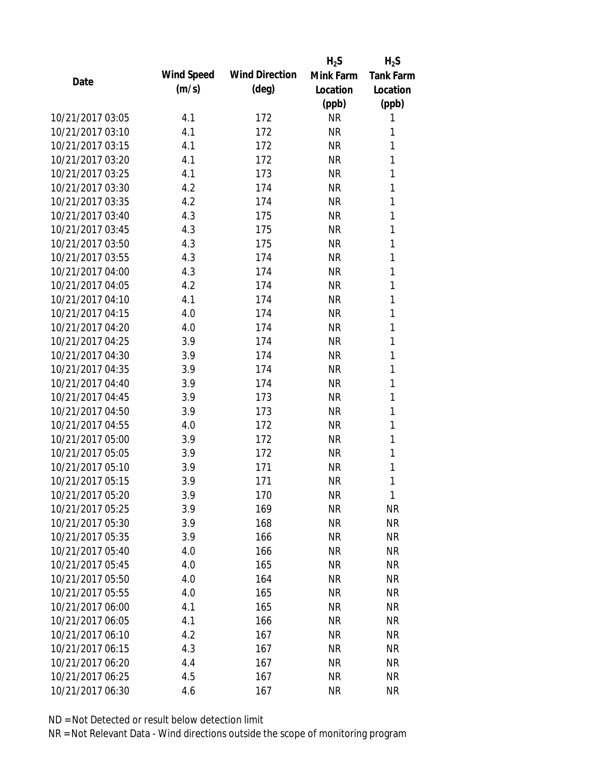| Date | Wind Speed (m/s) | Wind Direction (deg) | $H_2S$ Mink Farm Location (ppb) | $H_2S$ Tank Farm Location (ppb) |
|---|---|---|---|---|
| 10/21/2017 03:05 | 4.1 | 172 | NR | 1 |
| 10/21/2017 03:10 | 4.1 | 172 | NR | 1 |
| 10/21/2017 03:15 | 4.1 | 172 | NR | 1 |
| 10/21/2017 03:20 | 4.1 | 172 | NR | 1 |
| 10/21/2017 03:25 | 4.1 | 173 | NR | 1 |
| 10/21/2017 03:30 | 4.2 | 174 | NR | 1 |
| 10/21/2017 03:35 | 4.2 | 174 | NR | 1 |
| 10/21/2017 03:40 | 4.3 | 175 | NR | 1 |
| 10/21/2017 03:45 | 4.3 | 175 | NR | 1 |
| 10/21/2017 03:50 | 4.3 | 175 | NR | 1 |
| 10/21/2017 03:55 | 4.3 | 174 | NR | 1 |
| 10/21/2017 04:00 | 4.3 | 174 | NR | 1 |
| 10/21/2017 04:05 | 4.2 | 174 | NR | 1 |
| 10/21/2017 04:10 | 4.1 | 174 | NR | 1 |
| 10/21/2017 04:15 | 4.0 | 174 | NR | 1 |
| 10/21/2017 04:20 | 4.0 | 174 | NR | 1 |
| 10/21/2017 04:25 | 3.9 | 174 | NR | 1 |
| 10/21/2017 04:30 | 3.9 | 174 | NR | 1 |
| 10/21/2017 04:35 | 3.9 | 174 | NR | 1 |
| 10/21/2017 04:40 | 3.9 | 174 | NR | 1 |
| 10/21/2017 04:45 | 3.9 | 173 | NR | 1 |
| 10/21/2017 04:50 | 3.9 | 173 | NR | 1 |
| 10/21/2017 04:55 | 4.0 | 172 | NR | 1 |
| 10/21/2017 05:00 | 3.9 | 172 | NR | 1 |
| 10/21/2017 05:05 | 3.9 | 172 | NR | 1 |
| 10/21/2017 05:10 | 3.9 | 171 | NR | 1 |
| 10/21/2017 05:15 | 3.9 | 171 | NR | 1 |
| 10/21/2017 05:20 | 3.9 | 170 | NR | 1 |
| 10/21/2017 05:25 | 3.9 | 169 | NR | NR |
| 10/21/2017 05:30 | 3.9 | 168 | NR | NR |
| 10/21/2017 05:35 | 3.9 | 166 | NR | NR |
| 10/21/2017 05:40 | 4.0 | 166 | NR | NR |
| 10/21/2017 05:45 | 4.0 | 165 | NR | NR |
| 10/21/2017 05:50 | 4.0 | 164 | NR | NR |
| 10/21/2017 05:55 | 4.0 | 165 | NR | NR |
| 10/21/2017 06:00 | 4.1 | 165 | NR | NR |
| 10/21/2017 06:05 | 4.1 | 166 | NR | NR |
| 10/21/2017 06:10 | 4.2 | 167 | NR | NR |
| 10/21/2017 06:15 | 4.3 | 167 | NR | NR |
| 10/21/2017 06:20 | 4.4 | 167 | NR | NR |
| 10/21/2017 06:25 | 4.5 | 167 | NR | NR |
| 10/21/2017 06:30 | 4.6 | 167 | NR | NR |

ND = Not Detected or result below detection limit
NR = Not Relevant Data - Wind directions outside the scope of monitoring program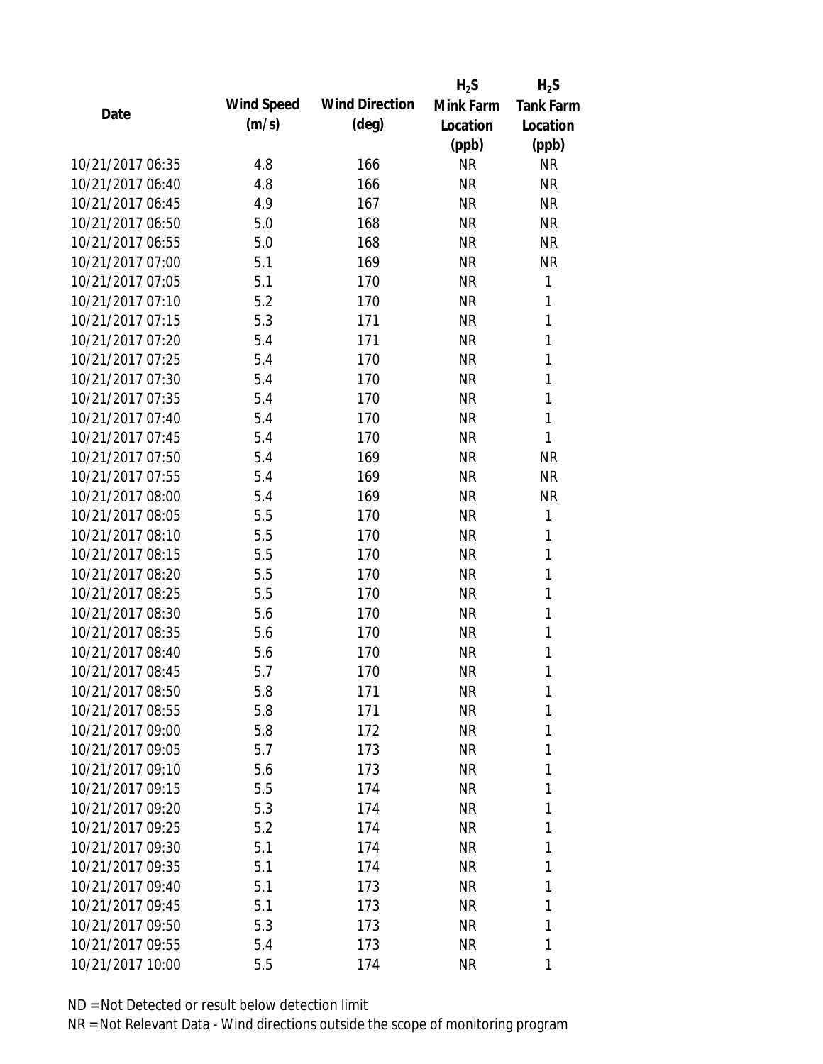| Date | Wind Speed (m/s) | Wind Direction (deg) | $H_2S$ Mink Farm Location (ppb) | $H_2S$ Tank Farm Location (ppb) |
|---|---|---|---|---|
| 10/21/2017 06:35 | 4.8 | 166 | NR | NR |
| 10/21/2017 06:40 | 4.8 | 166 | NR | NR |
| 10/21/2017 06:45 | 4.9 | 167 | NR | NR |
| 10/21/2017 06:50 | 5.0 | 168 | NR | NR |
| 10/21/2017 06:55 | 5.0 | 168 | NR | NR |
| 10/21/2017 07:00 | 5.1 | 169 | NR | NR |
| 10/21/2017 07:05 | 5.1 | 170 | NR | 1 |
| 10/21/2017 07:10 | 5.2 | 170 | NR | 1 |
| 10/21/2017 07:15 | 5.3 | 171 | NR | 1 |
| 10/21/2017 07:20 | 5.4 | 171 | NR | 1 |
| 10/21/2017 07:25 | 5.4 | 170 | NR | 1 |
| 10/21/2017 07:30 | 5.4 | 170 | NR | 1 |
| 10/21/2017 07:35 | 5.4 | 170 | NR | 1 |
| 10/21/2017 07:40 | 5.4 | 170 | NR | 1 |
| 10/21/2017 07:45 | 5.4 | 170 | NR | 1 |
| 10/21/2017 07:50 | 5.4 | 169 | NR | NR |
| 10/21/2017 07:55 | 5.4 | 169 | NR | NR |
| 10/21/2017 08:00 | 5.4 | 169 | NR | NR |
| 10/21/2017 08:05 | 5.5 | 170 | NR | 1 |
| 10/21/2017 08:10 | 5.5 | 170 | NR | 1 |
| 10/21/2017 08:15 | 5.5 | 170 | NR | 1 |
| 10/21/2017 08:20 | 5.5 | 170 | NR | 1 |
| 10/21/2017 08:25 | 5.5 | 170 | NR | 1 |
| 10/21/2017 08:30 | 5.6 | 170 | NR | 1 |
| 10/21/2017 08:35 | 5.6 | 170 | NR | 1 |
| 10/21/2017 08:40 | 5.6 | 170 | NR | 1 |
| 10/21/2017 08:45 | 5.7 | 170 | NR | 1 |
| 10/21/2017 08:50 | 5.8 | 171 | NR | 1 |
| 10/21/2017 08:55 | 5.8 | 171 | NR | 1 |
| 10/21/2017 09:00 | 5.8 | 172 | NR | 1 |
| 10/21/2017 09:05 | 5.7 | 173 | NR | 1 |
| 10/21/2017 09:10 | 5.6 | 173 | NR | 1 |
| 10/21/2017 09:15 | 5.5 | 174 | NR | 1 |
| 10/21/2017 09:20 | 5.3 | 174 | NR | 1 |
| 10/21/2017 09:25 | 5.2 | 174 | NR | 1 |
| 10/21/2017 09:30 | 5.1 | 174 | NR | 1 |
| 10/21/2017 09:35 | 5.1 | 174 | NR | 1 |
| 10/21/2017 09:40 | 5.1 | 173 | NR | 1 |
| 10/21/2017 09:45 | 5.1 | 173 | NR | 1 |
| 10/21/2017 09:50 | 5.3 | 173 | NR | 1 |
| 10/21/2017 09:55 | 5.4 | 173 | NR | 1 |
| 10/21/2017 10:00 | 5.5 | 174 | NR | 1 |

ND = Not Detected or result below detection limit

NR = Not Relevant Data - Wind directions outside the scope of monitoring program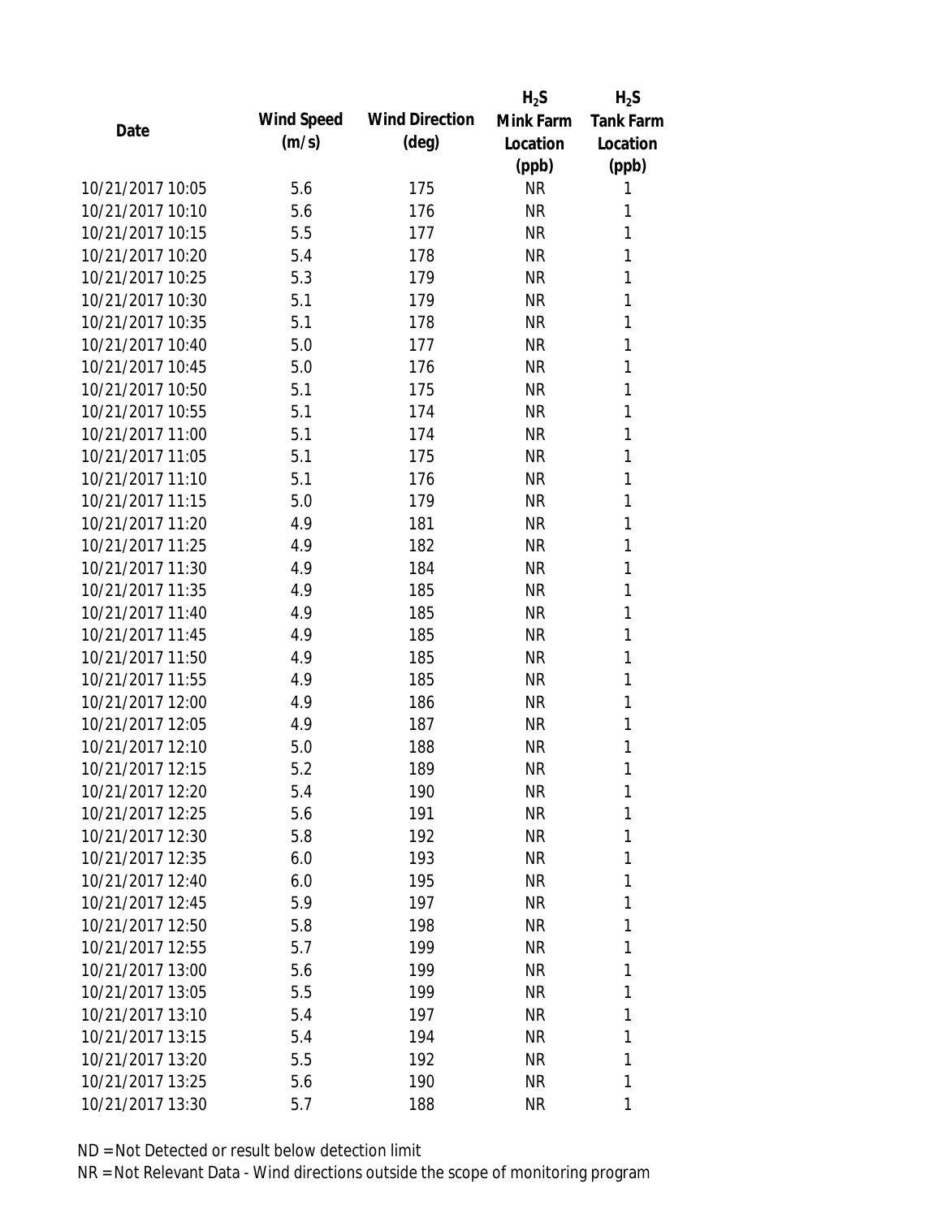| Date | Wind Speed (m/s) | Wind Direction (deg) | $H_2S$ Mink Farm Location (ppb) | $H_2S$ Tank Farm Location (ppb) |
|---|---|---|---|---|
| 10/21/2017 10:05 | 5.6 | 175 | NR | 1 |
| 10/21/2017 10:10 | 5.6 | 176 | NR | 1 |
| 10/21/2017 10:15 | 5.5 | 177 | NR | 1 |
| 10/21/2017 10:20 | 5.4 | 178 | NR | 1 |
| 10/21/2017 10:25 | 5.3 | 179 | NR | 1 |
| 10/21/2017 10:30 | 5.1 | 179 | NR | 1 |
| 10/21/2017 10:35 | 5.1 | 178 | NR | 1 |
| 10/21/2017 10:40 | 5.0 | 177 | NR | 1 |
| 10/21/2017 10:45 | 5.0 | 176 | NR | 1 |
| 10/21/2017 10:50 | 5.1 | 175 | NR | 1 |
| 10/21/2017 10:55 | 5.1 | 174 | NR | 1 |
| 10/21/2017 11:00 | 5.1 | 174 | NR | 1 |
| 10/21/2017 11:05 | 5.1 | 175 | NR | 1 |
| 10/21/2017 11:10 | 5.1 | 176 | NR | 1 |
| 10/21/2017 11:15 | 5.0 | 179 | NR | 1 |
| 10/21/2017 11:20 | 4.9 | 181 | NR | 1 |
| 10/21/2017 11:25 | 4.9 | 182 | NR | 1 |
| 10/21/2017 11:30 | 4.9 | 184 | NR | 1 |
| 10/21/2017 11:35 | 4.9 | 185 | NR | 1 |
| 10/21/2017 11:40 | 4.9 | 185 | NR | 1 |
| 10/21/2017 11:45 | 4.9 | 185 | NR | 1 |
| 10/21/2017 11:50 | 4.9 | 185 | NR | 1 |
| 10/21/2017 11:55 | 4.9 | 185 | NR | 1 |
| 10/21/2017 12:00 | 4.9 | 186 | NR | 1 |
| 10/21/2017 12:05 | 4.9 | 187 | NR | 1 |
| 10/21/2017 12:10 | 5.0 | 188 | NR | 1 |
| 10/21/2017 12:15 | 5.2 | 189 | NR | 1 |
| 10/21/2017 12:20 | 5.4 | 190 | NR | 1 |
| 10/21/2017 12:25 | 5.6 | 191 | NR | 1 |
| 10/21/2017 12:30 | 5.8 | 192 | NR | 1 |
| 10/21/2017 12:35 | 6.0 | 193 | NR | 1 |
| 10/21/2017 12:40 | 6.0 | 195 | NR | 1 |
| 10/21/2017 12:45 | 5.9 | 197 | NR | 1 |
| 10/21/2017 12:50 | 5.8 | 198 | NR | 1 |
| 10/21/2017 12:55 | 5.7 | 199 | NR | 1 |
| 10/21/2017 13:00 | 5.6 | 199 | NR | 1 |
| 10/21/2017 13:05 | 5.5 | 199 | NR | 1 |
| 10/21/2017 13:10 | 5.4 | 197 | NR | 1 |
| 10/21/2017 13:15 | 5.4 | 194 | NR | 1 |
| 10/21/2017 13:20 | 5.5 | 192 | NR | 1 |
| 10/21/2017 13:25 | 5.6 | 190 | NR | 1 |
| 10/21/2017 13:30 | 5.7 | 188 | NR | 1 |

ND = Not Detected or result below detection limit

NR = Not Relevant Data - Wind directions outside the scope of monitoring program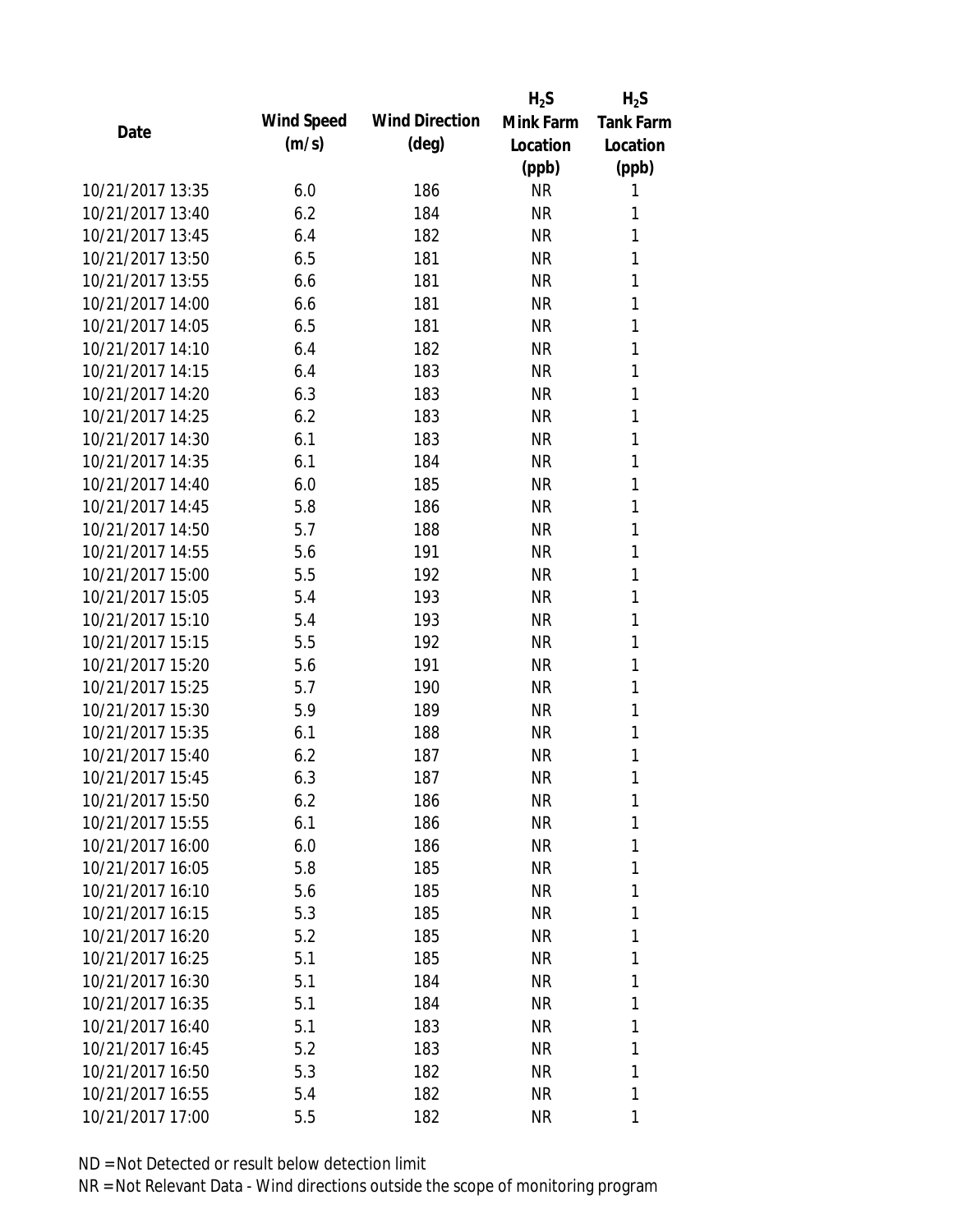| Date | Wind Speed (m/s) | Wind Direction (deg) | $H_2S$ Mink Farm Location (ppb) | $H_2S$ Tank Farm Location (ppb) |
|---|---|---|---|---|
| 10/21/2017 13:35 | 6.0 | 186 | NR | 1 |
| 10/21/2017 13:40 | 6.2 | 184 | NR | 1 |
| 10/21/2017 13:45 | 6.4 | 182 | NR | 1 |
| 10/21/2017 13:50 | 6.5 | 181 | NR | 1 |
| 10/21/2017 13:55 | 6.6 | 181 | NR | 1 |
| 10/21/2017 14:00 | 6.6 | 181 | NR | 1 |
| 10/21/2017 14:05 | 6.5 | 181 | NR | 1 |
| 10/21/2017 14:10 | 6.4 | 182 | NR | 1 |
| 10/21/2017 14:15 | 6.4 | 183 | NR | 1 |
| 10/21/2017 14:20 | 6.3 | 183 | NR | 1 |
| 10/21/2017 14:25 | 6.2 | 183 | NR | 1 |
| 10/21/2017 14:30 | 6.1 | 183 | NR | 1 |
| 10/21/2017 14:35 | 6.1 | 184 | NR | 1 |
| 10/21/2017 14:40 | 6.0 | 185 | NR | 1 |
| 10/21/2017 14:45 | 5.8 | 186 | NR | 1 |
| 10/21/2017 14:50 | 5.7 | 188 | NR | 1 |
| 10/21/2017 14:55 | 5.6 | 191 | NR | 1 |
| 10/21/2017 15:00 | 5.5 | 192 | NR | 1 |
| 10/21/2017 15:05 | 5.4 | 193 | NR | 1 |
| 10/21/2017 15:10 | 5.4 | 193 | NR | 1 |
| 10/21/2017 15:15 | 5.5 | 192 | NR | 1 |
| 10/21/2017 15:20 | 5.6 | 191 | NR | 1 |
| 10/21/2017 15:25 | 5.7 | 190 | NR | 1 |
| 10/21/2017 15:30 | 5.9 | 189 | NR | 1 |
| 10/21/2017 15:35 | 6.1 | 188 | NR | 1 |
| 10/21/2017 15:40 | 6.2 | 187 | NR | 1 |
| 10/21/2017 15:45 | 6.3 | 187 | NR | 1 |
| 10/21/2017 15:50 | 6.2 | 186 | NR | 1 |
| 10/21/2017 15:55 | 6.1 | 186 | NR | 1 |
| 10/21/2017 16:00 | 6.0 | 186 | NR | 1 |
| 10/21/2017 16:05 | 5.8 | 185 | NR | 1 |
| 10/21/2017 16:10 | 5.6 | 185 | NR | 1 |
| 10/21/2017 16:15 | 5.3 | 185 | NR | 1 |
| 10/21/2017 16:20 | 5.2 | 185 | NR | 1 |
| 10/21/2017 16:25 | 5.1 | 185 | NR | 1 |
| 10/21/2017 16:30 | 5.1 | 184 | NR | 1 |
| 10/21/2017 16:35 | 5.1 | 184 | NR | 1 |
| 10/21/2017 16:40 | 5.1 | 183 | NR | 1 |
| 10/21/2017 16:45 | 5.2 | 183 | NR | 1 |
| 10/21/2017 16:50 | 5.3 | 182 | NR | 1 |
| 10/21/2017 16:55 | 5.4 | 182 | NR | 1 |
| 10/21/2017 17:00 | 5.5 | 182 | NR | 1 |

ND = Not Detected or result below detection limit

NR = Not Relevant Data - Wind directions outside the scope of monitoring program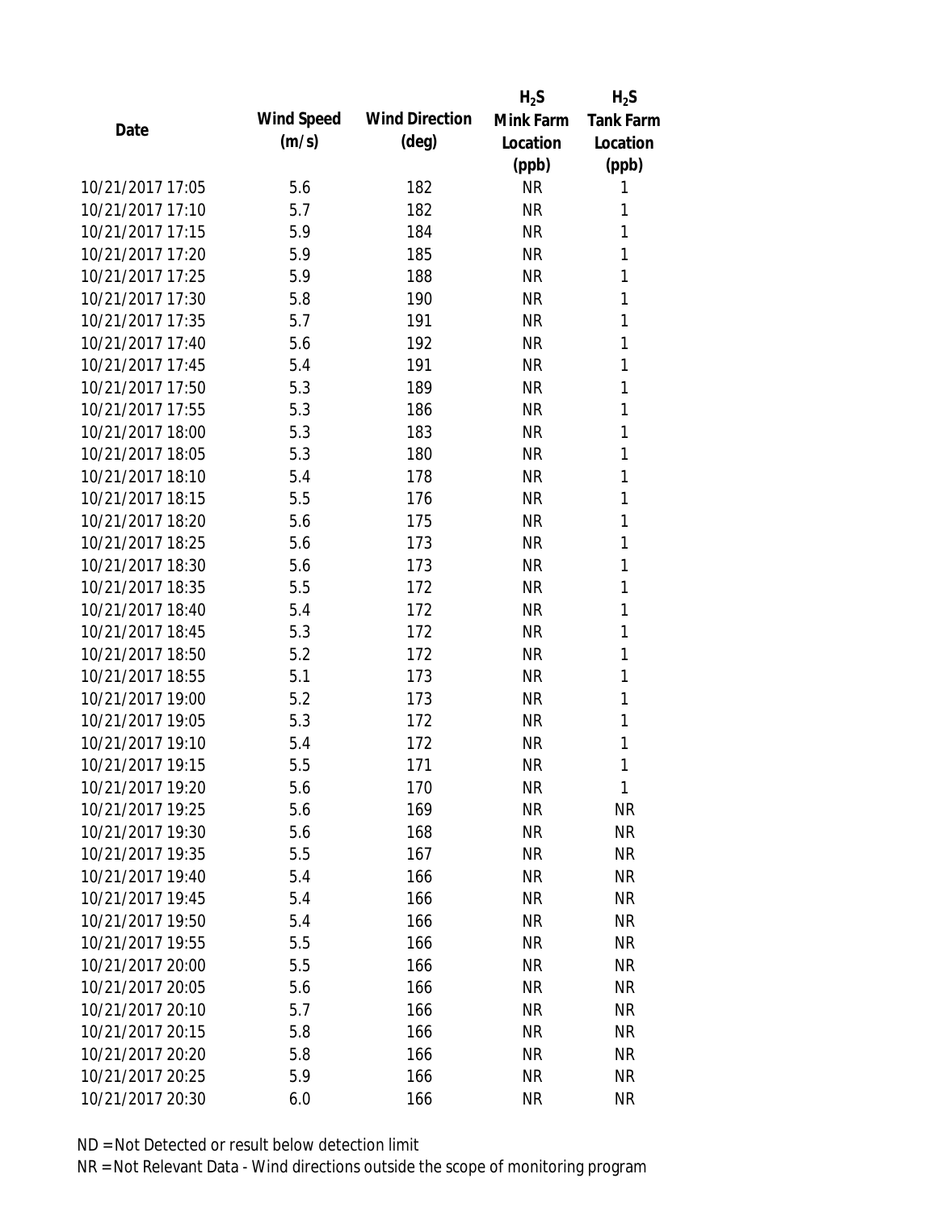| Date | Wind Speed (m/s) | Wind Direction (deg) | $H_2S$ Mink Farm Location (ppb) | $H_2S$ Tank Farm Location (ppb) |
|---|---|---|---|---|
| 10/21/2017 17:05 | 5.6 | 182 | NR | 1 |
| 10/21/2017 17:10 | 5.7 | 182 | NR | 1 |
| 10/21/2017 17:15 | 5.9 | 184 | NR | 1 |
| 10/21/2017 17:20 | 5.9 | 185 | NR | 1 |
| 10/21/2017 17:25 | 5.9 | 188 | NR | 1 |
| 10/21/2017 17:30 | 5.8 | 190 | NR | 1 |
| 10/21/2017 17:35 | 5.7 | 191 | NR | 1 |
| 10/21/2017 17:40 | 5.6 | 192 | NR | 1 |
| 10/21/2017 17:45 | 5.4 | 191 | NR | 1 |
| 10/21/2017 17:50 | 5.3 | 189 | NR | 1 |
| 10/21/2017 17:55 | 5.3 | 186 | NR | 1 |
| 10/21/2017 18:00 | 5.3 | 183 | NR | 1 |
| 10/21/2017 18:05 | 5.3 | 180 | NR | 1 |
| 10/21/2017 18:10 | 5.4 | 178 | NR | 1 |
| 10/21/2017 18:15 | 5.5 | 176 | NR | 1 |
| 10/21/2017 18:20 | 5.6 | 175 | NR | 1 |
| 10/21/2017 18:25 | 5.6 | 173 | NR | 1 |
| 10/21/2017 18:30 | 5.6 | 173 | NR | 1 |
| 10/21/2017 18:35 | 5.5 | 172 | NR | 1 |
| 10/21/2017 18:40 | 5.4 | 172 | NR | 1 |
| 10/21/2017 18:45 | 5.3 | 172 | NR | 1 |
| 10/21/2017 18:50 | 5.2 | 172 | NR | 1 |
| 10/21/2017 18:55 | 5.1 | 173 | NR | 1 |
| 10/21/2017 19:00 | 5.2 | 173 | NR | 1 |
| 10/21/2017 19:05 | 5.3 | 172 | NR | 1 |
| 10/21/2017 19:10 | 5.4 | 172 | NR | 1 |
| 10/21/2017 19:15 | 5.5 | 171 | NR | 1 |
| 10/21/2017 19:20 | 5.6 | 170 | NR | 1 |
| 10/21/2017 19:25 | 5.6 | 169 | NR | NR |
| 10/21/2017 19:30 | 5.6 | 168 | NR | NR |
| 10/21/2017 19:35 | 5.5 | 167 | NR | NR |
| 10/21/2017 19:40 | 5.4 | 166 | NR | NR |
| 10/21/2017 19:45 | 5.4 | 166 | NR | NR |
| 10/21/2017 19:50 | 5.4 | 166 | NR | NR |
| 10/21/2017 19:55 | 5.5 | 166 | NR | NR |
| 10/21/2017 20:00 | 5.5 | 166 | NR | NR |
| 10/21/2017 20:05 | 5.6 | 166 | NR | NR |
| 10/21/2017 20:10 | 5.7 | 166 | NR | NR |
| 10/21/2017 20:15 | 5.8 | 166 | NR | NR |
| 10/21/2017 20:20 | 5.8 | 166 | NR | NR |
| 10/21/2017 20:25 | 5.9 | 166 | NR | NR |
| 10/21/2017 20:30 | 6.0 | 166 | NR | NR |

ND = Not Detected or result below detection limit

NR = Not Relevant Data - Wind directions outside the scope of monitoring program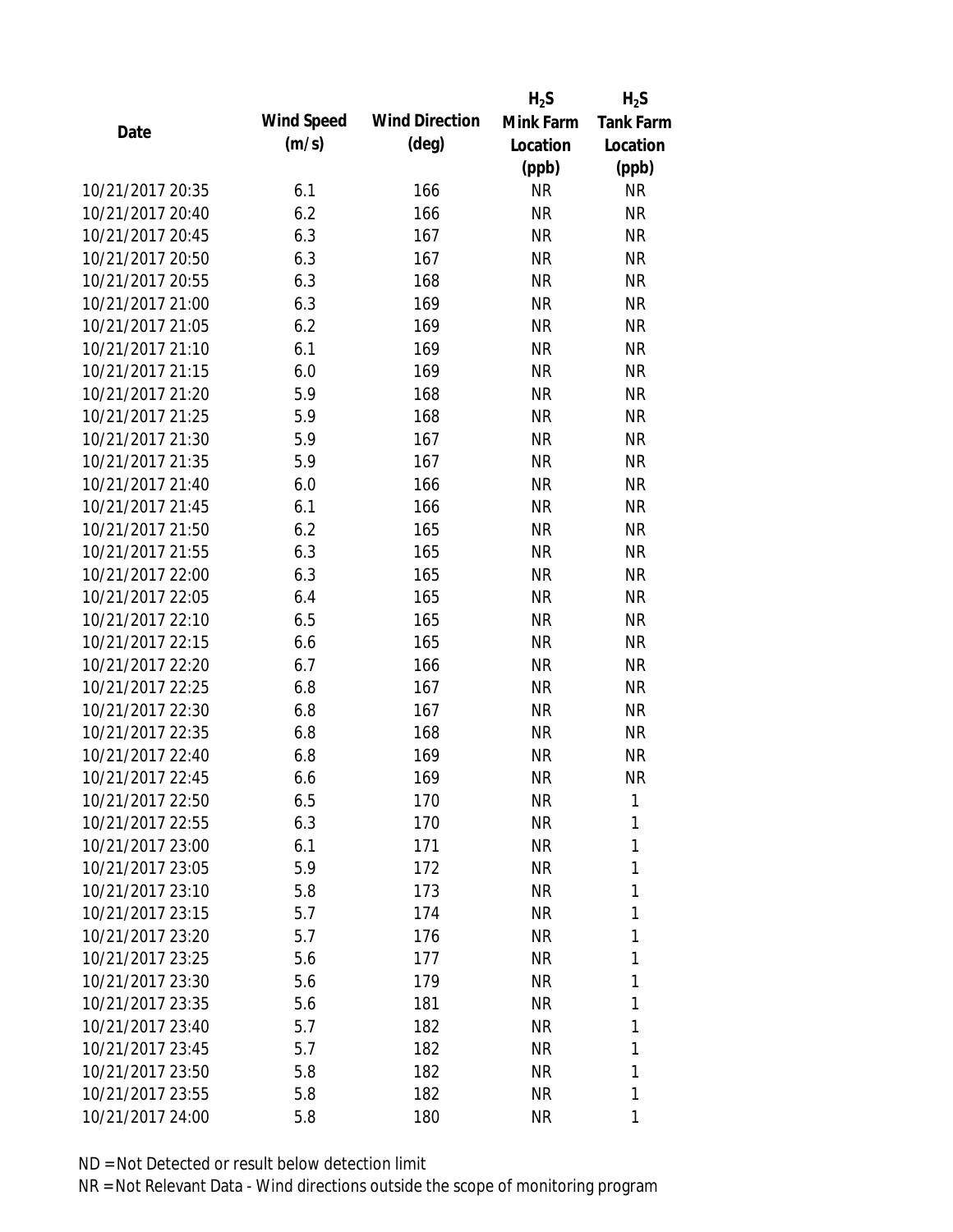| Date | Wind Speed (m/s) | Wind Direction (deg) | $H_2S$ Mink Farm Location (ppb) | $H_2S$ Tank Farm Location (ppb) |
|---|---|---|---|---|
| 10/21/2017 20:35 | 6.1 | 166 | NR | NR |
| 10/21/2017 20:40 | 6.2 | 166 | NR | NR |
| 10/21/2017 20:45 | 6.3 | 167 | NR | NR |
| 10/21/2017 20:50 | 6.3 | 167 | NR | NR |
| 10/21/2017 20:55 | 6.3 | 168 | NR | NR |
| 10/21/2017 21:00 | 6.3 | 169 | NR | NR |
| 10/21/2017 21:05 | 6.2 | 169 | NR | NR |
| 10/21/2017 21:10 | 6.1 | 169 | NR | NR |
| 10/21/2017 21:15 | 6.0 | 169 | NR | NR |
| 10/21/2017 21:20 | 5.9 | 168 | NR | NR |
| 10/21/2017 21:25 | 5.9 | 168 | NR | NR |
| 10/21/2017 21:30 | 5.9 | 167 | NR | NR |
| 10/21/2017 21:35 | 5.9 | 167 | NR | NR |
| 10/21/2017 21:40 | 6.0 | 166 | NR | NR |
| 10/21/2017 21:45 | 6.1 | 166 | NR | NR |
| 10/21/2017 21:50 | 6.2 | 165 | NR | NR |
| 10/21/2017 21:55 | 6.3 | 165 | NR | NR |
| 10/21/2017 22:00 | 6.3 | 165 | NR | NR |
| 10/21/2017 22:05 | 6.4 | 165 | NR | NR |
| 10/21/2017 22:10 | 6.5 | 165 | NR | NR |
| 10/21/2017 22:15 | 6.6 | 165 | NR | NR |
| 10/21/2017 22:20 | 6.7 | 166 | NR | NR |
| 10/21/2017 22:25 | 6.8 | 167 | NR | NR |
| 10/21/2017 22:30 | 6.8 | 167 | NR | NR |
| 10/21/2017 22:35 | 6.8 | 168 | NR | NR |
| 10/21/2017 22:40 | 6.8 | 169 | NR | NR |
| 10/21/2017 22:45 | 6.6 | 169 | NR | NR |
| 10/21/2017 22:50 | 6.5 | 170 | NR | 1 |
| 10/21/2017 22:55 | 6.3 | 170 | NR | 1 |
| 10/21/2017 23:00 | 6.1 | 171 | NR | 1 |
| 10/21/2017 23:05 | 5.9 | 172 | NR | 1 |
| 10/21/2017 23:10 | 5.8 | 173 | NR | 1 |
| 10/21/2017 23:15 | 5.7 | 174 | NR | 1 |
| 10/21/2017 23:20 | 5.7 | 176 | NR | 1 |
| 10/21/2017 23:25 | 5.6 | 177 | NR | 1 |
| 10/21/2017 23:30 | 5.6 | 179 | NR | 1 |
| 10/21/2017 23:35 | 5.6 | 181 | NR | 1 |
| 10/21/2017 23:40 | 5.7 | 182 | NR | 1 |
| 10/21/2017 23:45 | 5.7 | 182 | NR | 1 |
| 10/21/2017 23:50 | 5.8 | 182 | NR | 1 |
| 10/21/2017 23:55 | 5.8 | 182 | NR | 1 |
| 10/21/2017 24:00 | 5.8 | 180 | NR | 1 |

ND = Not Detected or result below detection limit

NR = Not Relevant Data - Wind directions outside the scope of monitoring program